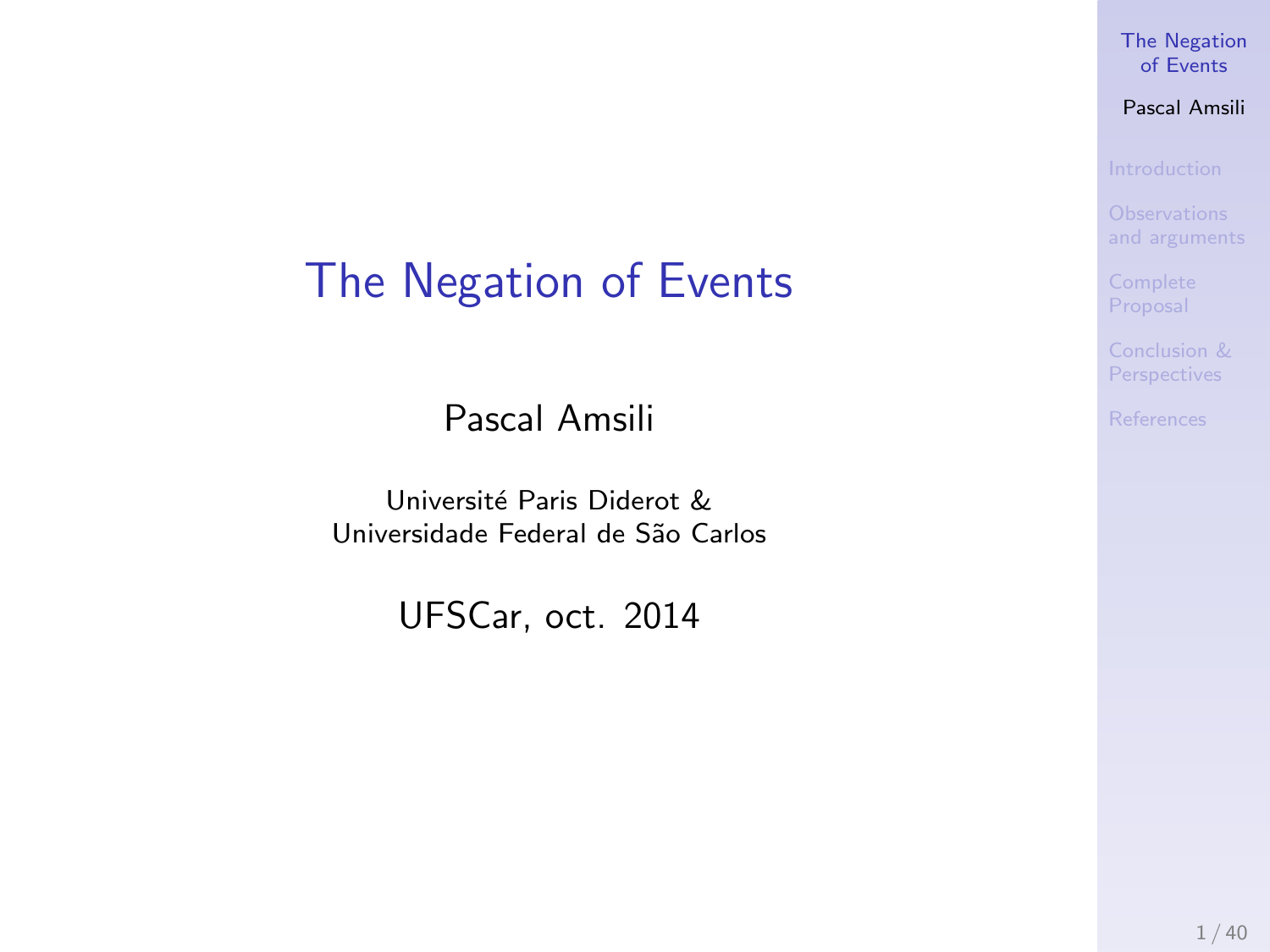# The Negation of Events

Pascal Amsili

Université Paris Diderot &
Universidade Federal de São Carlos

UFSCar, oct. 2014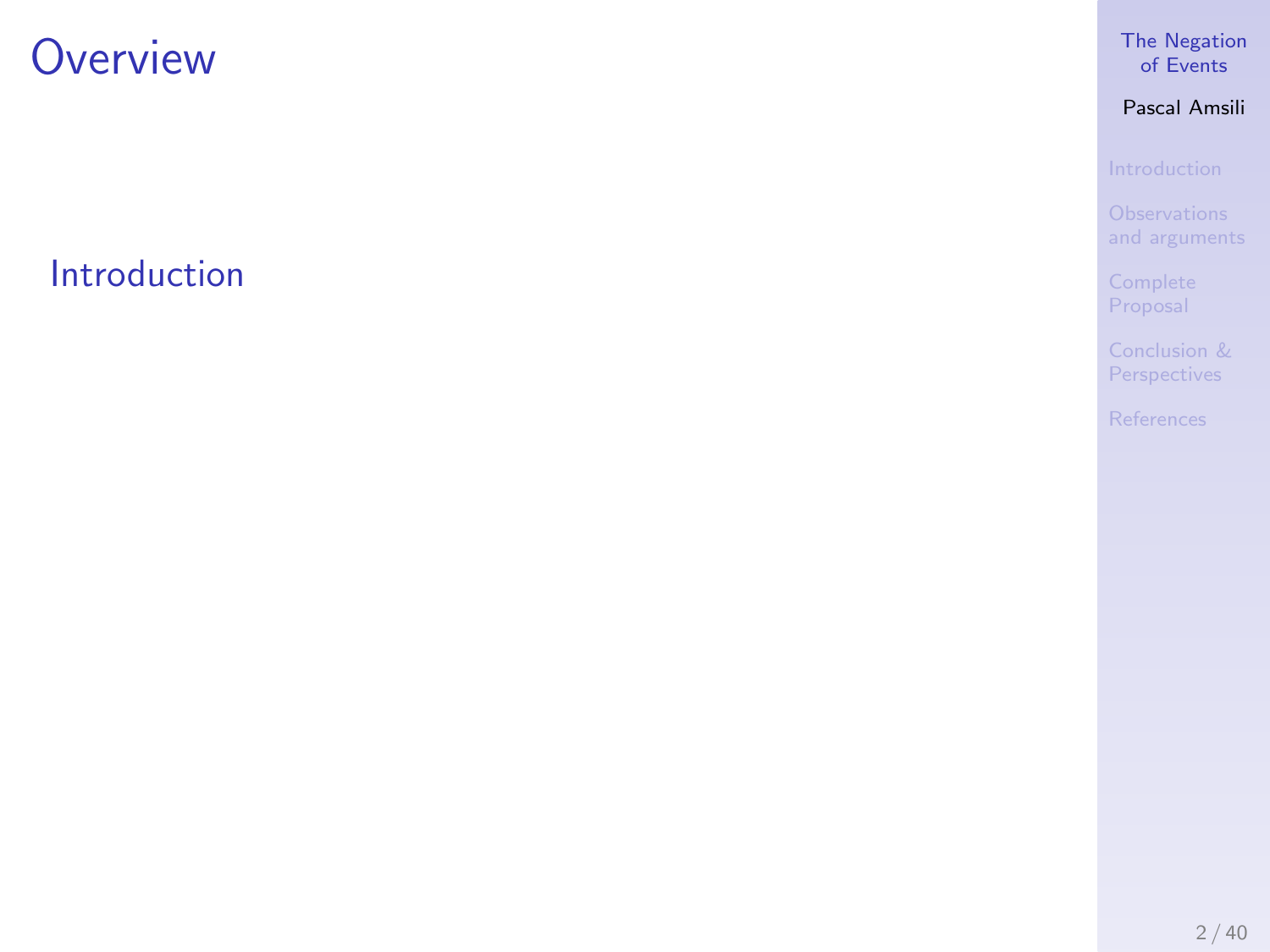# Overview

Introduction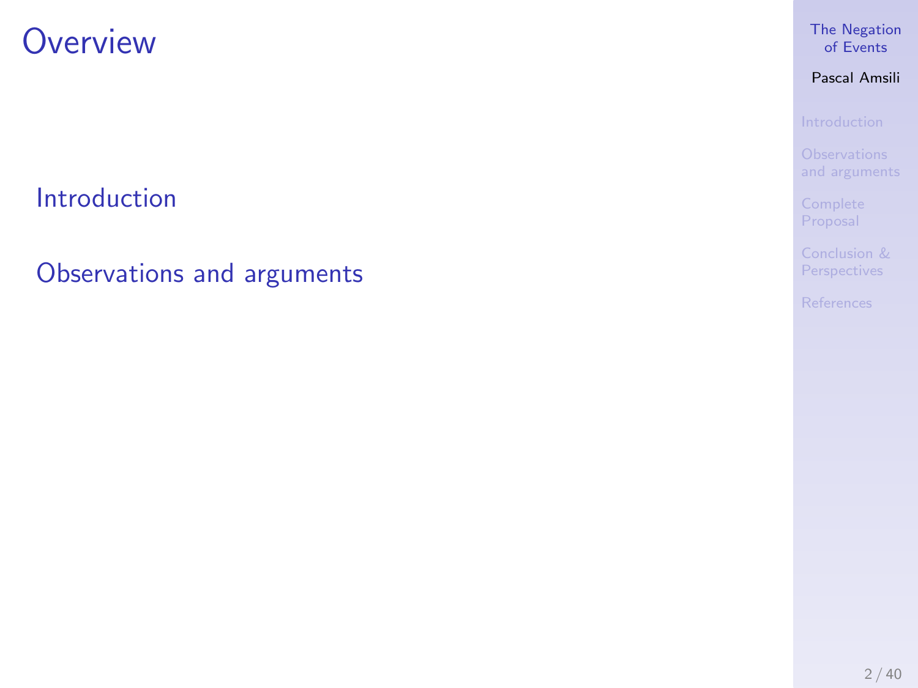# Overview

Introduction

Observations and arguments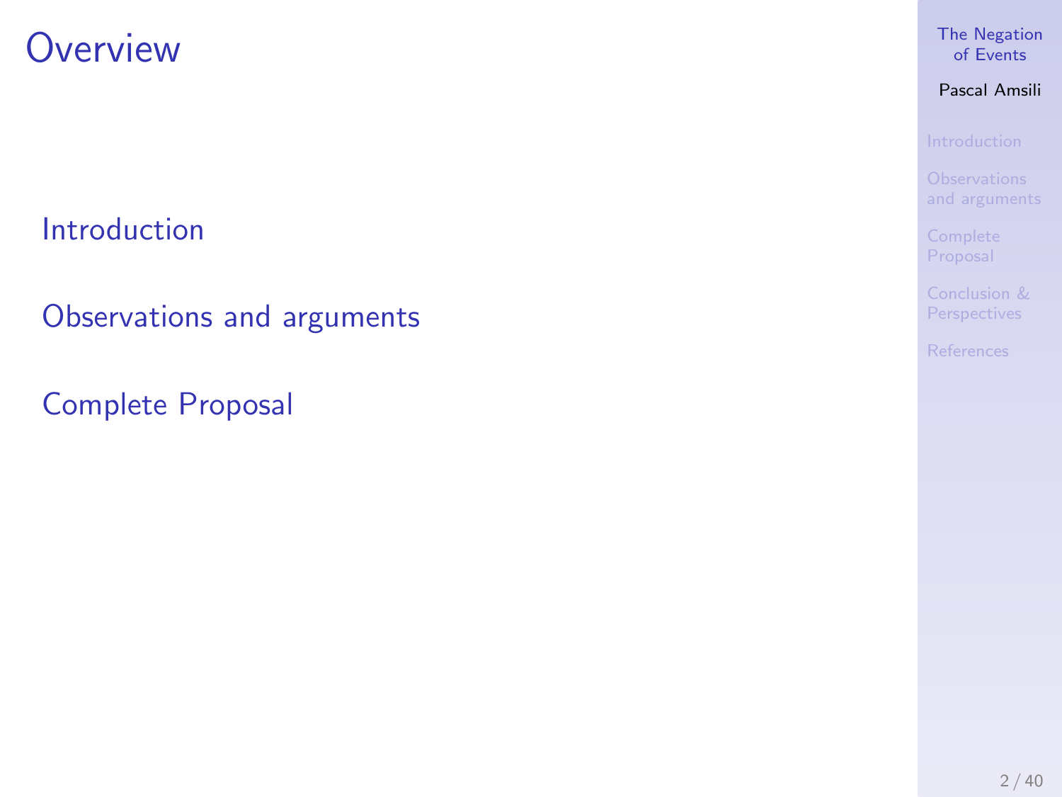# Overview

Introduction

Observations and arguments

Complete Proposal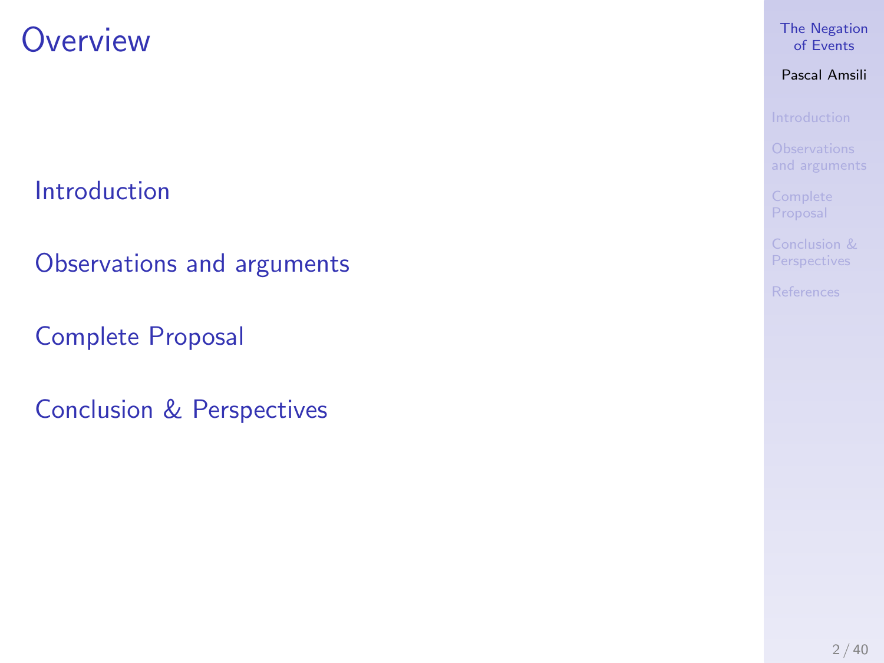# Overview

- Introduction
- Observations and arguments
- Complete Proposal
- Conclusion & Perspectives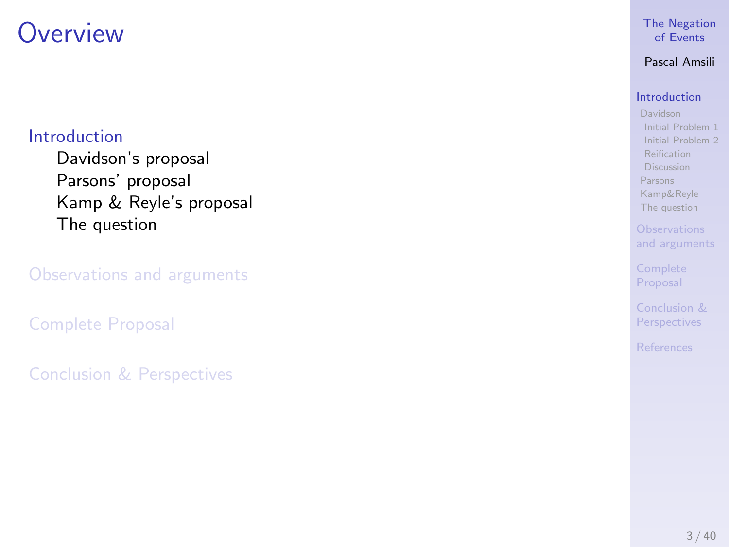# Overview

- Introduction
  - Davidson's proposal
  - Parsons' proposal
  - Kamp & Reyle's proposal
  - The question
- Observations and arguments
- Complete Proposal
- Conclusion & Perspectives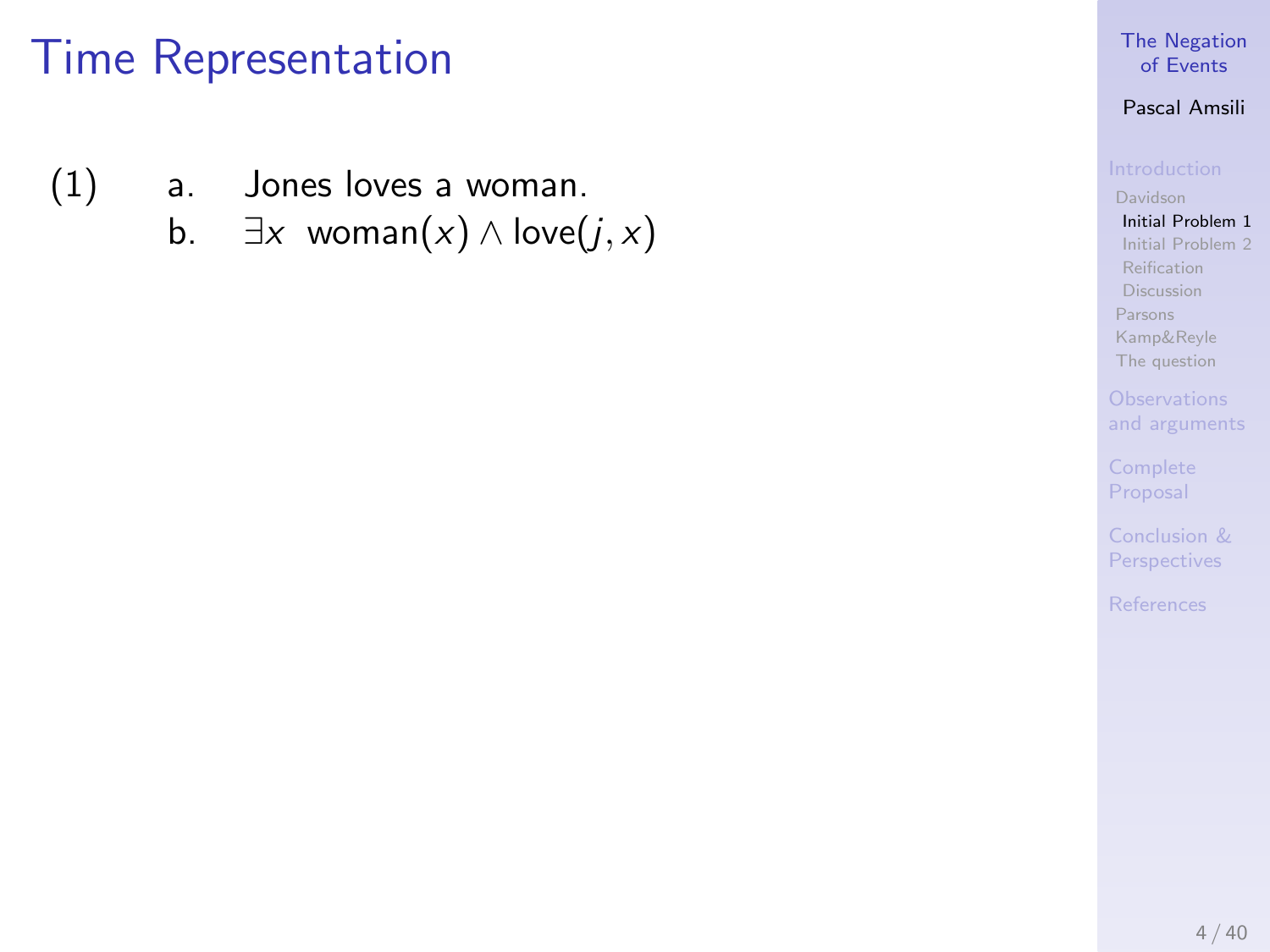# Time Representation

(1)
a. Jones loves a woman.
b. $\exists x \ \text{woman}(x) \wedge \text{love}(j, x)$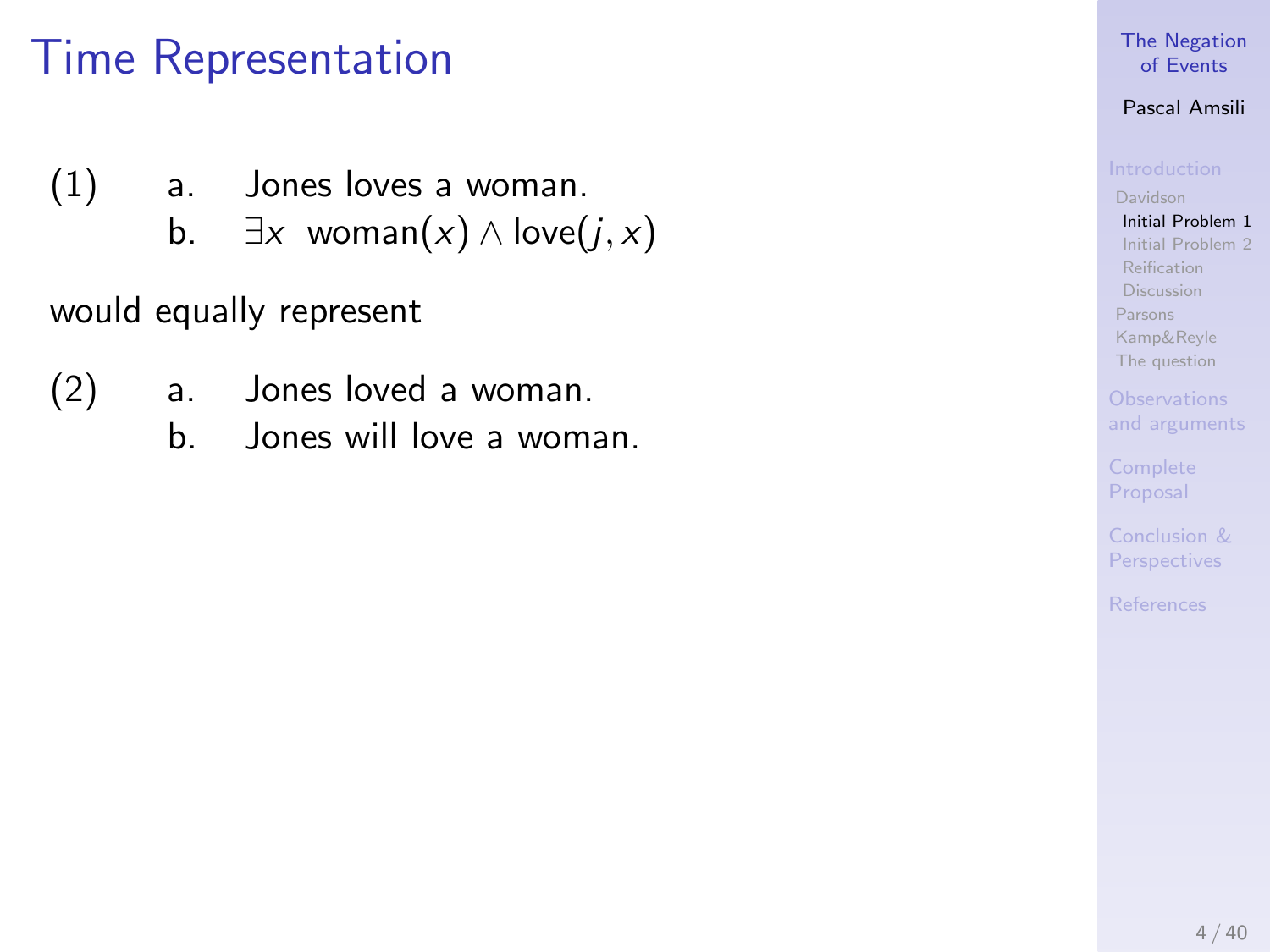# Time Representation

(1)
  a. Jones loves a woman.
  b. $\exists x \;\; \text{woman}(x) \wedge \text{love}(j, x)$

would equally represent

(2)
  a. Jones loved a woman.
  b. Jones will love a woman.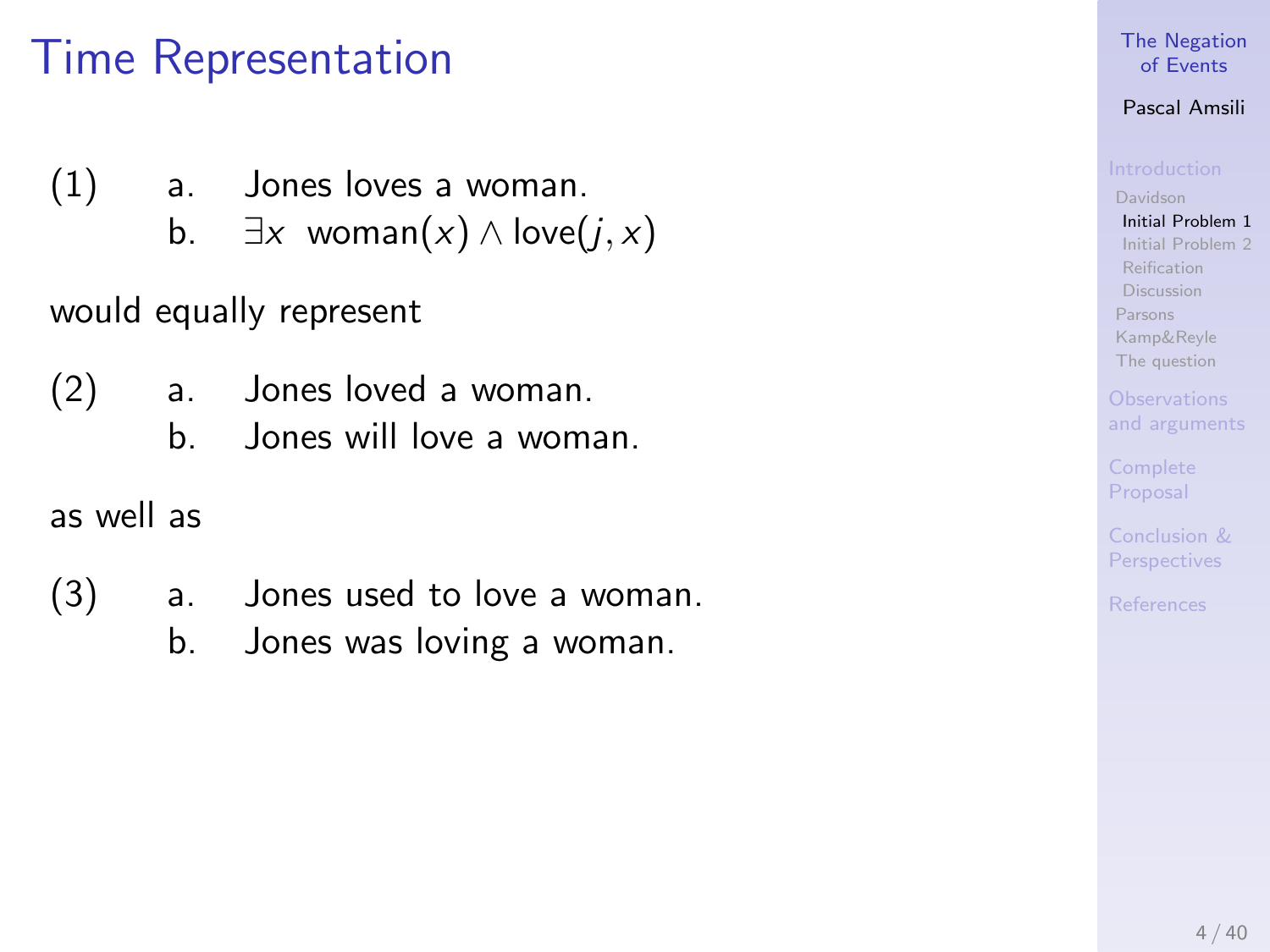# Time Representation

(1) a. Jones loves a woman.

b. $\exists x \;\; \text{woman}(x) \wedge \text{love}(j, x)$

would equally represent

(2) a. Jones loved a woman.

b. Jones will love a woman.

as well as

(3) a. Jones used to love a woman.

b. Jones was loving a woman.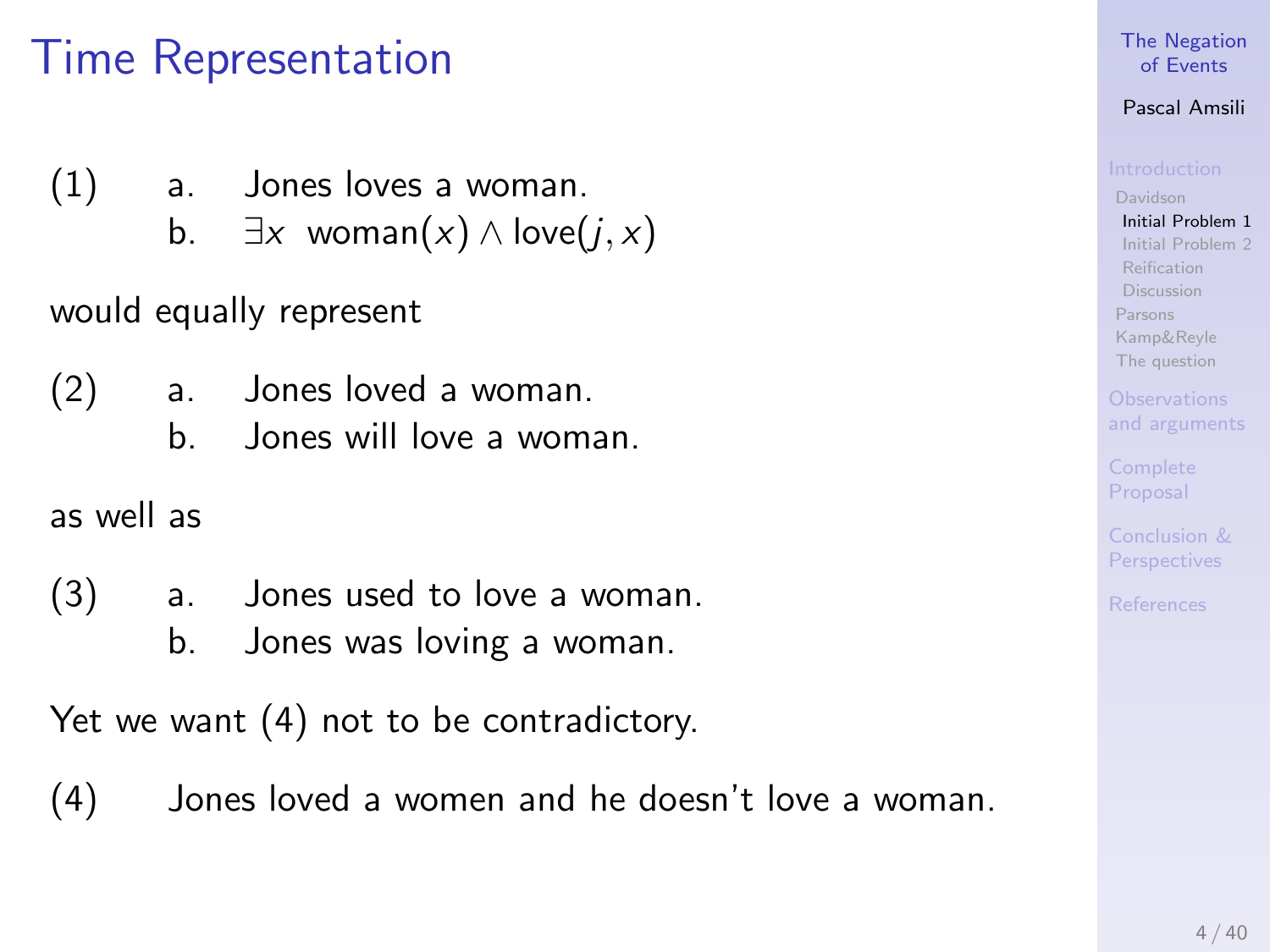# Time Representation

(1)
a. Jones loves a woman.
b. $\exists x \; \text{woman}(x) \wedge \text{love}(j, x)$

would equally represent

(2)
a. Jones loved a woman.
b. Jones will love a woman.

as well as

(3)
a. Jones used to love a woman.
b. Jones was loving a woman.

Yet we want (4) not to be contradictory.

(4) Jones loved a women and he doesn't love a woman.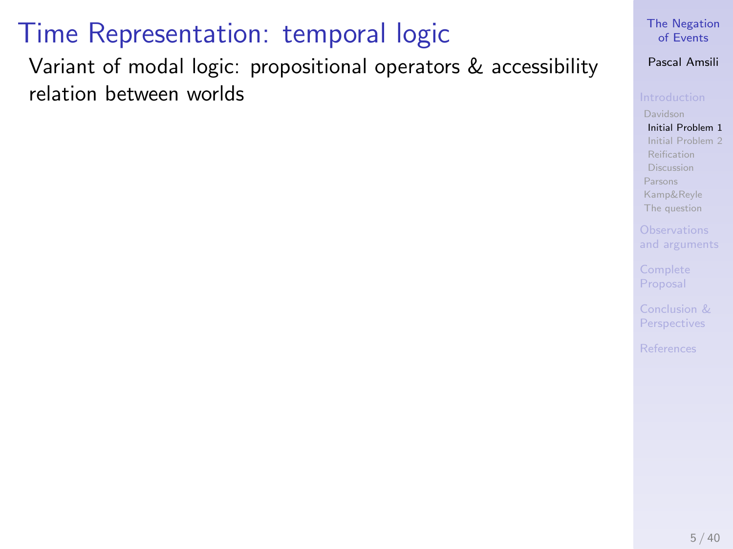# Time Representation: temporal logic

Variant of modal logic: propositional operators & accessibility relation between worlds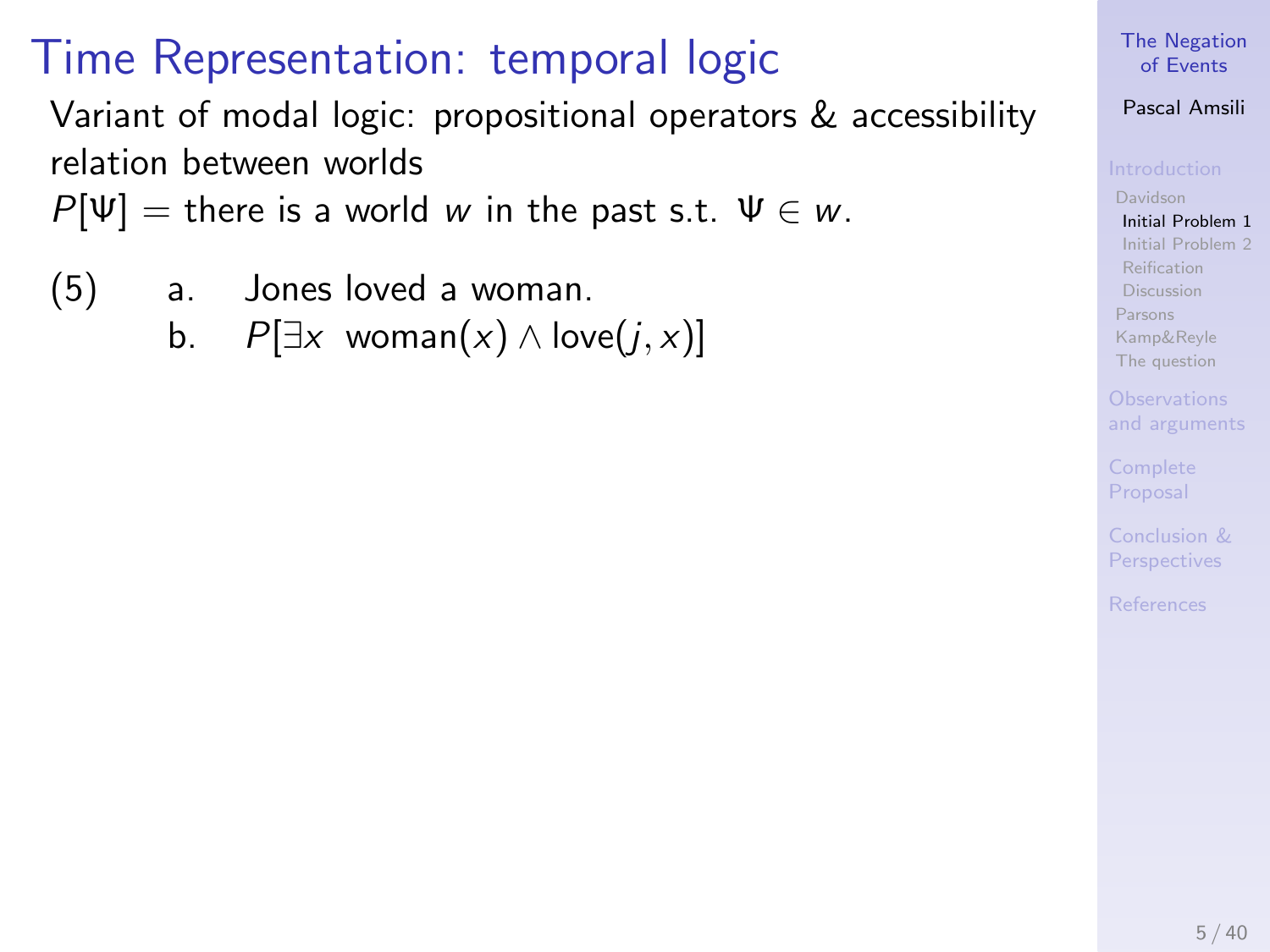# Time Representation: temporal logic

Variant of modal logic: propositional operators & accessibility relation between worlds

$P[\Psi]$ = there is a world $w$ in the past s.t. $\Psi \in w$.

(5)
 a. Jones loved a woman.
 b. $P[\exists x \;\; \text{woman}(x) \land \text{love}(j, x)]$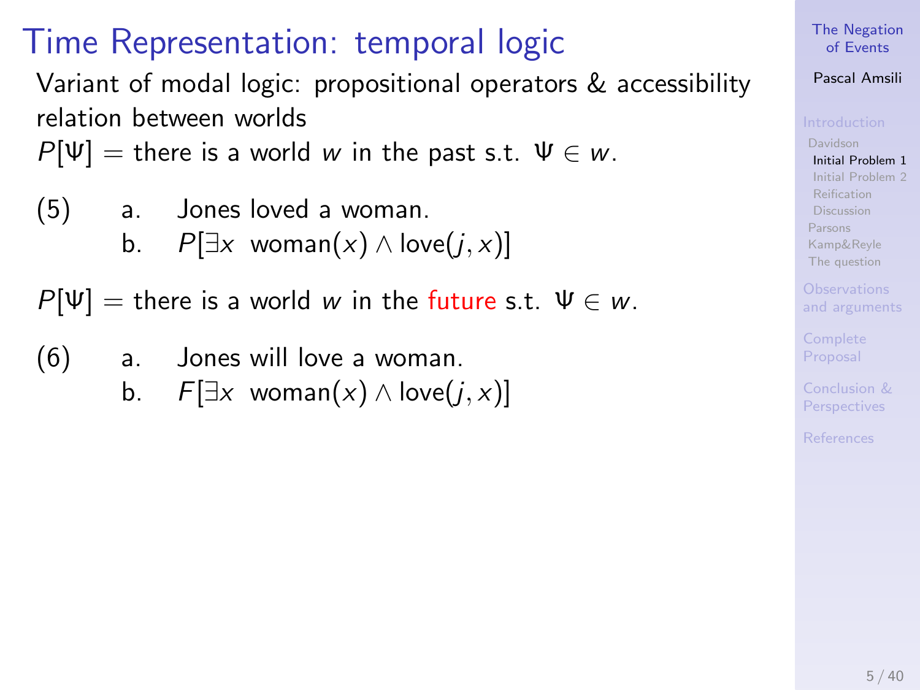# Time Representation: temporal logic

Variant of modal logic: propositional operators & accessibility relation between worlds

$P[\Psi]$ = there is a world $w$ in the past s.t. $\Psi \in w$.

(5) a. Jones loved a woman.
  b. $P[\exists x \;\; \text{woman}(x) \wedge \text{love}(j, x)]$

$P[\Psi]$ = there is a world $w$ in the future s.t. $\Psi \in w$.

(6) a. Jones will love a woman.
  b. $F[\exists x \;\; \text{woman}(x) \wedge \text{love}(j, x)]$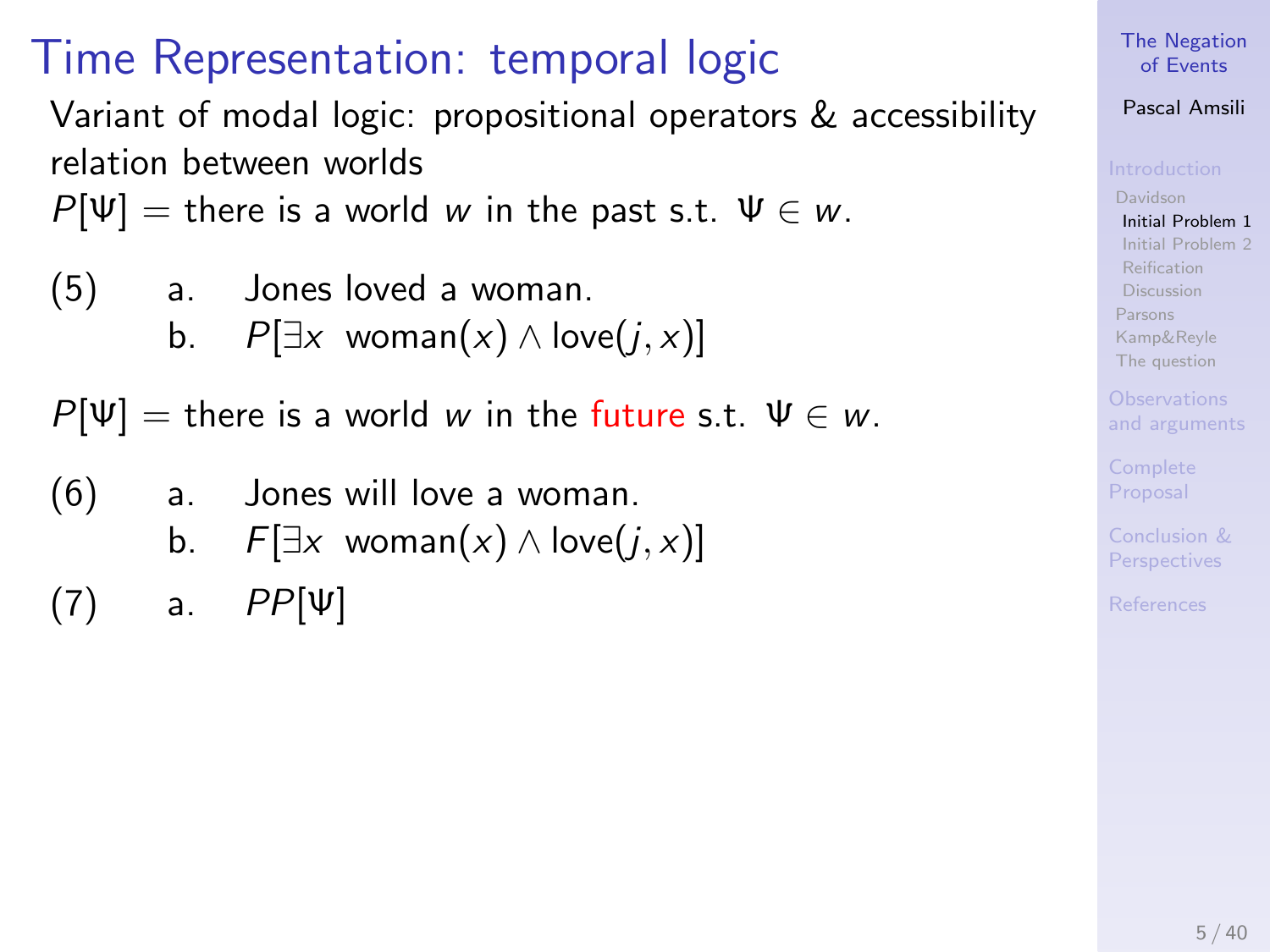# Time Representation: temporal logic

Variant of modal logic: propositional operators & accessibility relation between worlds

$P[\Psi]$ = there is a world $w$ in the past s.t. $\Psi \in w$.

(5) a. Jones loved a woman.
    b. $P[\exists x \ \text{woman}(x) \wedge \text{love}(j, x)]$

$P[\Psi]$ = there is a world $w$ in the future s.t. $\Psi \in w$.

(6) a. Jones will love a woman.
    b. $F[\exists x \ \text{woman}(x) \wedge \text{love}(j, x)]$

(7) a. $PP[\Psi]$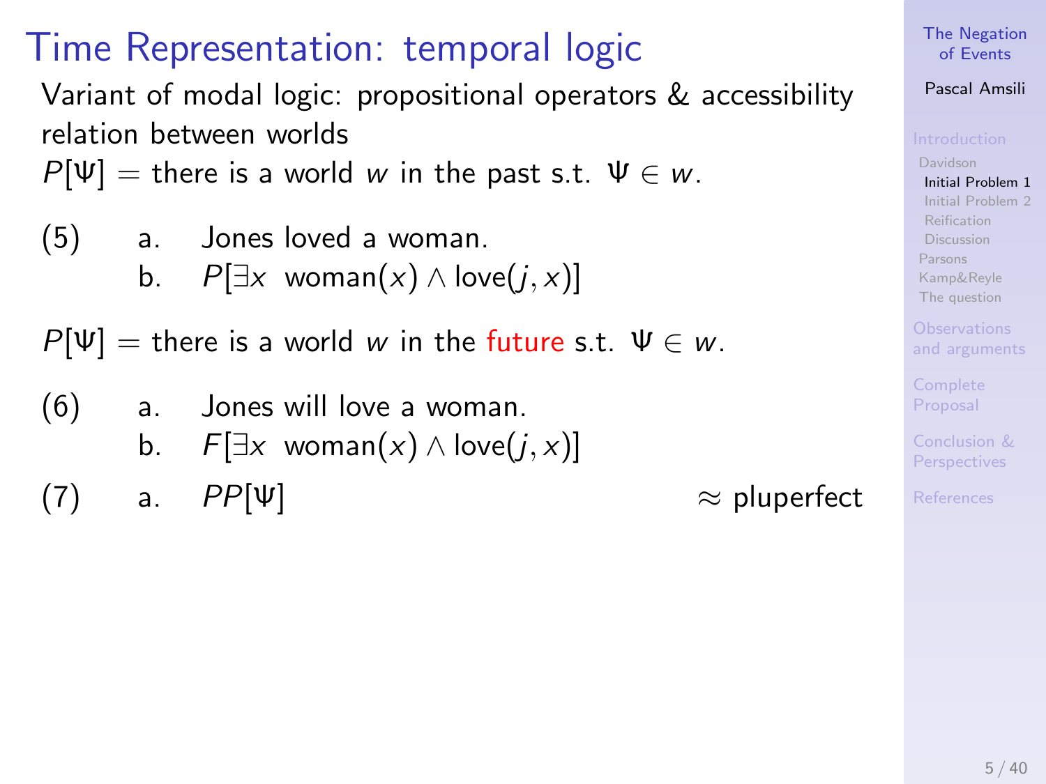# Time Representation: temporal logic

Variant of modal logic: propositional operators & accessibility relation between worlds

$P[\Psi]$ = there is a world $w$ in the past s.t. $\Psi \in w$.

(5) a. Jones loved a woman.
  b. $P[\exists x \;\; \text{woman}(x) \wedge \text{love}(j, x)]$

$P[\Psi]$ = there is a world $w$ in the future s.t. $\Psi \in w$.

(6) a. Jones will love a woman.
  b. $F[\exists x \;\; \text{woman}(x) \wedge \text{love}(j, x)]$

(7) a. $PP[\Psi]$ $\approx$ pluperfect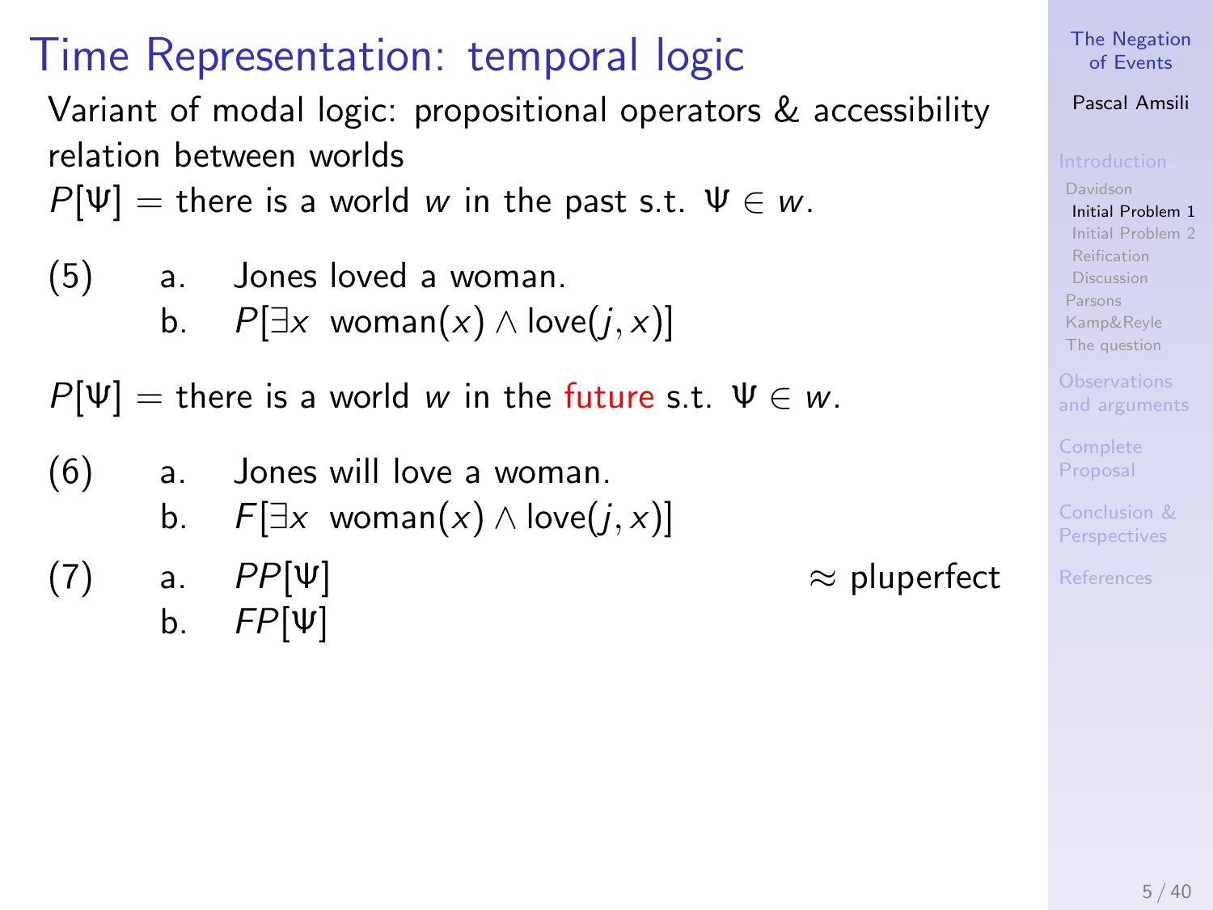# Time Representation: temporal logic

Variant of modal logic: propositional operators & accessibility relation between worlds

$P[\Psi]$ = there is a world $w$ in the past s.t. $\Psi \in w$.

(5) a. Jones loved a woman.
   b. $P[\exists x \;\text{woman}(x) \wedge \text{love}(j, x)]$

$P[\Psi]$ = there is a world $w$ in the future s.t. $\Psi \in w$.

(6) a. Jones will love a woman.
   b. $F[\exists x \;\text{woman}(x) \wedge \text{love}(j, x)]$

(7) a. $PP[\Psi]$ $\approx$ pluperfect
   b. $FP[\Psi]$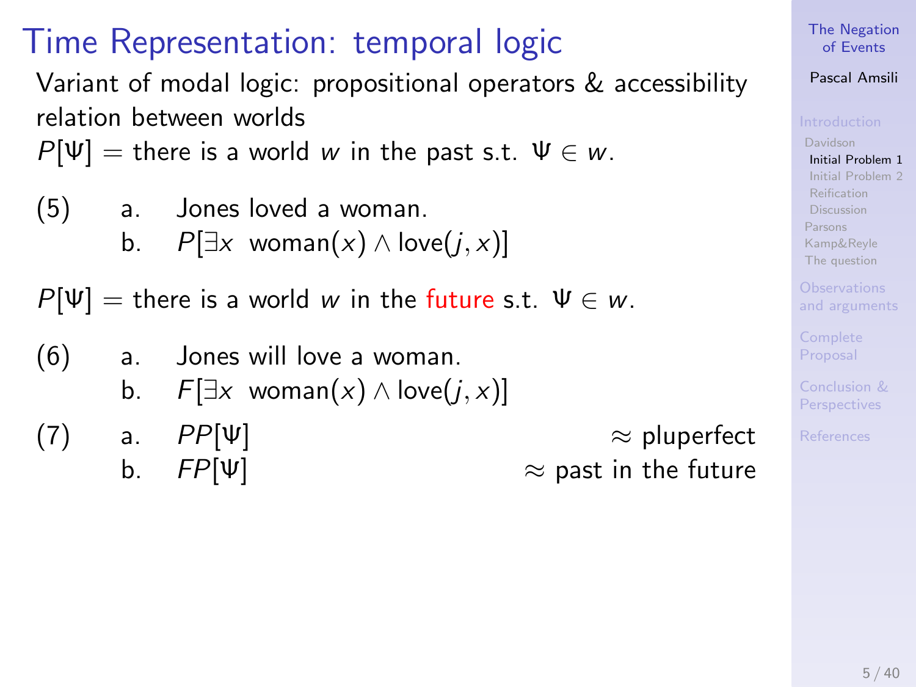# Time Representation: temporal logic

Variant of modal logic: propositional operators & accessibility relation between worlds

$P[\Psi]$ = there is a world $w$ in the past s.t. $\Psi \in w$.

(5) a. Jones loved a woman.
  b. $P[\exists x \ \text{woman}(x) \wedge \text{love}(j, x)]$

$P[\Psi]$ = there is a world $w$ in the future s.t. $\Psi \in w$.

(6) a. Jones will love a woman.
  b. $F[\exists x \ \text{woman}(x) \wedge \text{love}(j, x)]$

(7) a. $PP[\Psi]$ $\approx$ pluperfect
  b. $FP[\Psi]$ $\approx$ past in the future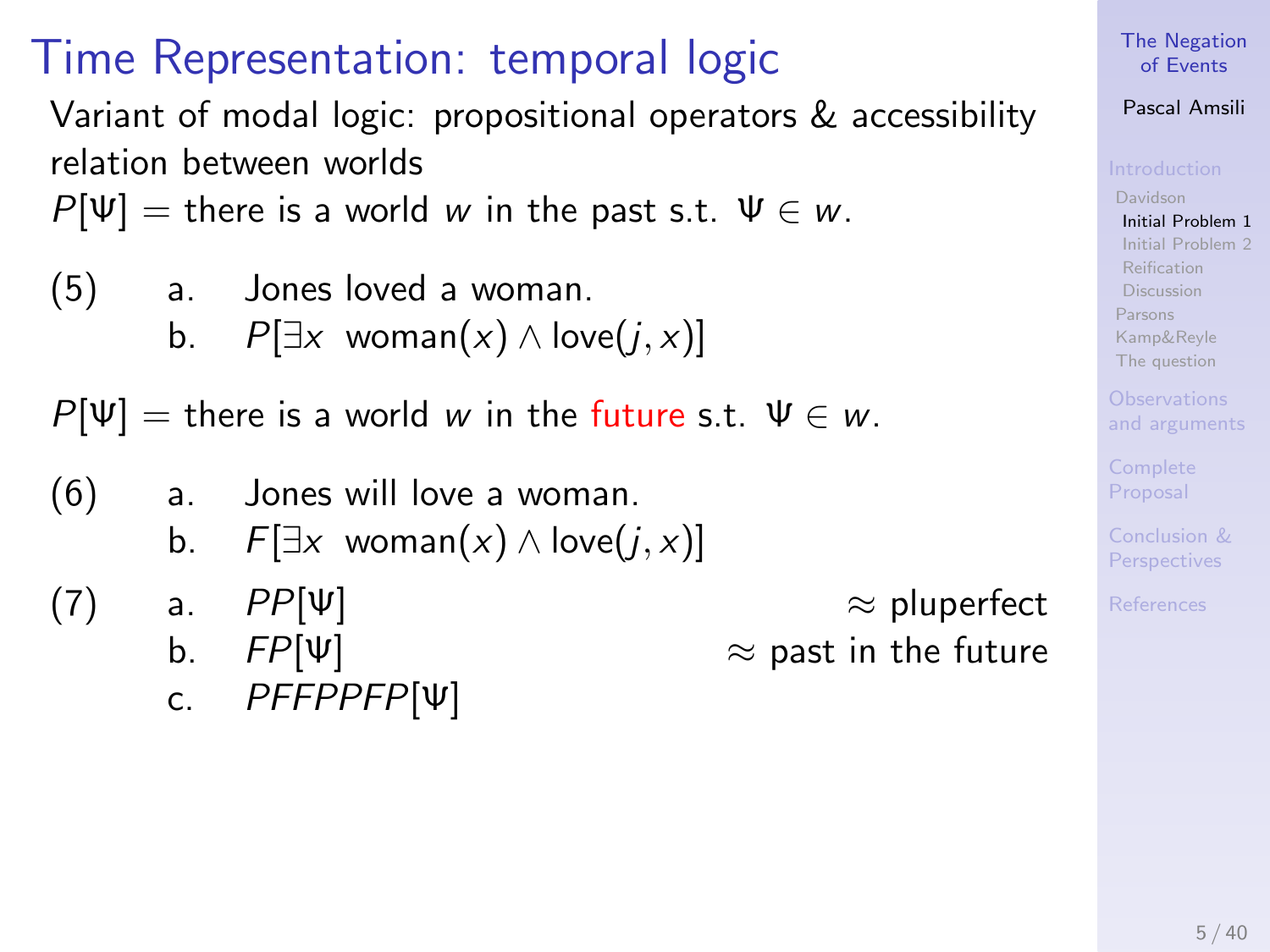# Time Representation: temporal logic

Variant of modal logic: propositional operators & accessibility relation between worlds

$P[\Psi]$ = there is a world $w$ in the past s.t. $\Psi \in w$.

(5) a. Jones loved a woman.

b. $P[\exists x \;\; \text{woman}(x) \wedge \text{love}(j, x)]$

$P[\Psi]$ = there is a world $w$ in the future s.t. $\Psi \in w$.

(6) a. Jones will love a woman.

b. $F[\exists x \;\; \text{woman}(x) \wedge \text{love}(j, x)]$

(7) a. $PP[\Psi]$ ≈ pluperfect

b. $FP[\Psi]$ ≈ past in the future

c. $PFFPPFP[\Psi]$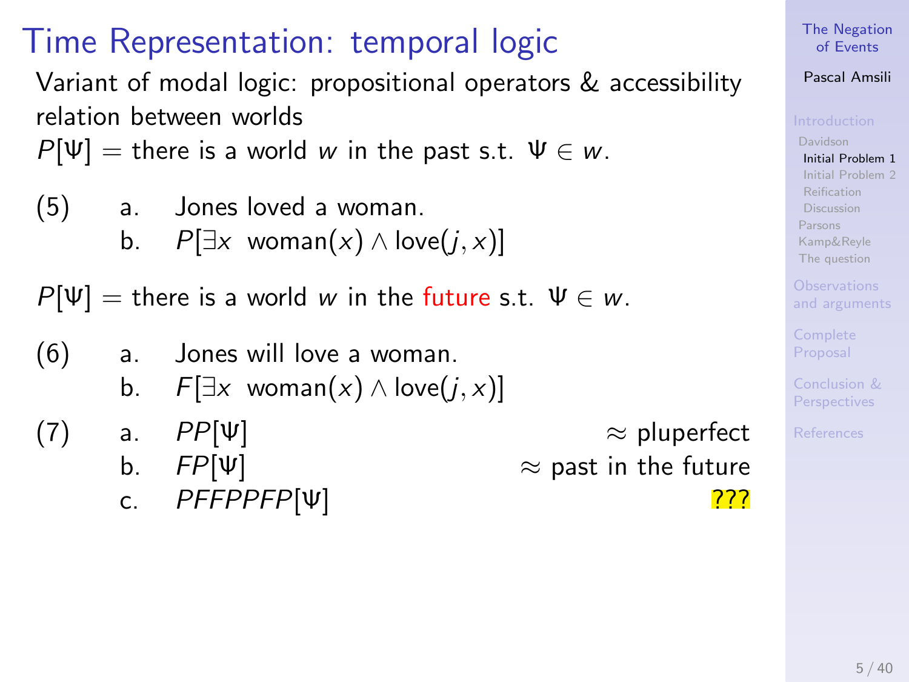# Time Representation: temporal logic

Variant of modal logic: propositional operators & accessibility relation between worlds

$P[\Psi]$ = there is a world $w$ in the past s.t. $\Psi \in w$.

(5) a. Jones loved a woman.
    b. $P[\exists x \;\; \text{woman}(x) \wedge \text{love}(j, x)]$

$P[\Psi]$ = there is a world $w$ in the future s.t. $\Psi \in w$.

(6) a. Jones will love a woman.
    b. $F[\exists x \;\; \text{woman}(x) \wedge \text{love}(j, x)]$

(7) a. $PP[\Psi]$ $\approx$ pluperfect
    b. $FP[\Psi]$ $\approx$ past in the future
    c. $PFFPPFP[\Psi]$ ???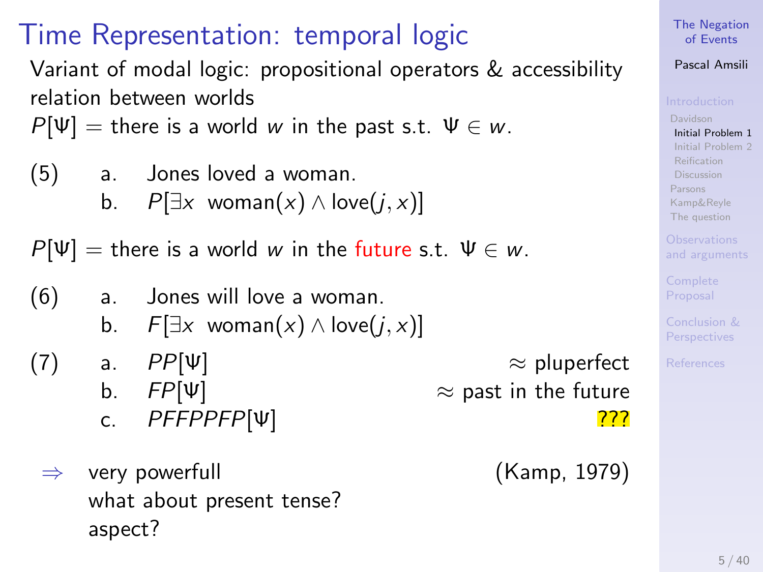# Time Representation: temporal logic

Variant of modal logic: propositional operators & accessibility relation between worlds

$P[\Psi]$ = there is a world $w$ in the past s.t. $\Psi \in w$.

(5) a. Jones loved a woman.
 b. $P[\exists x \ \text{woman}(x) \wedge \text{love}(j, x)]$

$P[\Psi]$ = there is a world $w$ in the future s.t. $\Psi \in w$.

(6) a. Jones will love a woman.
 b. $F[\exists x \ \text{woman}(x) \wedge \text{love}(j, x)]$

(7) a. $PP[\Psi]$ ≈ pluperfect
 b. $FP[\Psi]$ ≈ past in the future
 c. $PFFPPFP[\Psi]$ ???

⇒ very powerfull (Kamp, 1979)
 what about present tense?
 aspect?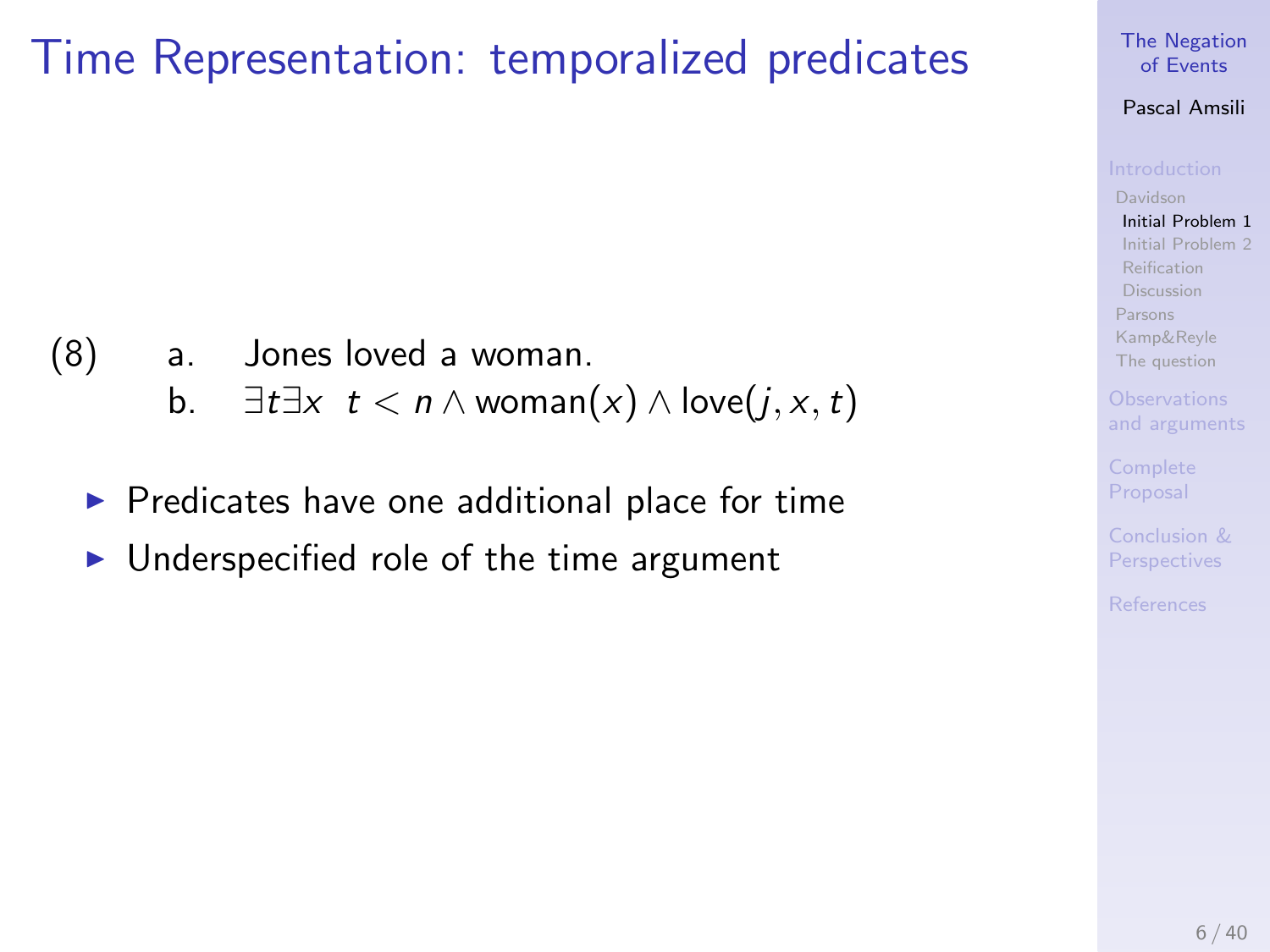# Time Representation: temporalized predicates

(8) a. Jones loved a woman.

b. $\exists t \exists x \;\; t < n \wedge \text{woman}(x) \wedge \text{love}(j, x, t)$

- Predicates have one additional place for time
- Underspecified role of the time argument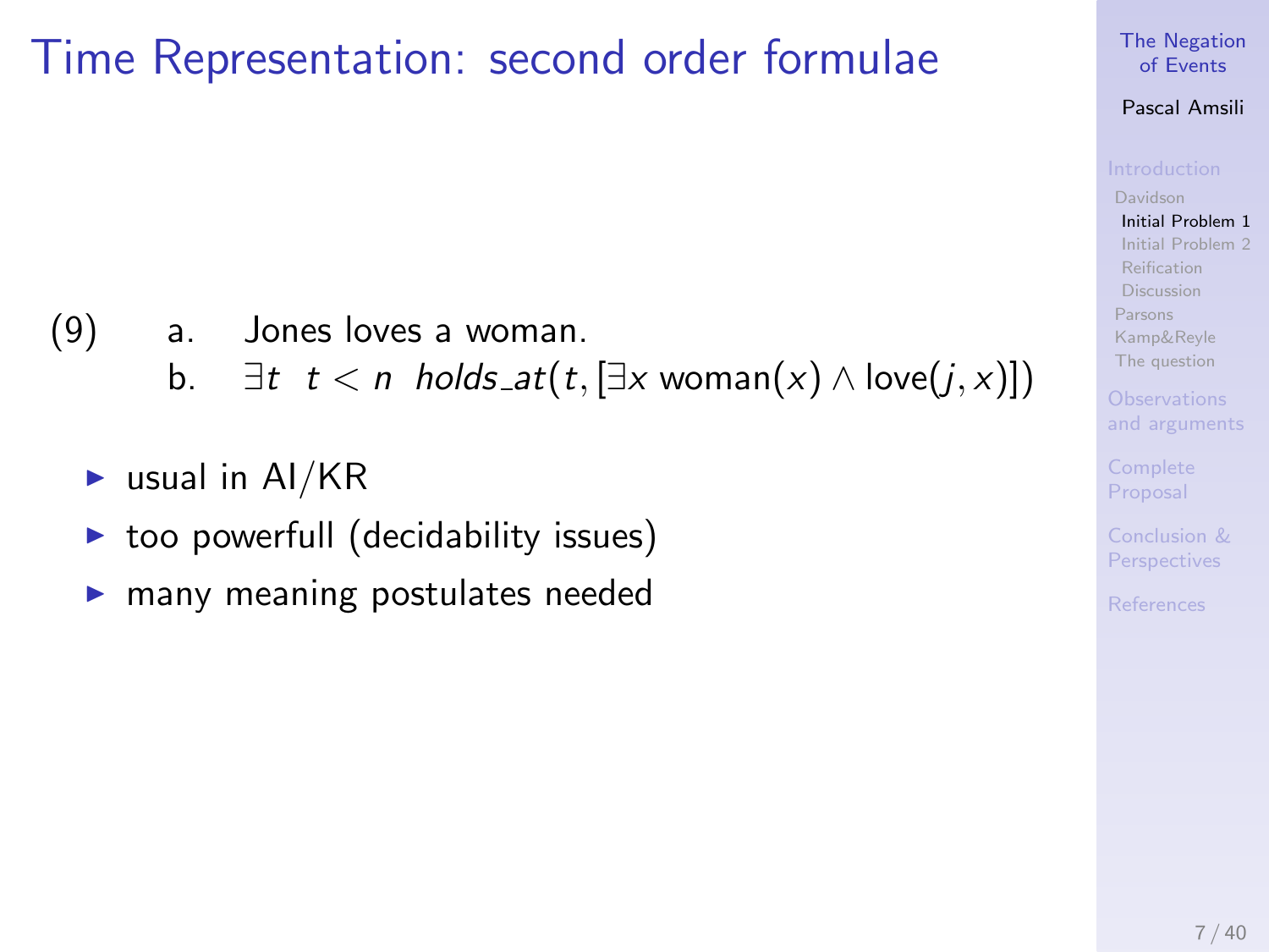# Time Representation: second order formulae

(9)
a. Jones loves a woman.
b. $\exists t \;\; t < n \;\; holds\_at(t, [\exists x \text{ woman}(x) \wedge \text{love}(j, x)])$

- usual in AI/KR
- too powerfull (decidability issues)
- many meaning postulates needed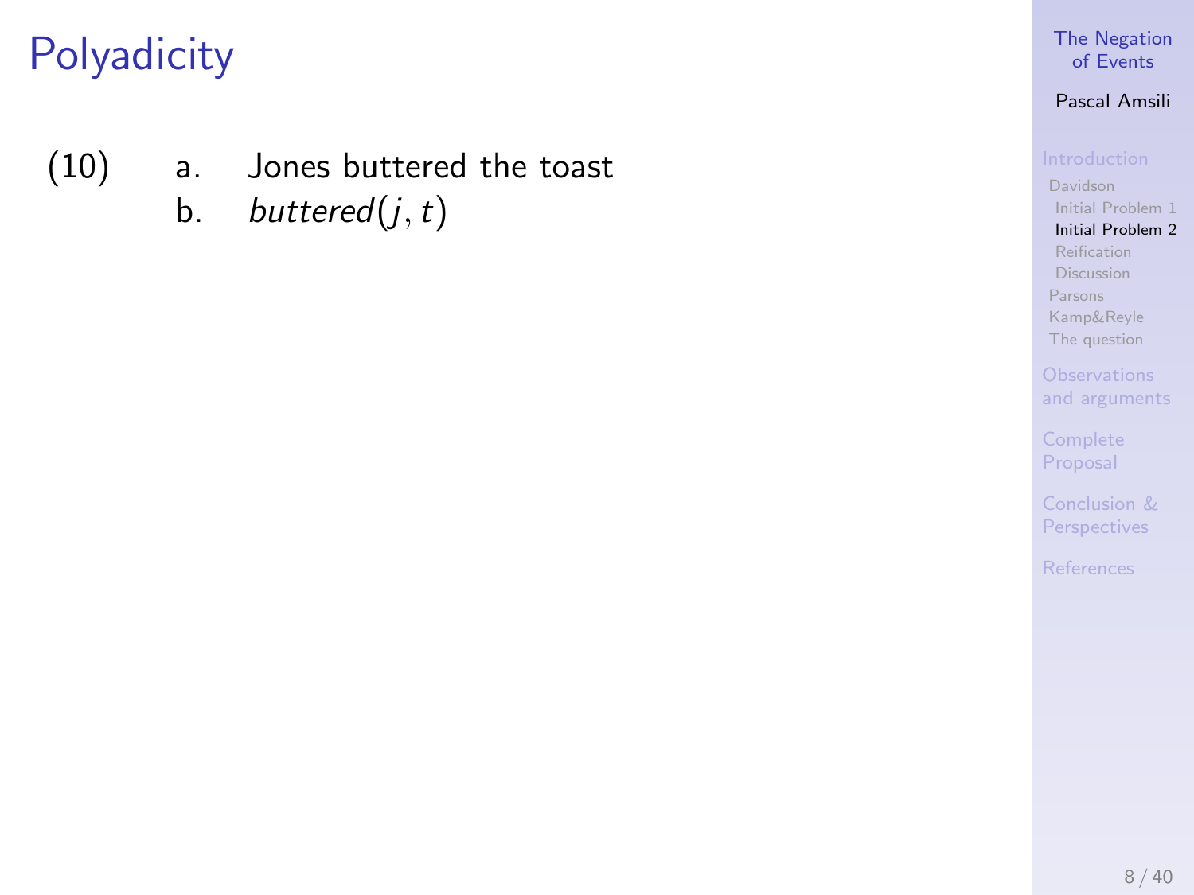# Polyadicity

(10)
  a. Jones buttered the toast
  b. $buttered(j, t)$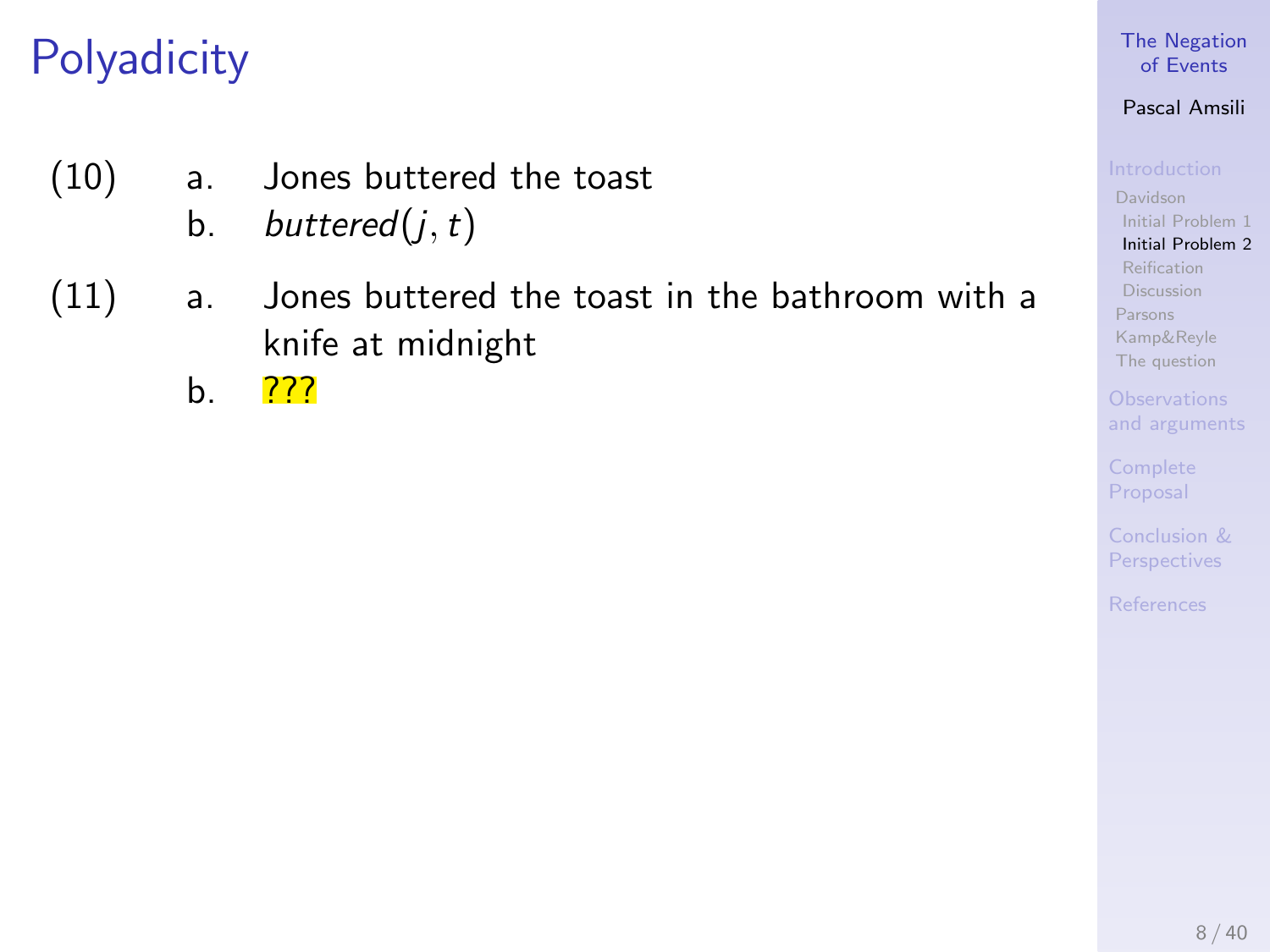# Polyadicity

(10) a. Jones buttered the toast

b. $\mathit{buttered}(j, t)$

(11) a. Jones buttered the toast in the bathroom with a knife at midnight

b. ???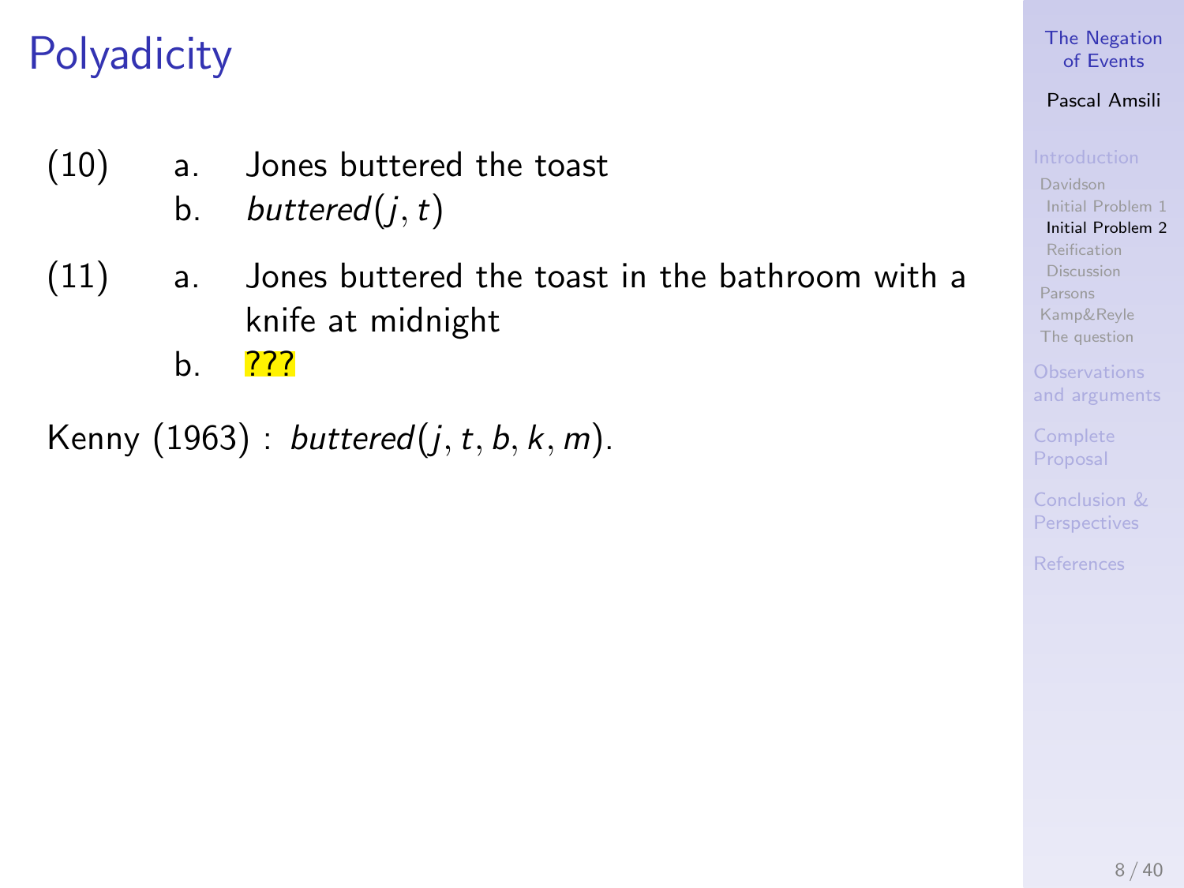# Polyadicity

(10)
a. Jones buttered the toast
b. $buttered(j, t)$

(11)
a. Jones buttered the toast in the bathroom with a knife at midnight
b. ???

Kenny (1963) : $buttered(j, t, b, k, m)$.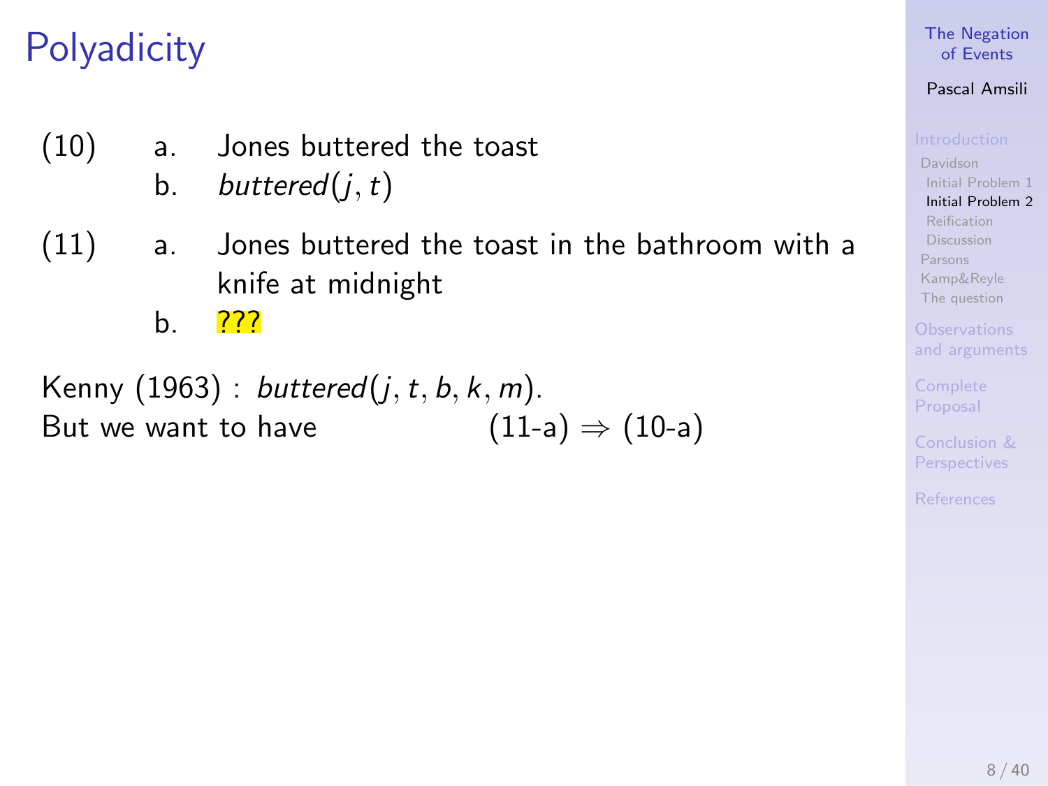# Polyadicity

(10) a. Jones buttered the toast
     b. $buttered(j, t)$

(11) a. Jones buttered the toast in the bathroom with a knife at midnight
     b. ???

Kenny (1963) : $buttered(j, t, b, k, m)$.
But we want to have (11-a) $\Rightarrow$ (10-a)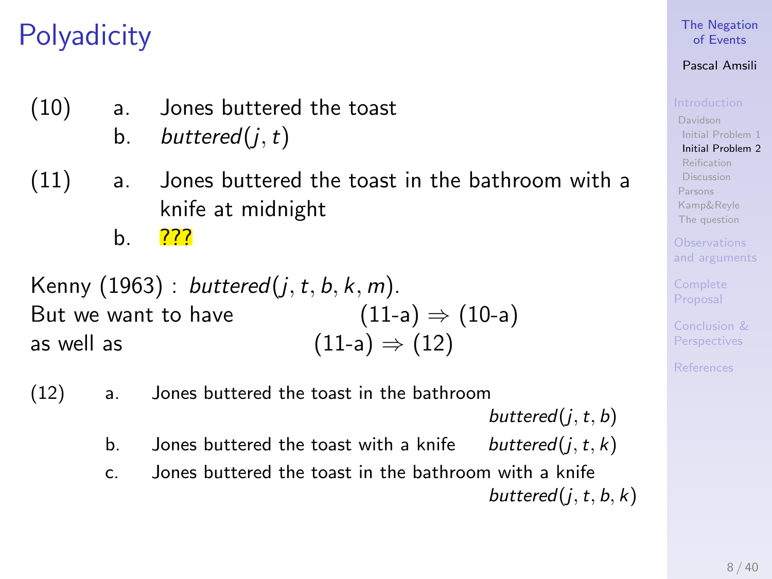# Polyadicity

(10) a. Jones buttered the toast
 b. $buttered(j, t)$

(11) a. Jones buttered the toast in the bathroom with a knife at midnight
 b. ???

Kenny (1963) : $buttered(j, t, b, k, m)$.
But we want to have (11-a) $\Rightarrow$ (10-a)
as well as (11-a) $\Rightarrow$ (12)

(12) a. Jones buttered the toast in the bathroom $buttered(j, t, b)$
 b. Jones buttered the toast with a knife $buttered(j, t, k)$
 c. Jones buttered the toast in the bathroom with a knife $buttered(j, t, b, k)$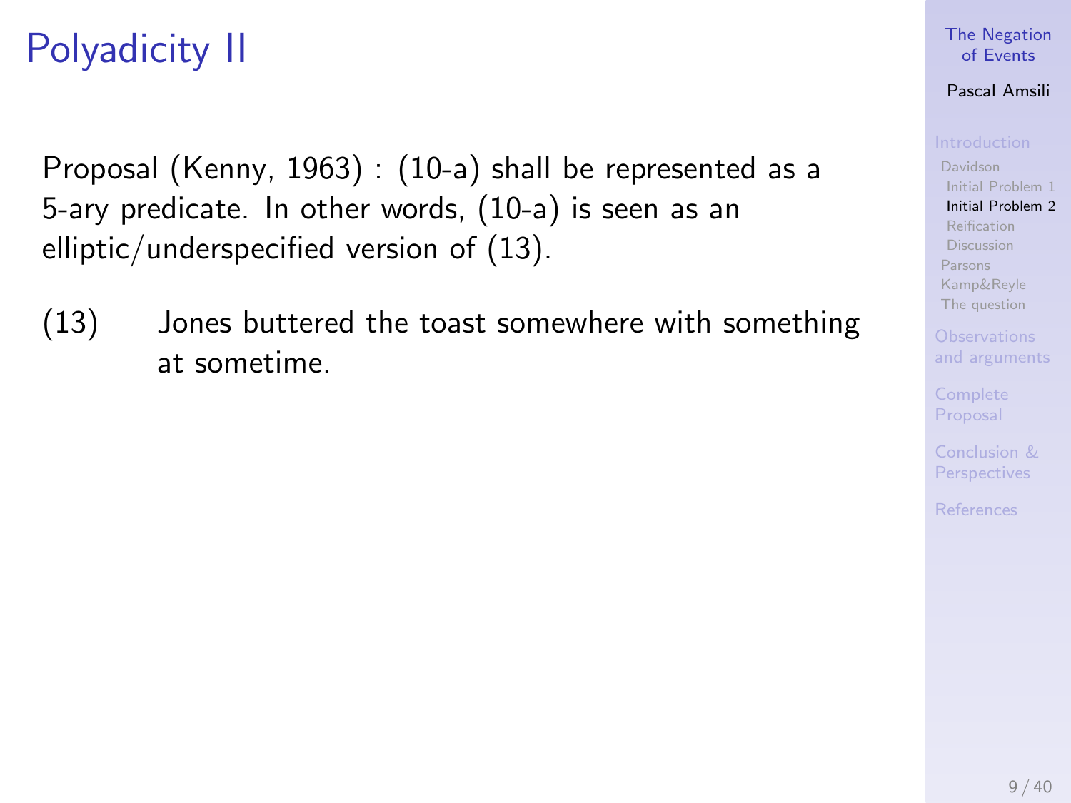# Polyadicity II

Proposal (Kenny, 1963) : (10-a) shall be represented as a 5-ary predicate. In other words, (10-a) is seen as an elliptic/underspecified version of (13).

(13) Jones buttered the toast somewhere with something at sometime.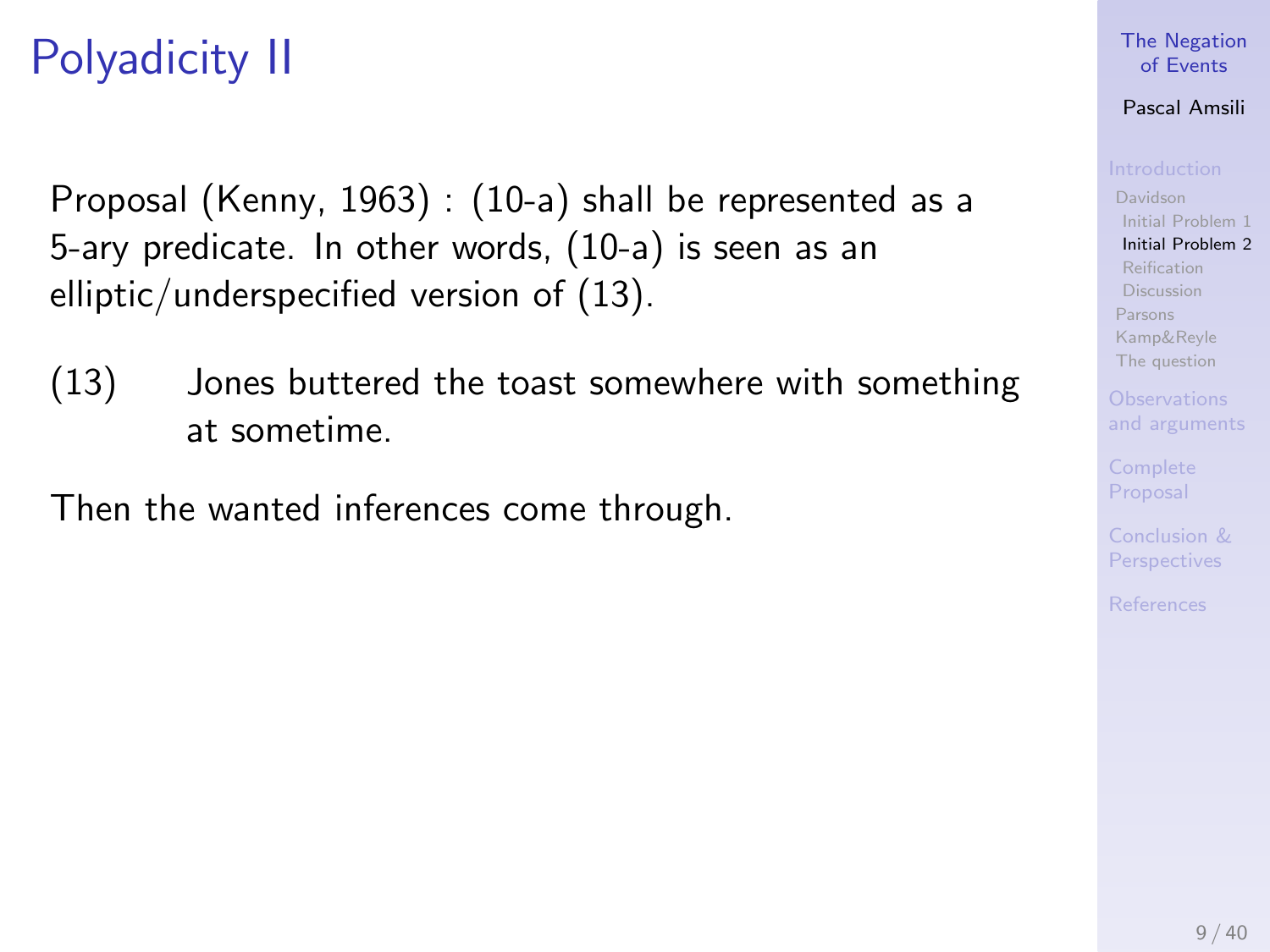# Polyadicity II

Proposal (Kenny, 1963) : (10-a) shall be represented as a 5-ary predicate. In other words, (10-a) is seen as an elliptic/underspecified version of (13).

(13) Jones buttered the toast somewhere with something at sometime.

Then the wanted inferences come through.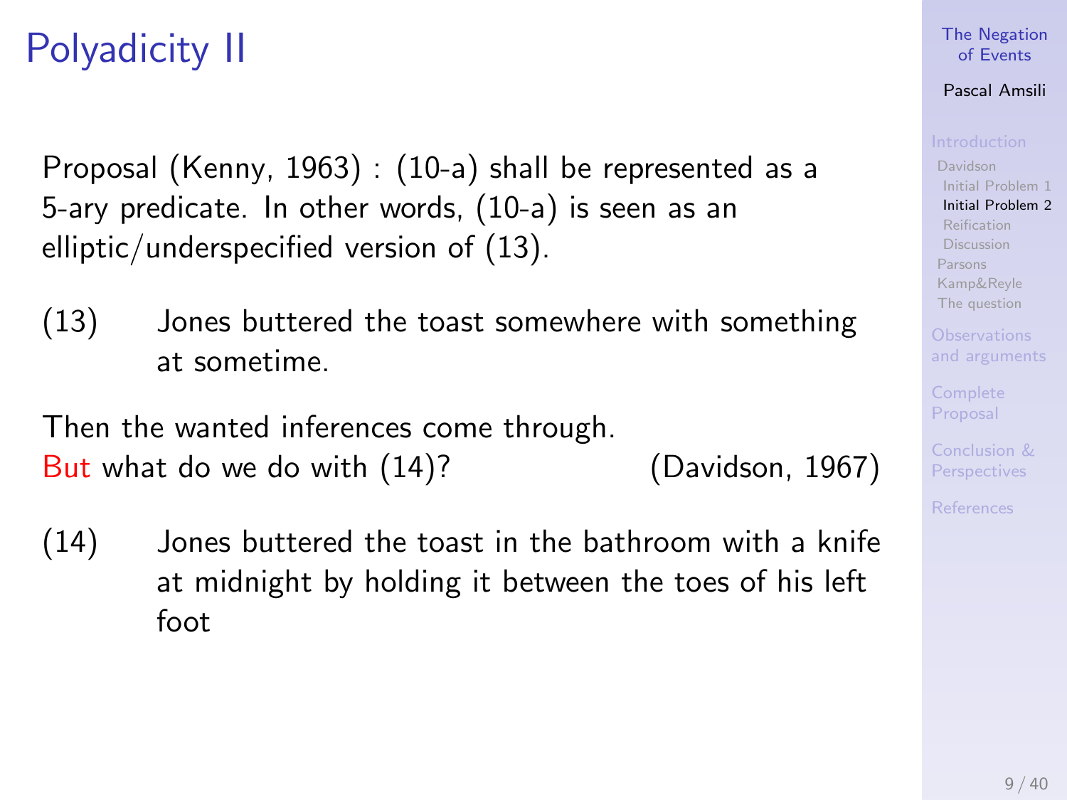# Polyadicity II

Proposal (Kenny, 1963) : (10-a) shall be represented as a 5-ary predicate. In other words, (10-a) is seen as an elliptic/underspecified version of (13).

(13) Jones buttered the toast somewhere with something at sometime.

Then the wanted inferences come through.
But what do we do with (14)? (Davidson, 1967)

(14) Jones buttered the toast in the bathroom with a knife at midnight by holding it between the toes of his left foot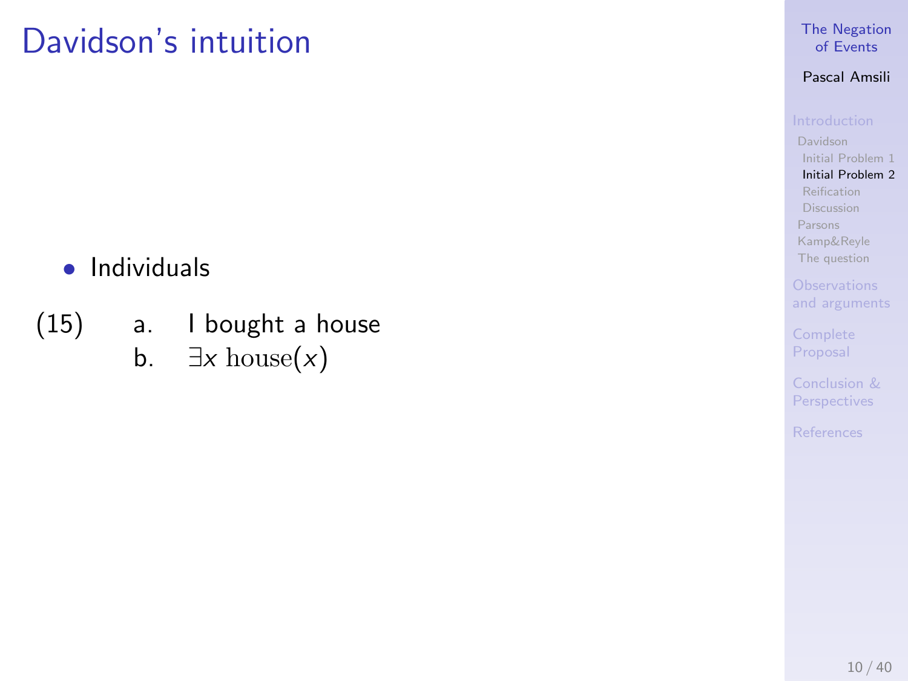# Davidson's intuition

- Individuals

(15)
   a. I bought a house
   b. $\exists x \; \mathrm{house}(x)$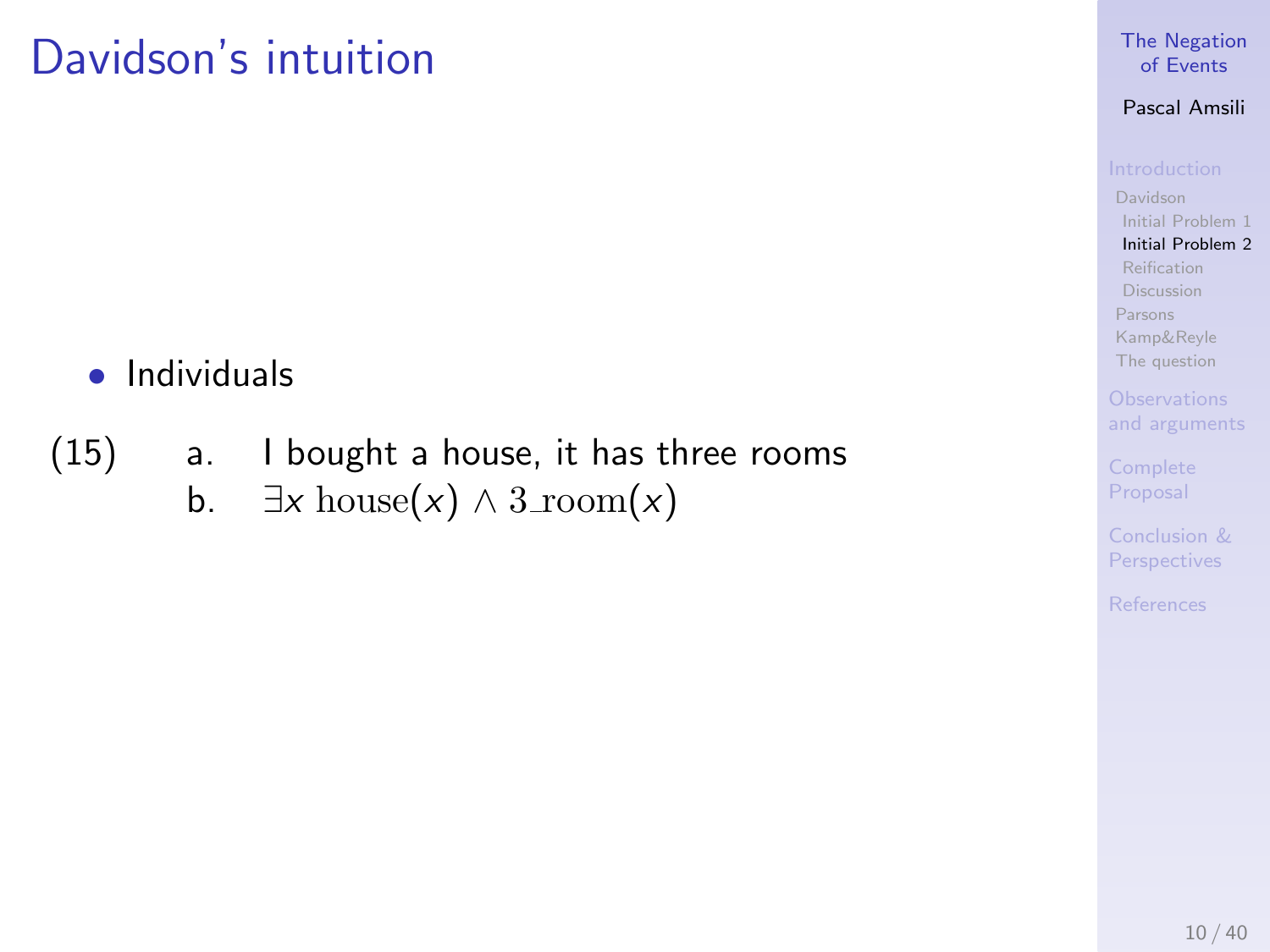# Davidson's intuition

- Individuals

(15) a. I bought a house, it has three rooms

b. $\exists x \; \text{house}(x) \land 3\_\text{room}(x)$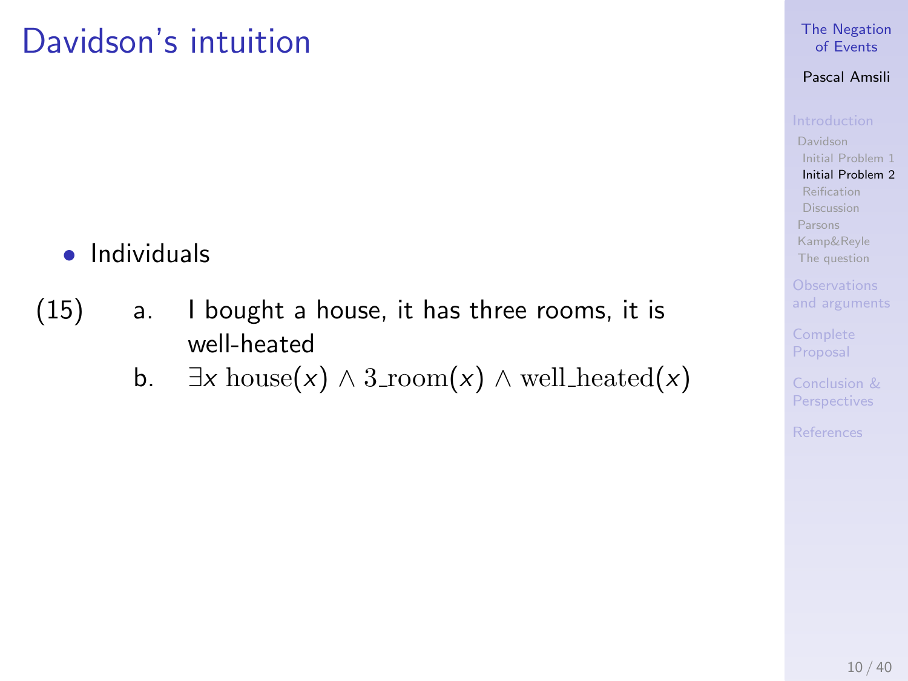# Davidson's intuition

- Individuals

(15) a. I bought a house, it has three rooms, it is well-heated

b. $\exists x \; \mathrm{house}(x) \land \mathrm{3\_room}(x) \land \mathrm{well\_heated}(x)$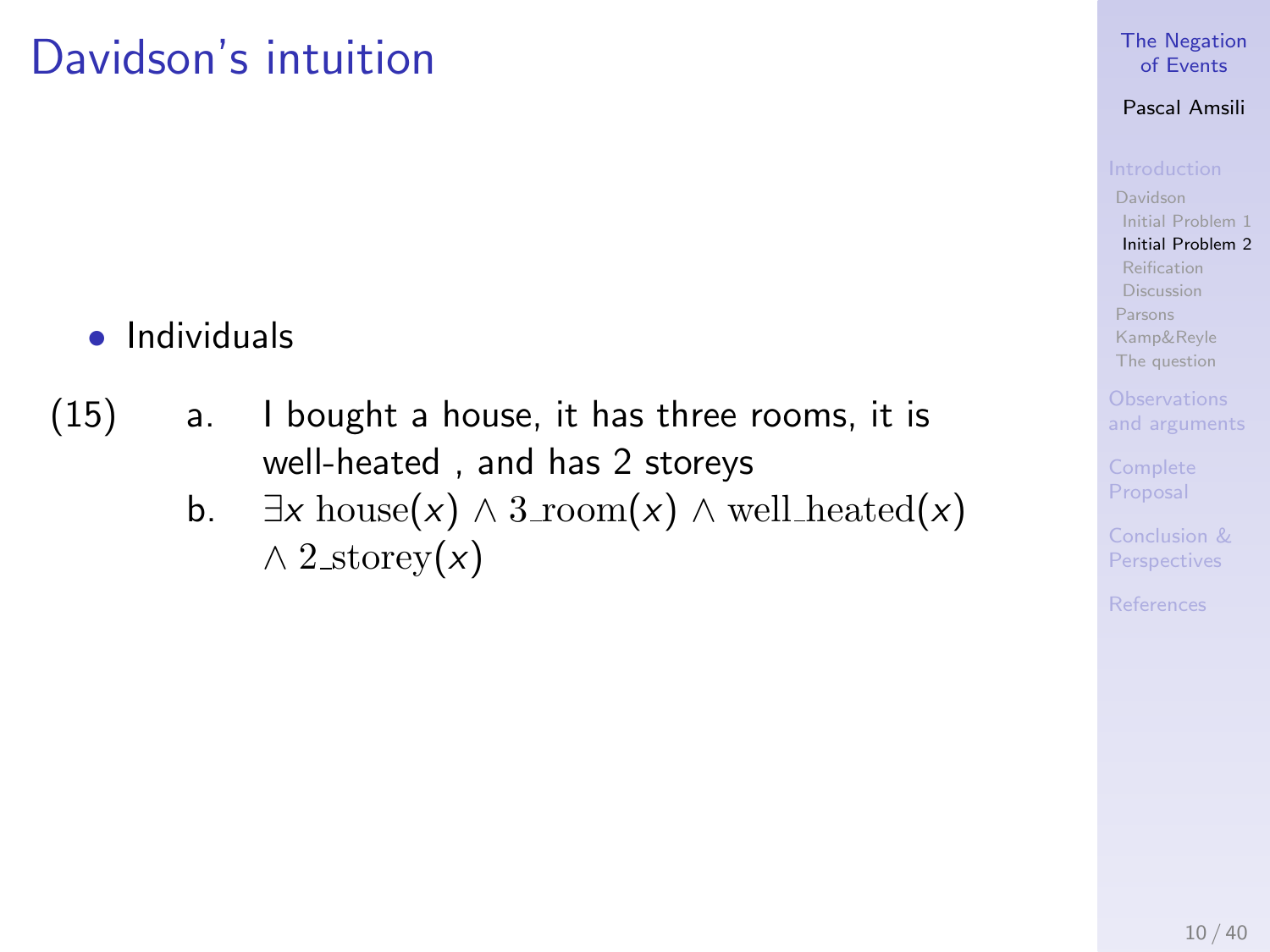# Davidson's intuition

- Individuals

(15) a. I bought a house, it has three rooms, it is well-heated , and has 2 storeys

b. $\exists x \; \text{house}(x) \wedge \text{3\_room}(x) \wedge \text{well\_heated}(x) \wedge \text{2\_storey}(x)$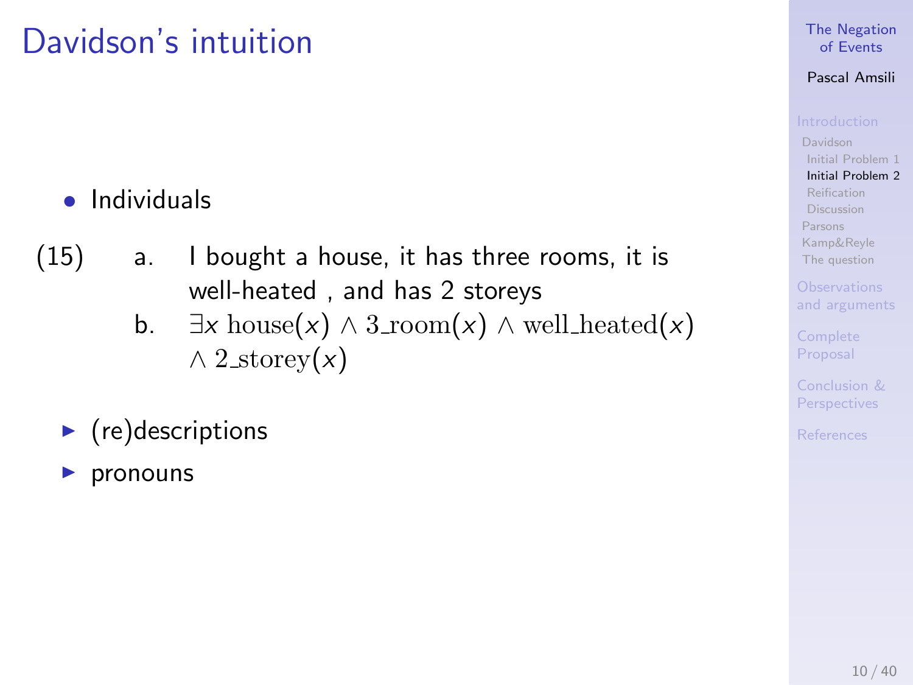# Davidson's intuition

- Individuals

(15)
a. I bought a house, it has three rooms, it is well-heated , and has 2 storeys

b. $\exists x \; \text{house}(x) \wedge \text{3\_room}(x) \wedge \text{well\_heated}(x) \wedge \text{2\_storey}(x)$

- (re)descriptions
- pronouns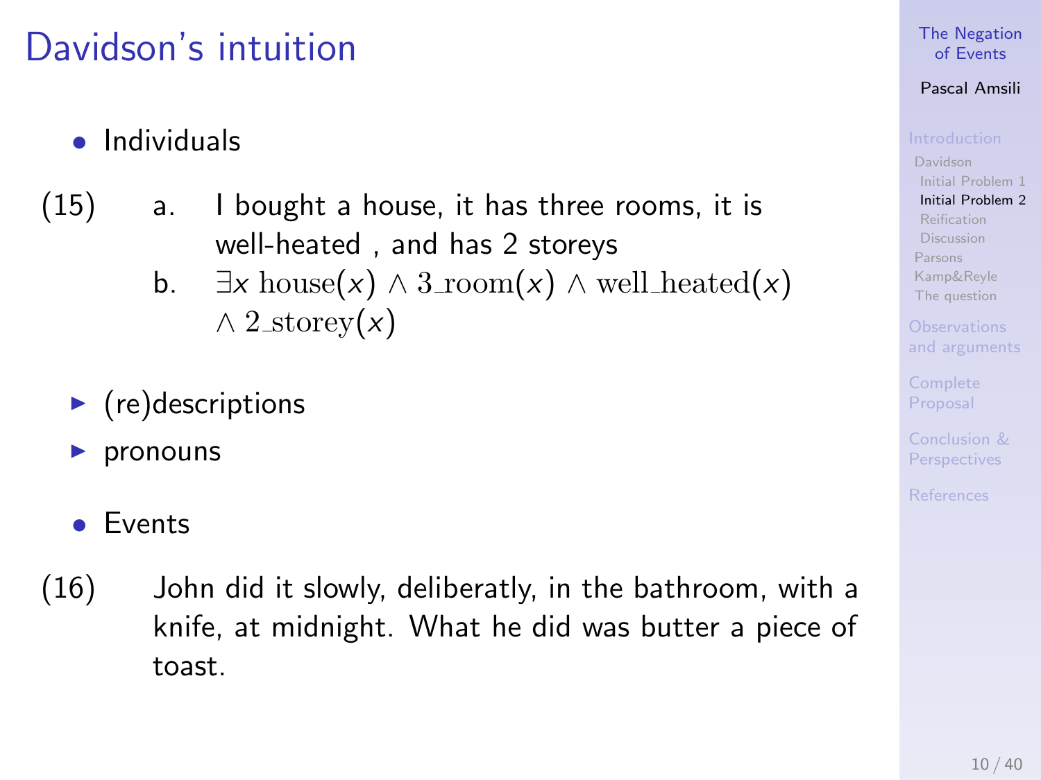# Davidson's intuition

- Individuals

(15) a. I bought a house, it has three rooms, it is well-heated , and has 2 storeys

b. $\exists x \; \text{house}(x) \wedge \text{3\_room}(x) \wedge \text{well\_heated}(x) \wedge \text{2\_storey}(x)$

  - (re)descriptions
  - pronouns

- Events

(16) John did it slowly, deliberatly, in the bathroom, with a knife, at midnight. What he did was butter a piece of toast.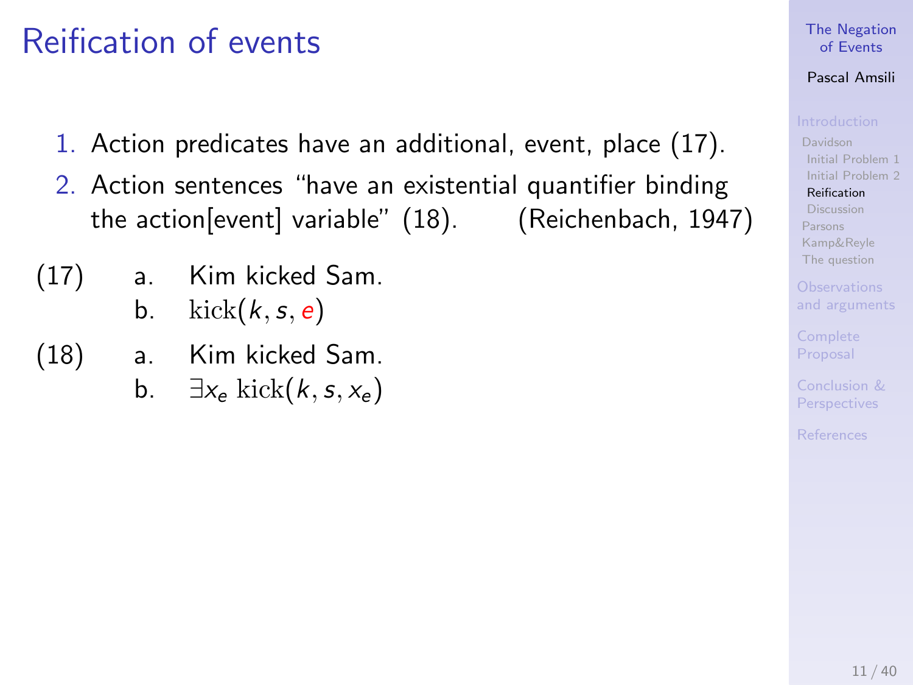# Reification of events

1. Action predicates have an additional, event, place (17).
2. Action sentences "have an existential quantifier binding the action[event] variable" (18). (Reichenbach, 1947)

(17) a. Kim kicked Sam.
 b. $\mathrm{kick}(k, s, e)$

(18) a. Kim kicked Sam.
 b. $\exists x_e \ \mathrm{kick}(k, s, x_e)$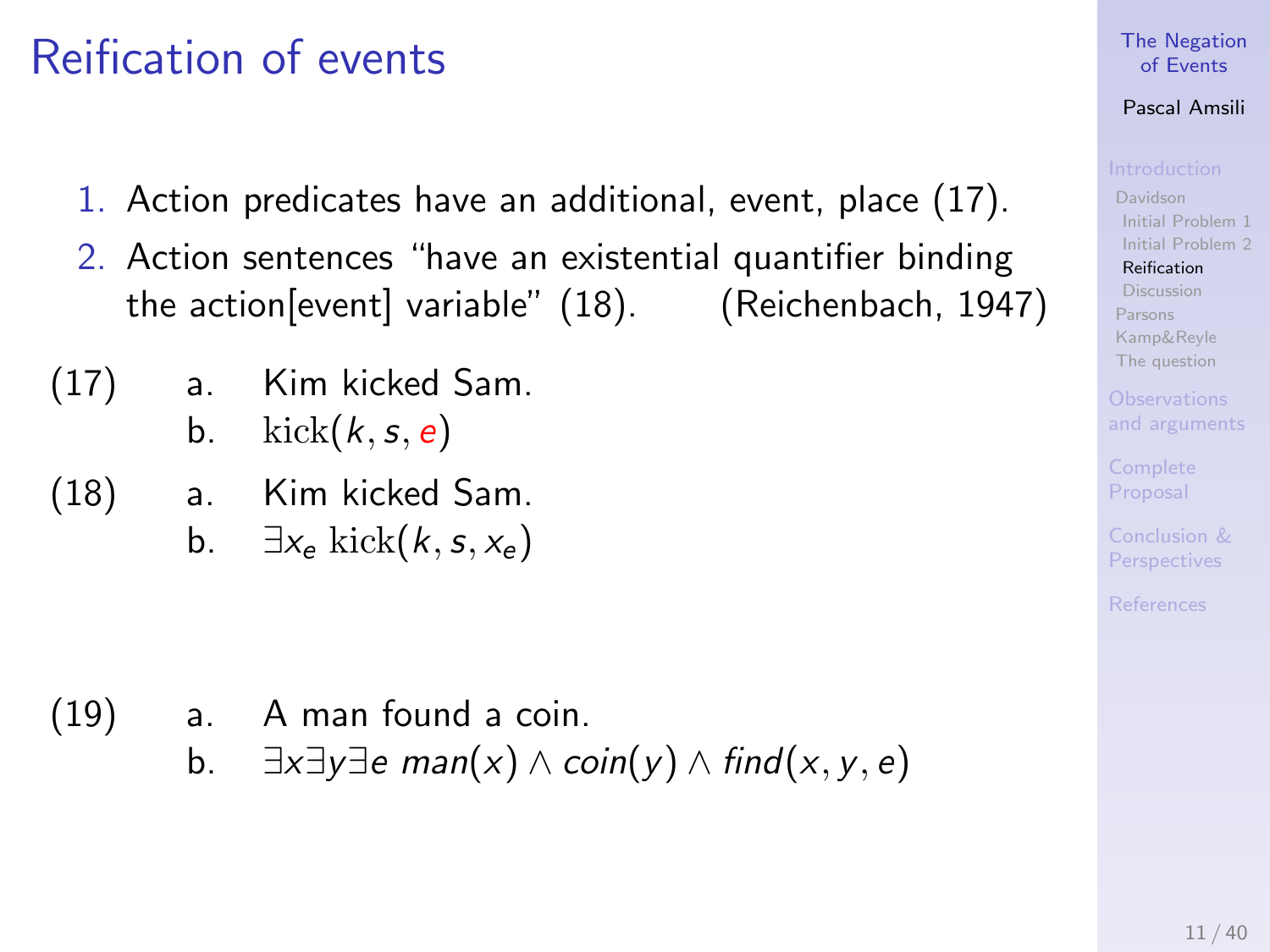# Reification of events

1. Action predicates have an additional, event, place (17).
2. Action sentences "have an existential quantifier binding the action[event] variable" (18). (Reichenbach, 1947)

(17)
  a. Kim kicked Sam.
  b. $\text{kick}(k, s, e)$

(18)
  a. Kim kicked Sam.
  b. $\exists x_e\ \text{kick}(k, s, x_e)$

(19)
  a. A man found a coin.
  b. $\exists x \exists y \exists e\ man(x) \wedge coin(y) \wedge find(x, y, e)$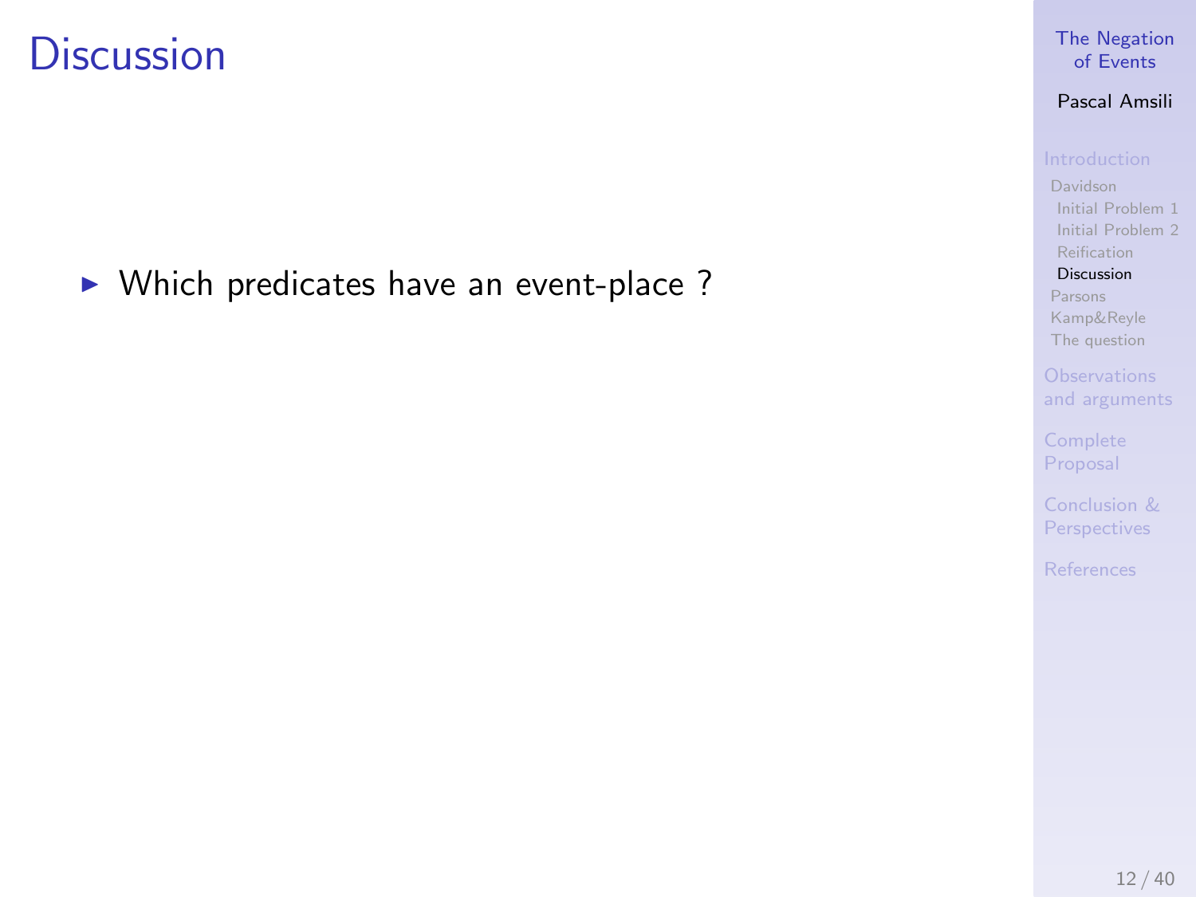# Discussion

- Which predicates have an event-place ?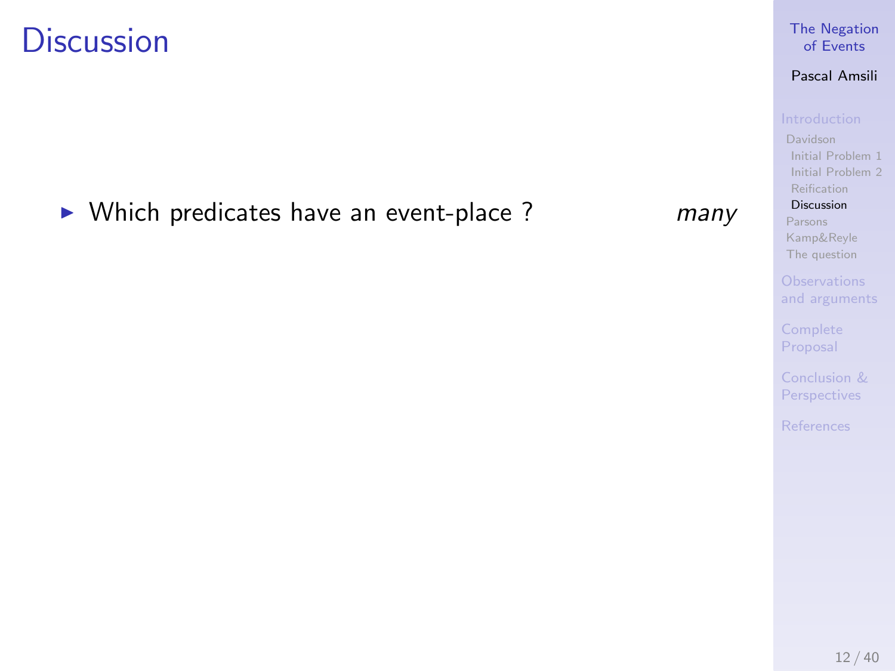# Discussion

- Which predicates have an event-place ? *many*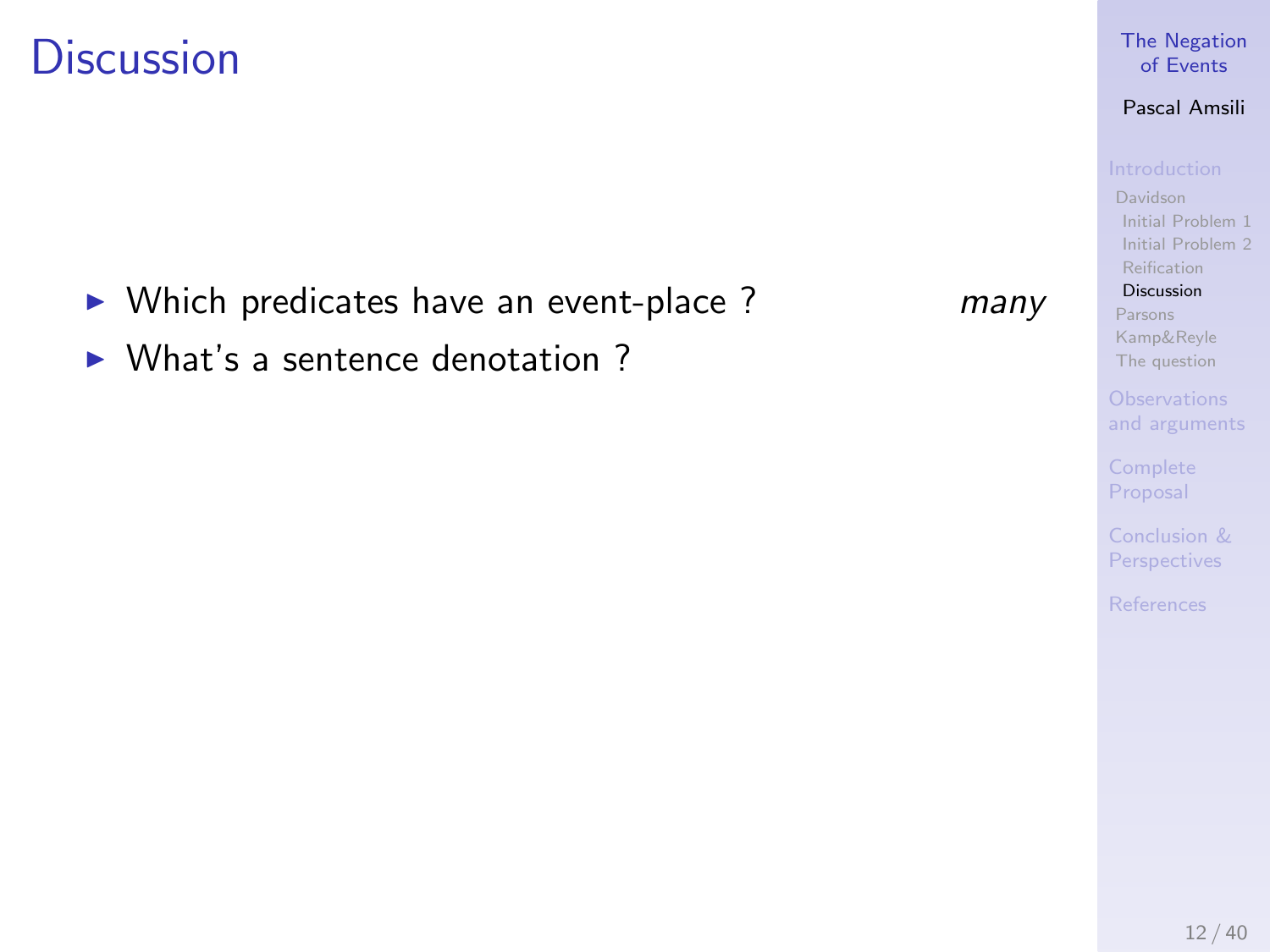# Discussion

- Which predicates have an event-place ? *many*
- What's a sentence denotation ?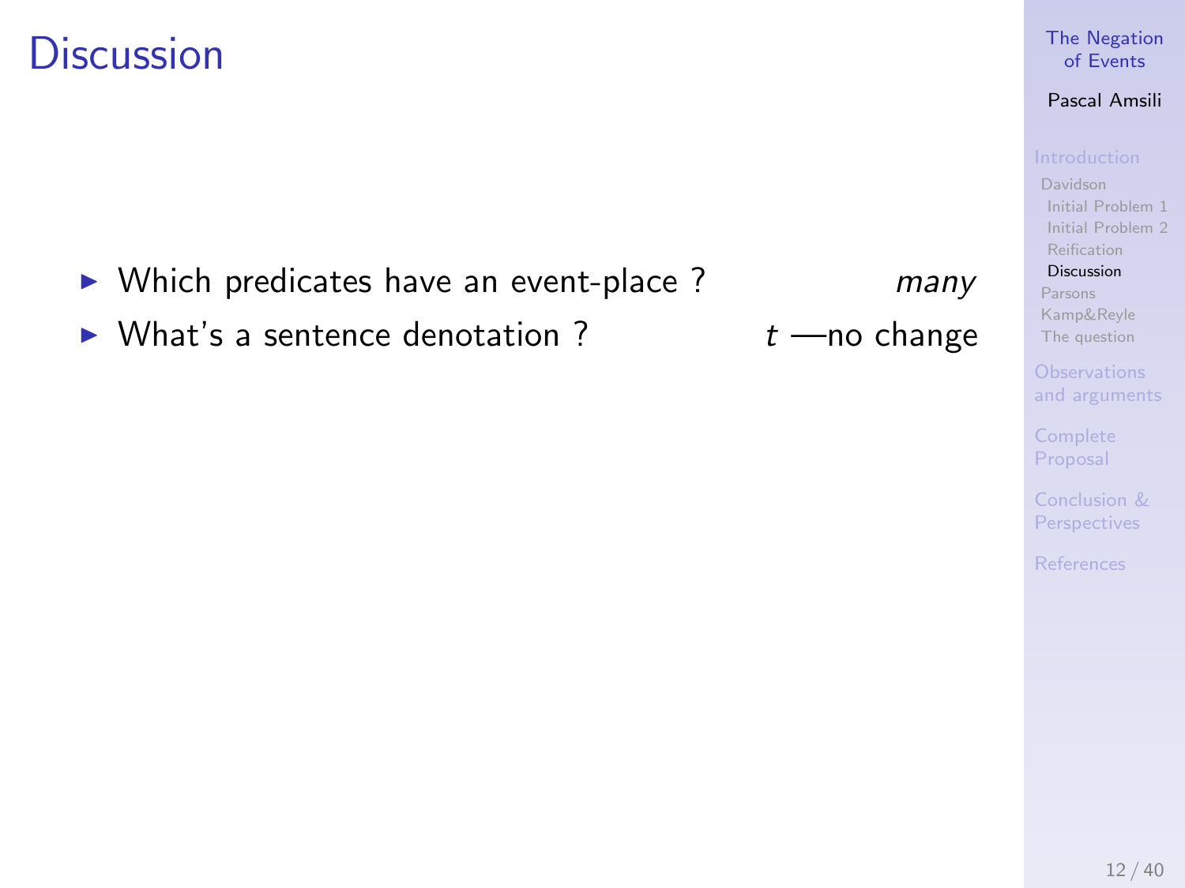# Discussion

- Which predicates have an event-place ? *many*
- What's a sentence denotation ? $t$ —no change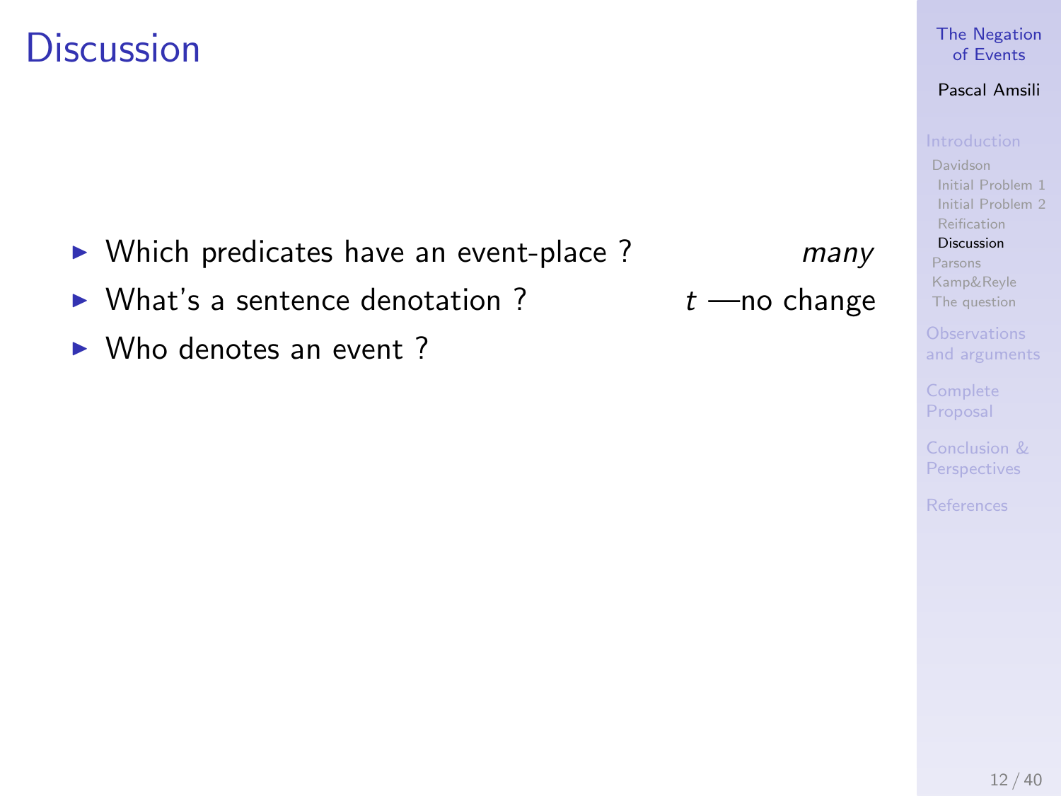# Discussion

- Which predicates have an event-place ? *many*
- What's a sentence denotation ? $t$ —no change
- Who denotes an event ?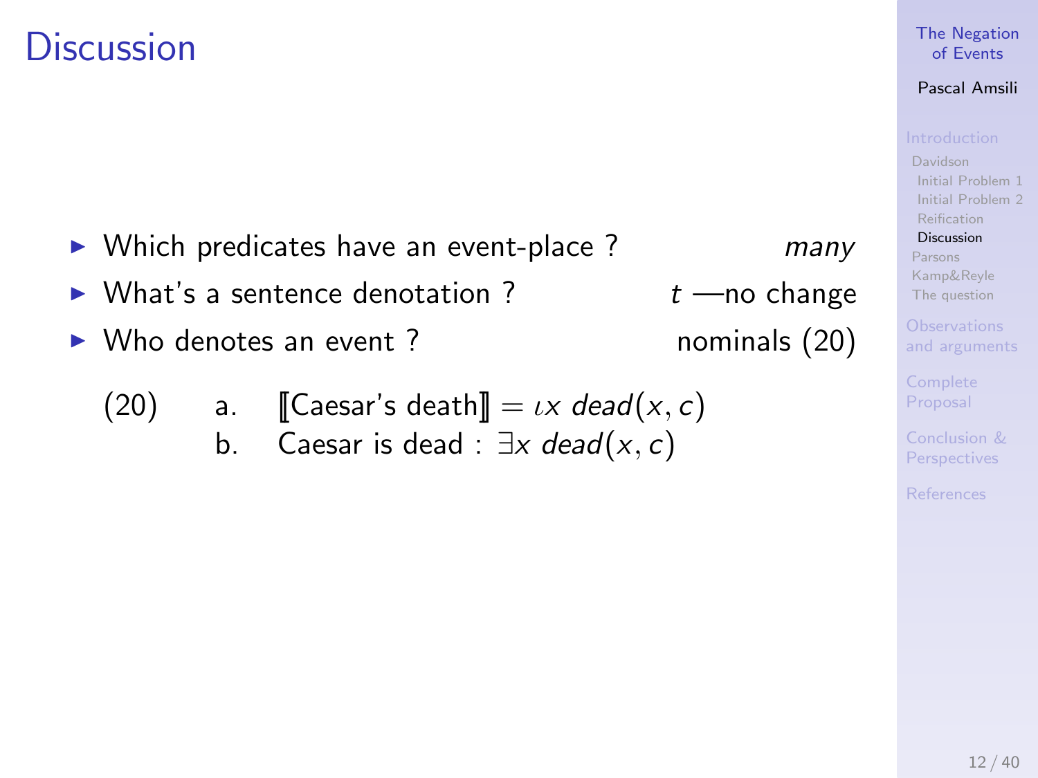# Discussion

- Which predicates have an event-place ? *many*
- What's a sentence denotation ? $t$ —no change
- Who denotes an event ? nominals (20)

(20)
a. $[\![\text{Caesar's death}]\!] = \iota x \; dead(x, c)$
b. Caesar is dead : $\exists x \; dead(x, c)$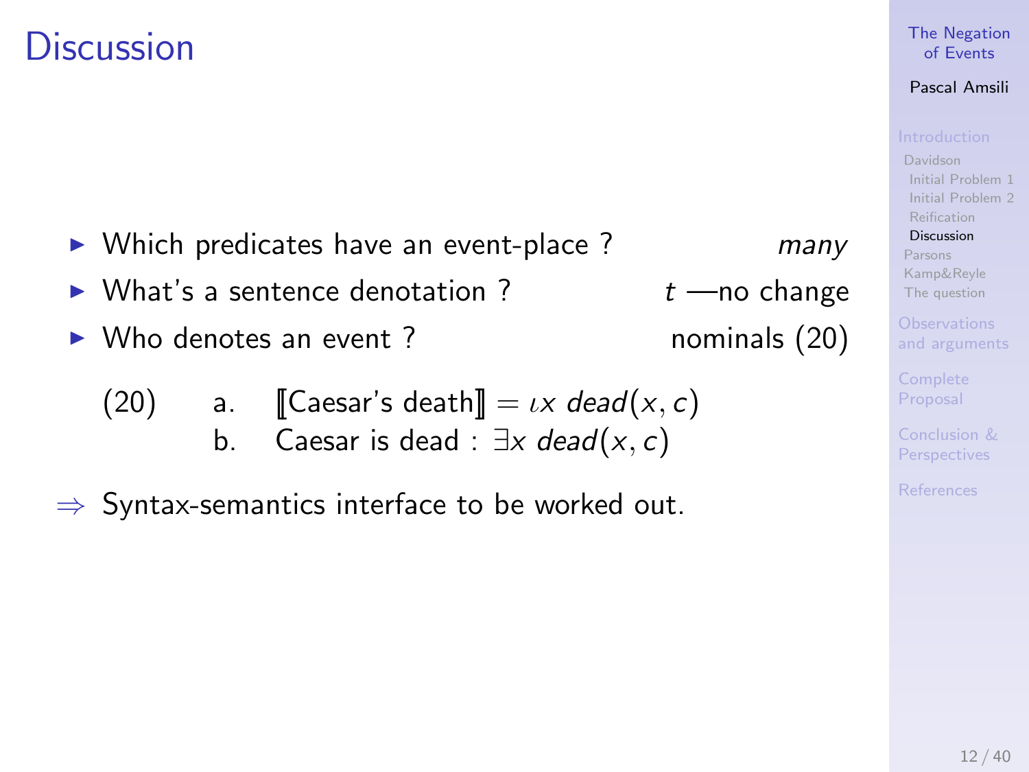# Discussion

- Which predicates have an event-place ? *many*
- What's a sentence denotation ? $t$ —no change
- Who denotes an event ? nominals (20)

(20) a. $[\![\text{Caesar's death}]\!] = \iota x \; dead(x, c)$
b. Caesar is dead : $\exists x \; dead(x, c)$

$\Rightarrow$ Syntax-semantics interface to be worked out.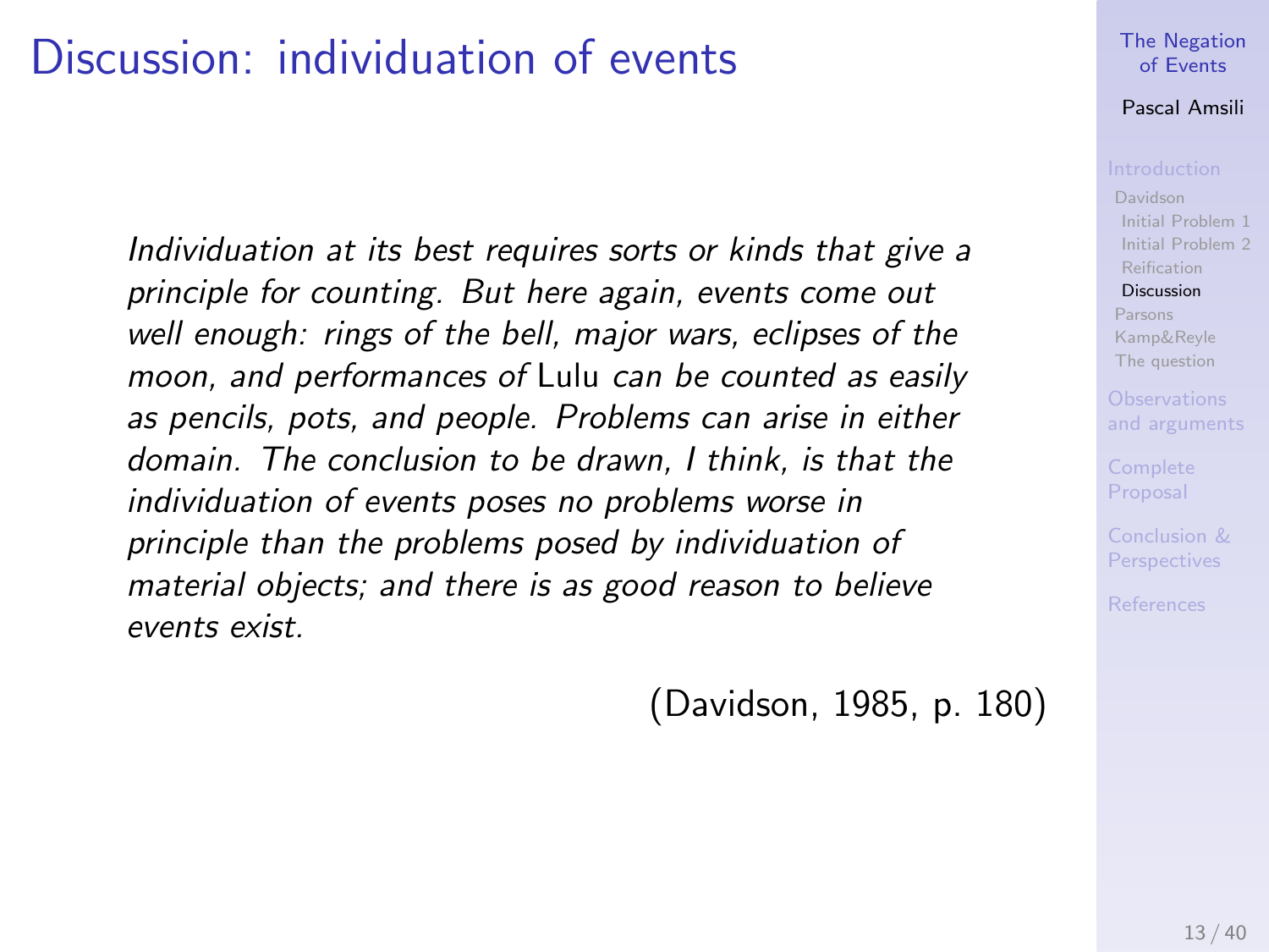# Discussion: individuation of events

*Individuation at its best requires sorts or kinds that give a principle for counting. But here again, events come out well enough: rings of the bell, major wars, eclipses of the moon, and performances of* Lulu *can be counted as easily as pencils, pots, and people. Problems can arise in either domain. The conclusion to be drawn, I think, is that the individuation of events poses no problems worse in principle than the problems posed by individuation of material objects; and there is as good reason to believe events exist.*

(Davidson, 1985, p. 180)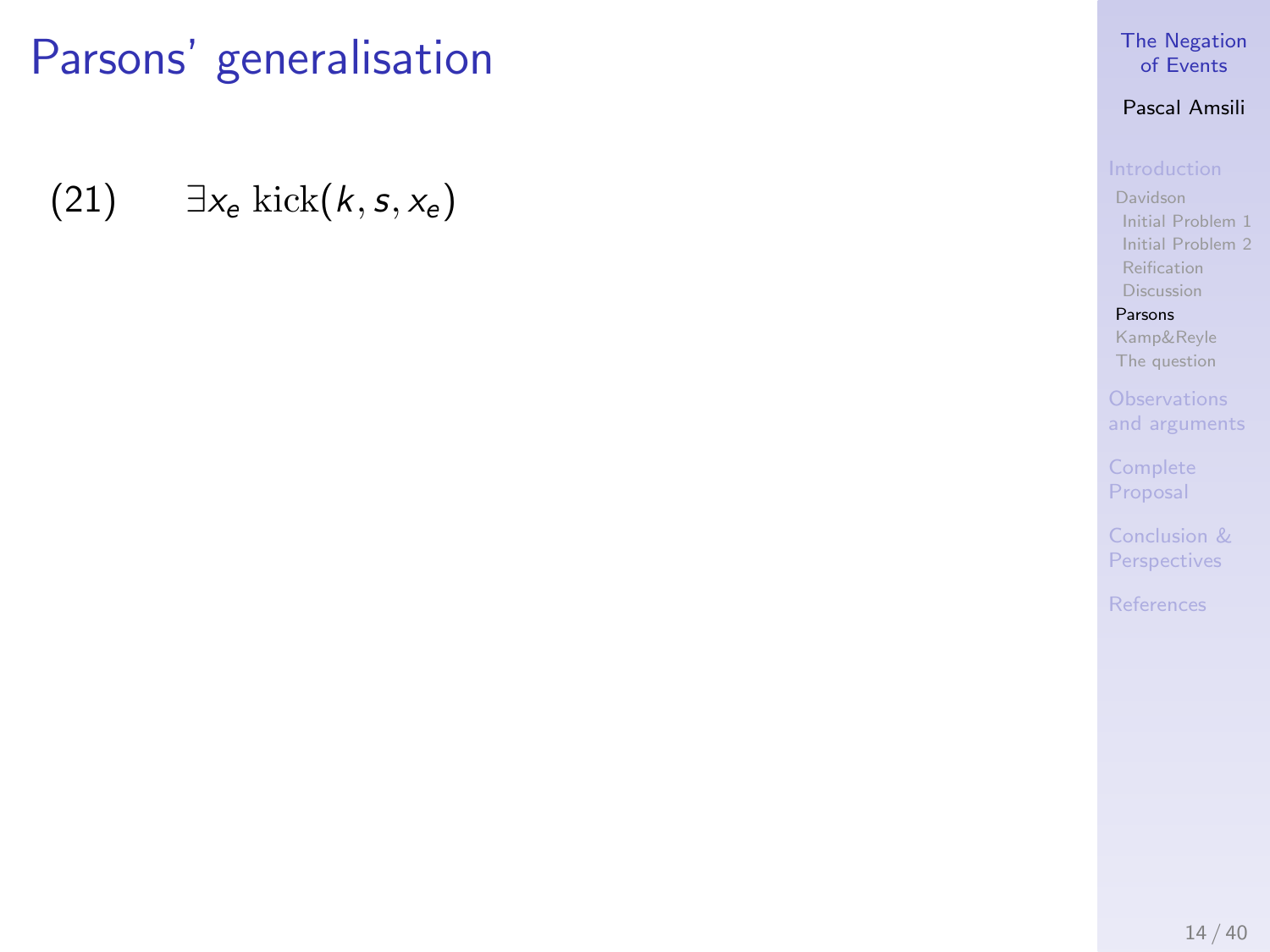# Parsons' generalisation

(21) $\exists x_e \, \text{kick}(k, s, x_e)$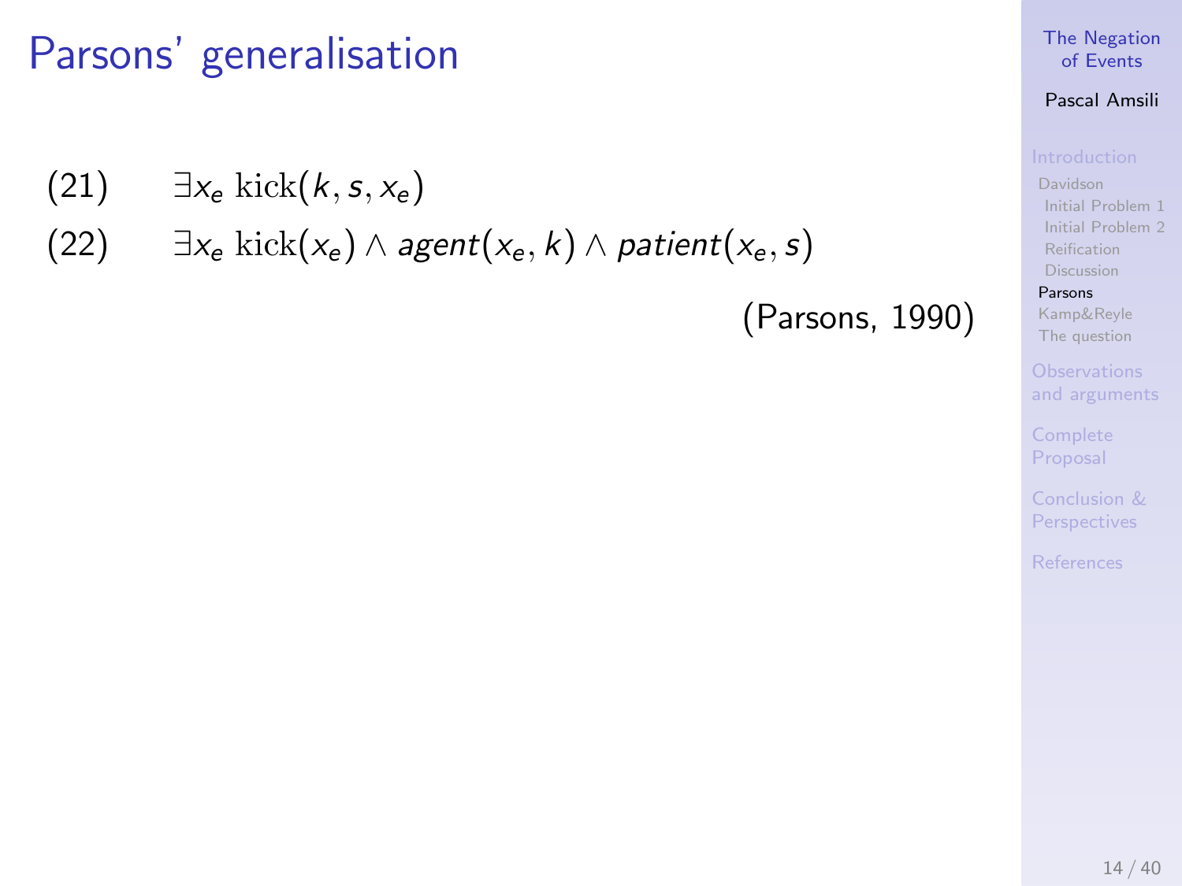# Parsons' generalisation

(21) $\exists x_e \, \mathrm{kick}(k, s, x_e)$

(22) $\exists x_e \, \mathrm{kick}(x_e) \wedge \mathit{agent}(x_e, k) \wedge \mathit{patient}(x_e, s)$

(Parsons, 1990)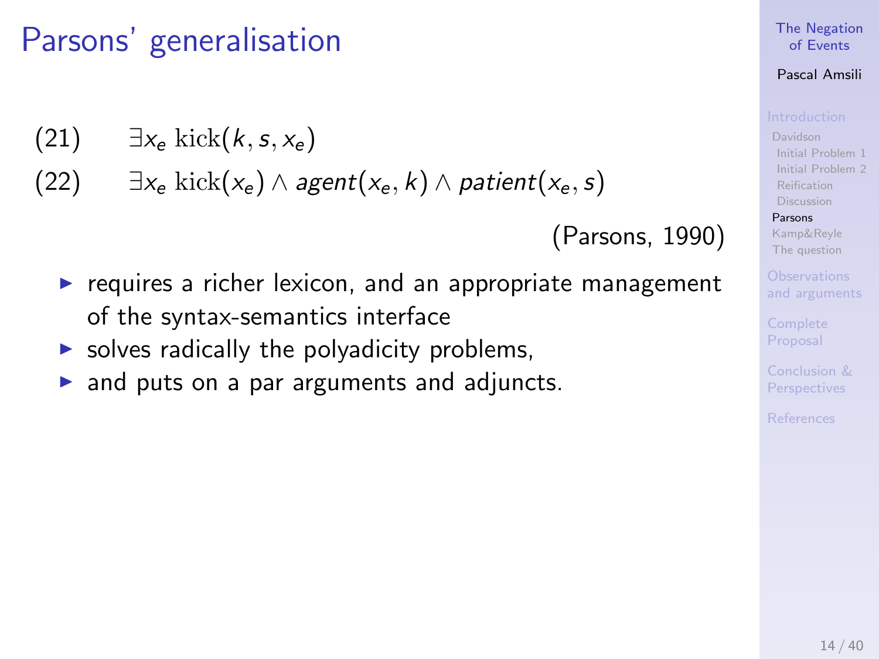# Parsons' generalisation

(21) $\exists x_e \, \mathrm{kick}(k, s, x_e)$

(22) $\exists x_e \, \mathrm{kick}(x_e) \wedge agent(x_e, k) \wedge patient(x_e, s)$

(Parsons, 1990)

- requires a richer lexicon, and an appropriate management of the syntax-semantics interface
- solves radically the polyadicity problems,
- and puts on a par arguments and adjuncts.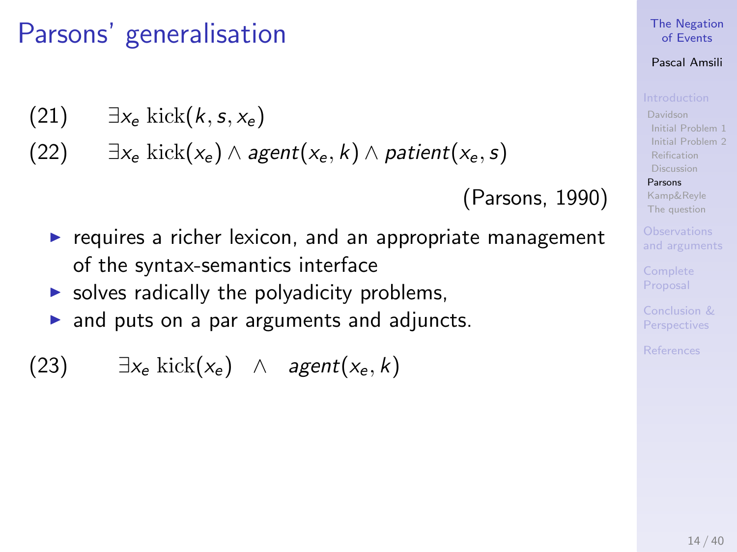# Parsons' generalisation

(21) $\exists x_e\ \mathrm{kick}(k, s, x_e)$

(22) $\exists x_e\ \mathrm{kick}(x_e) \wedge agent(x_e, k) \wedge patient(x_e, s)$

(Parsons, 1990)

- requires a richer lexicon, and an appropriate management of the syntax-semantics interface
- solves radically the polyadicity problems,
- and puts on a par arguments and adjuncts.

(23) $\exists x_e\ \mathrm{kick}(x_e) \quad \wedge \quad agent(x_e, k)$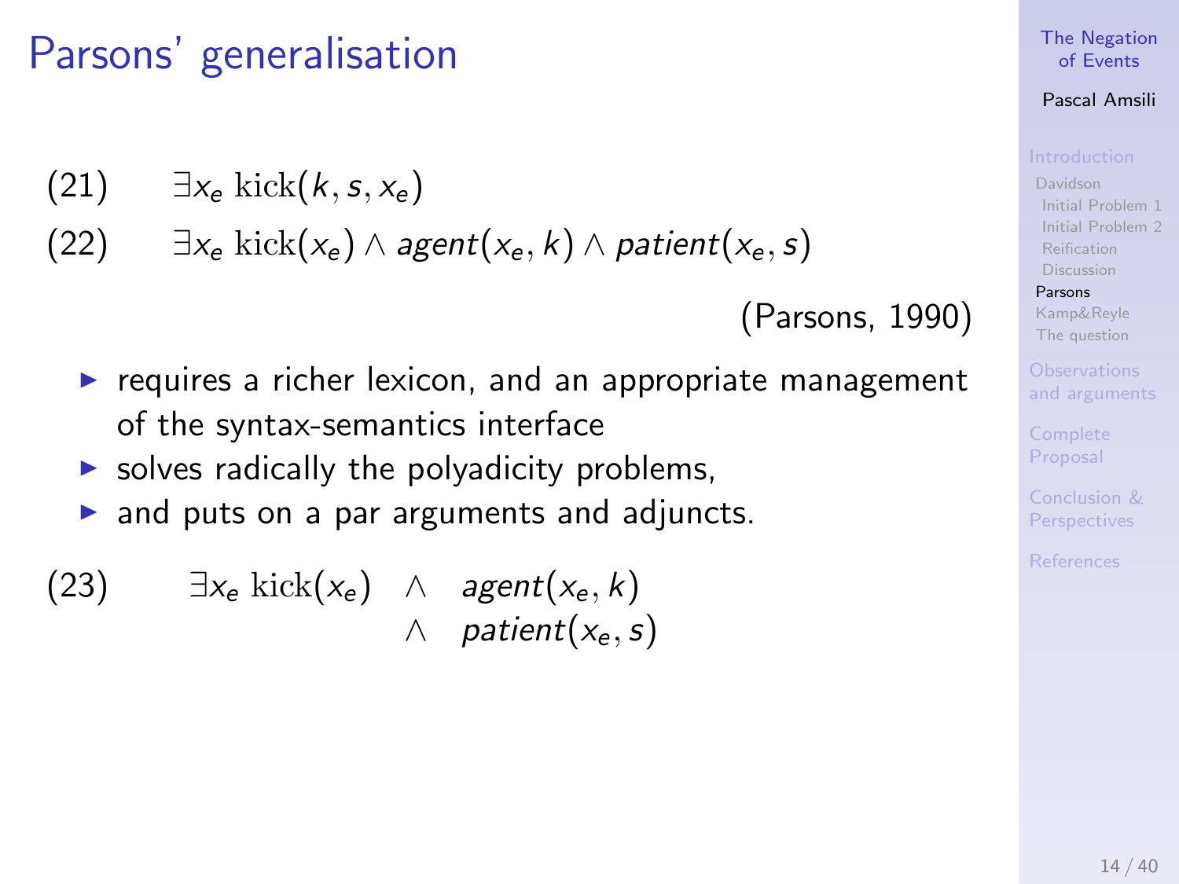# Parsons' generalisation

(21) $\exists x_e \, \mathrm{kick}(k, s, x_e)$

(22) $\exists x_e \, \mathrm{kick}(x_e) \wedge agent(x_e, k) \wedge patient(x_e, s)$

(Parsons, 1990)

- requires a richer lexicon, and an appropriate management of the syntax-semantics interface
- solves radically the polyadicity problems,
- and puts on a par arguments and adjuncts.

(23)
$$\begin{aligned} \exists x_e \, \mathrm{kick}(x_e) \quad & \wedge \quad agent(x_e, k) \\ & \wedge \quad patient(x_e, s) \end{aligned}$$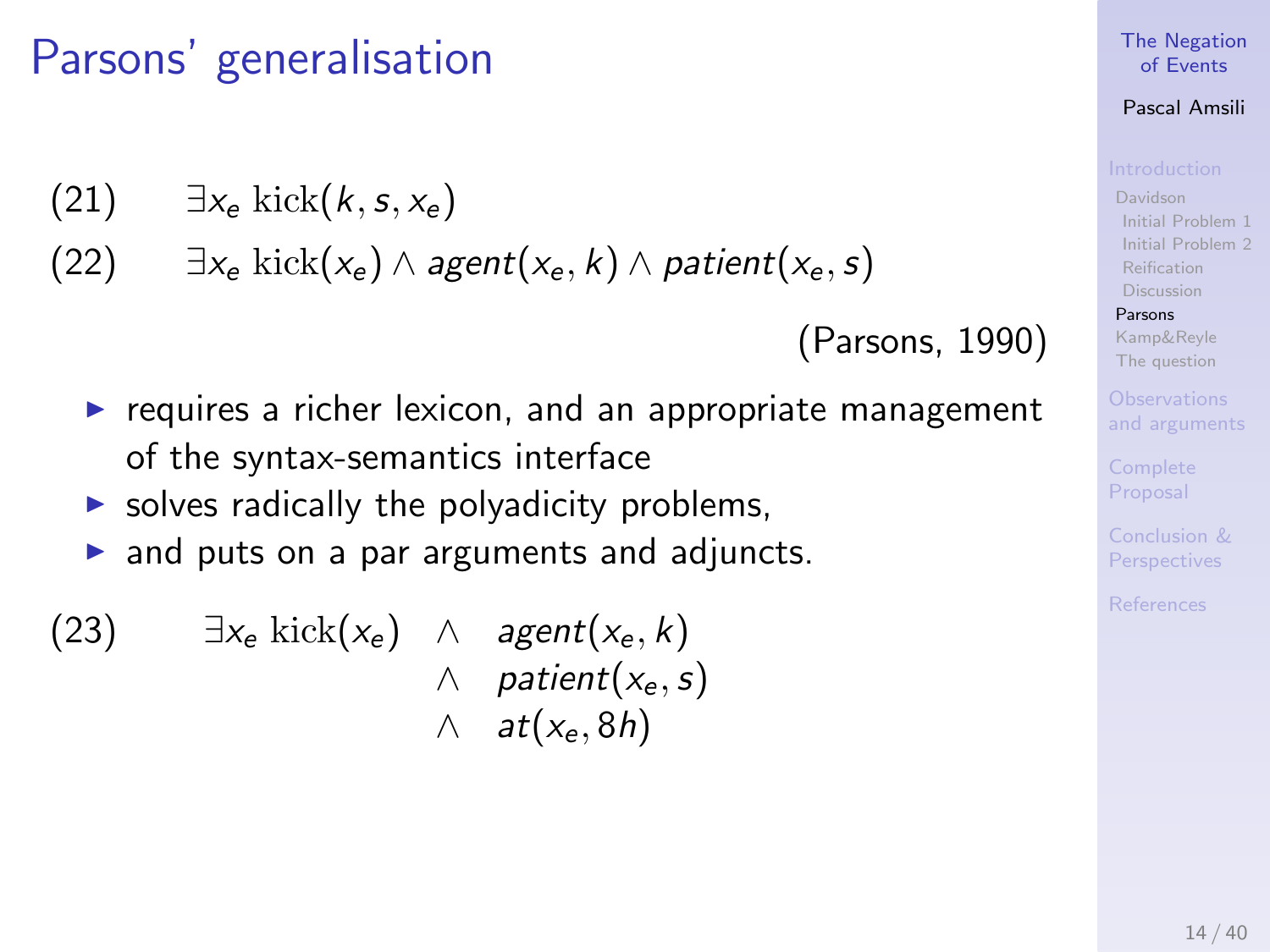# Parsons' generalisation

(21) $\exists x_e \; \mathrm{kick}(k, s, x_e)$

(22) $\exists x_e \; \mathrm{kick}(x_e) \wedge agent(x_e, k) \wedge patient(x_e, s)$

(Parsons, 1990)

- requires a richer lexicon, and an appropriate management of the syntax-semantics interface
- solves radically the polyadicity problems,
- and puts on a par arguments and adjuncts.

(23)
$$\begin{aligned} \exists x_e \; \mathrm{kick}(x_e) \quad & \wedge \quad agent(x_e, k) \\ & \wedge \quad patient(x_e, s) \\ & \wedge \quad at(x_e, 8h) \end{aligned}$$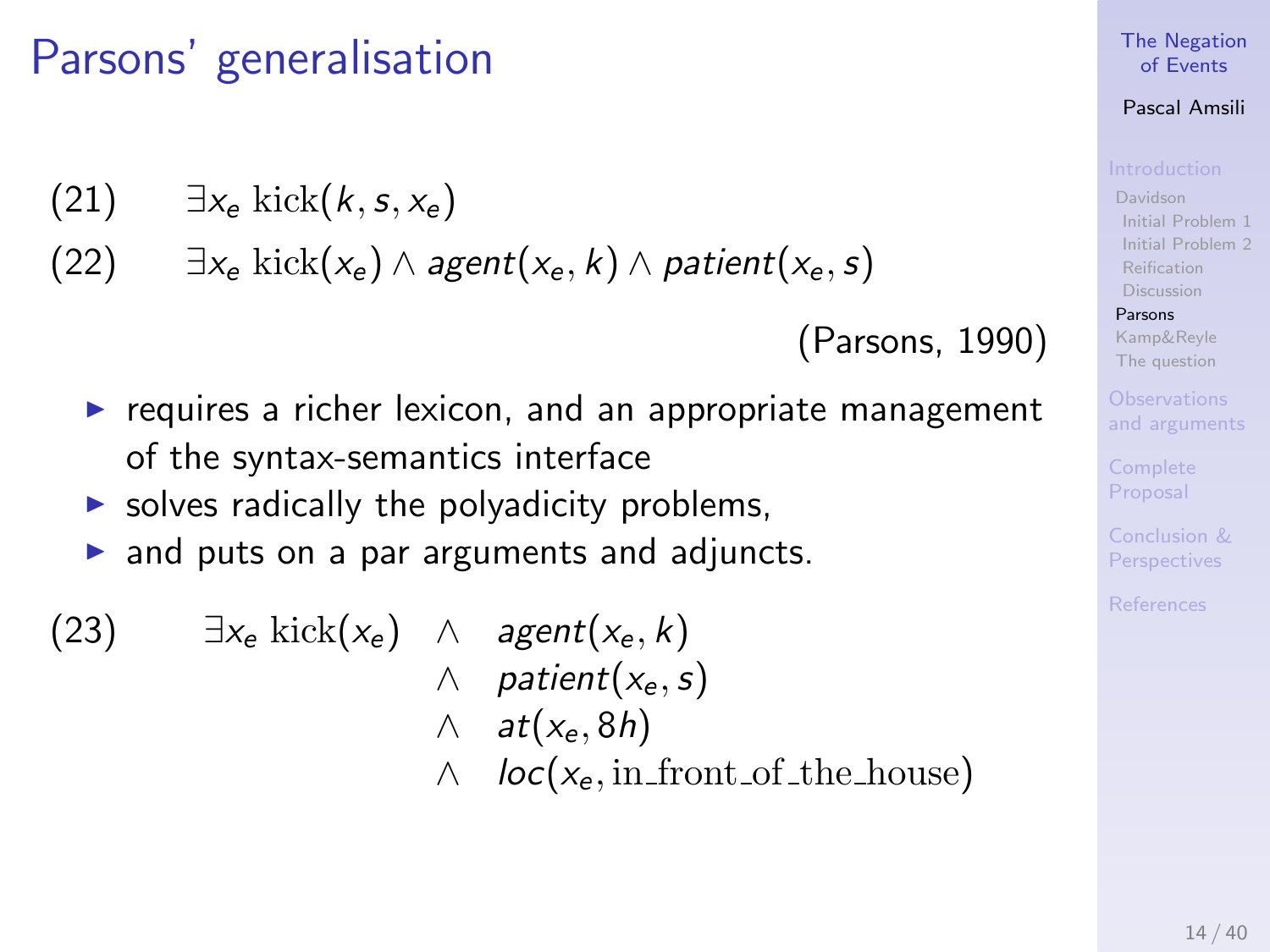# Parsons' generalisation

(21) $\exists x_e \; \mathrm{kick}(k, s, x_e)$

(22) $\exists x_e \; \mathrm{kick}(x_e) \land \mathit{agent}(x_e, k) \land \mathit{patient}(x_e, s)$

(Parsons, 1990)

- requires a richer lexicon, and an appropriate management of the syntax-semantics interface
- solves radically the polyadicity problems,
- and puts on a par arguments and adjuncts.

(23)
$$
\begin{aligned}
\exists x_e \; \mathrm{kick}(x_e) \quad & \land \quad \mathit{agent}(x_e, k) \\
& \land \quad \mathit{patient}(x_e, s) \\
& \land \quad \mathit{at}(x_e, 8h) \\
& \land \quad \mathit{loc}(x_e, \mathrm{in\_front\_of\_the\_house})
\end{aligned}
$$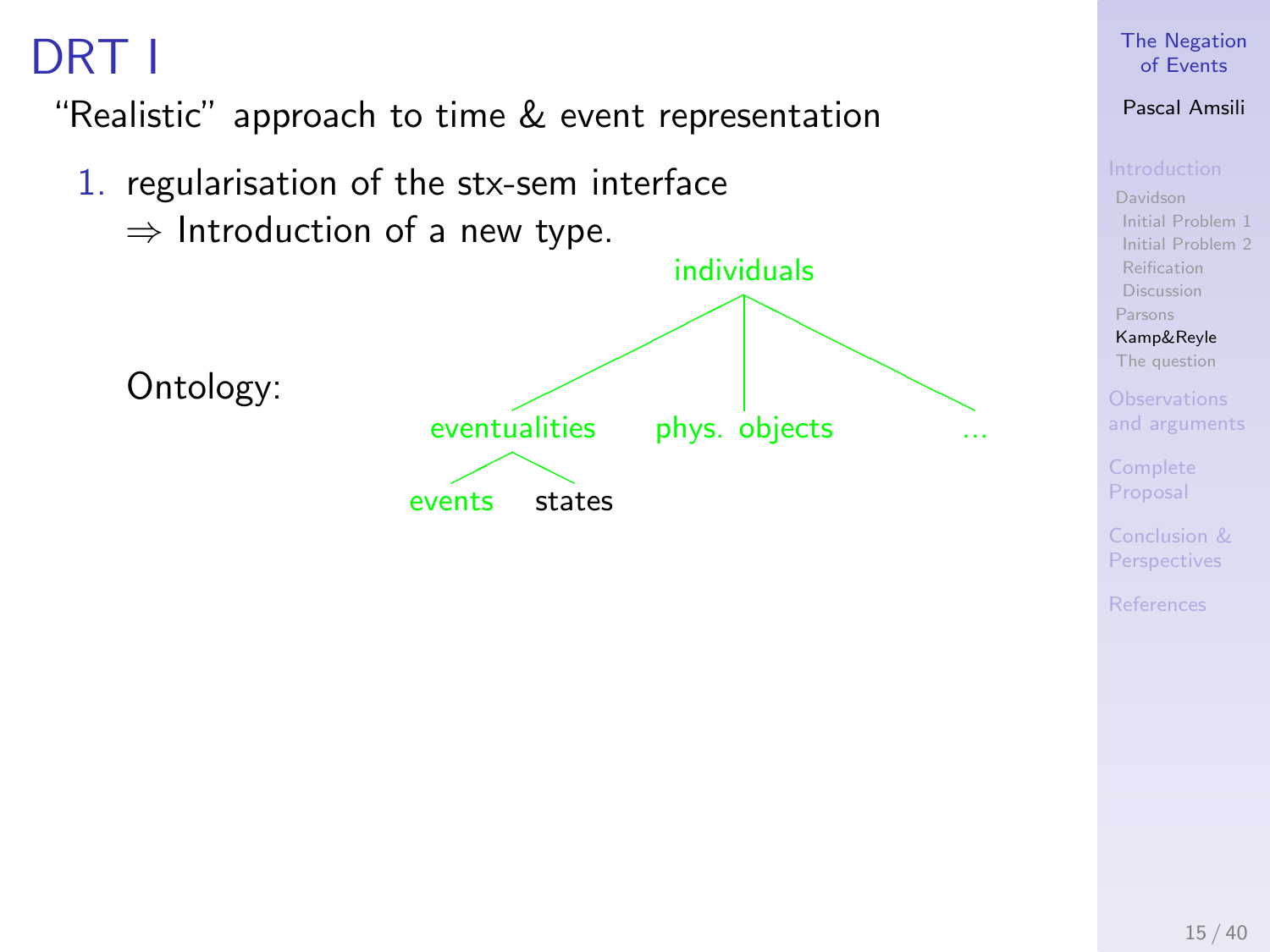# DRT I

"Realistic" approach to time & event representation

1. regularisation of the stx-sem interface
   ⇒ Introduction of a new type.

Ontology:

- individuals
  - eventualities
    - events
    - states
  - phys. objects
  - ...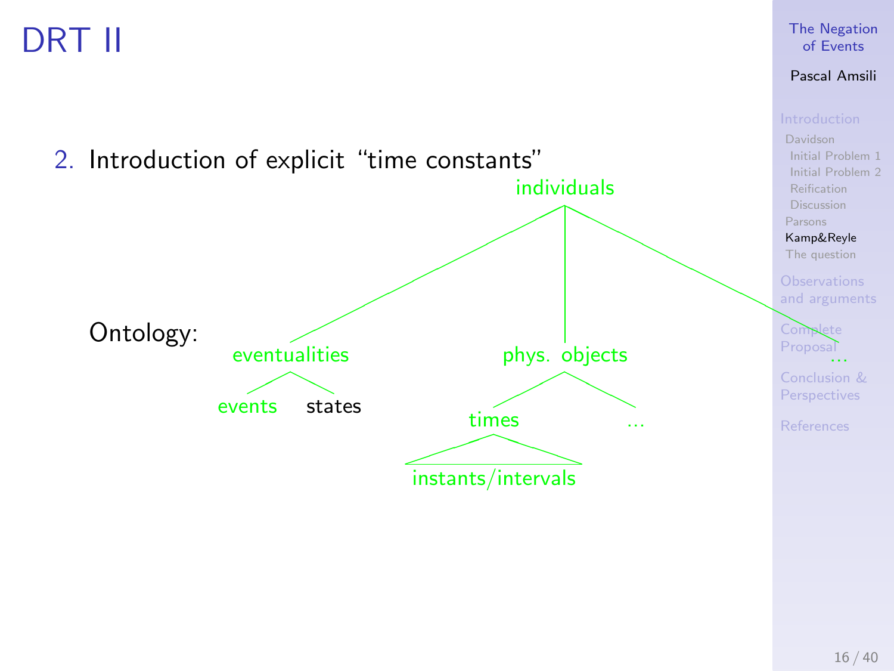# DRT II

2. Introduction of explicit “time constants”

Ontology:

- individuals
  - eventualities
    - events
    - states
  - phys. objects
    - times
      - instants/intervals
    - ...
  - ...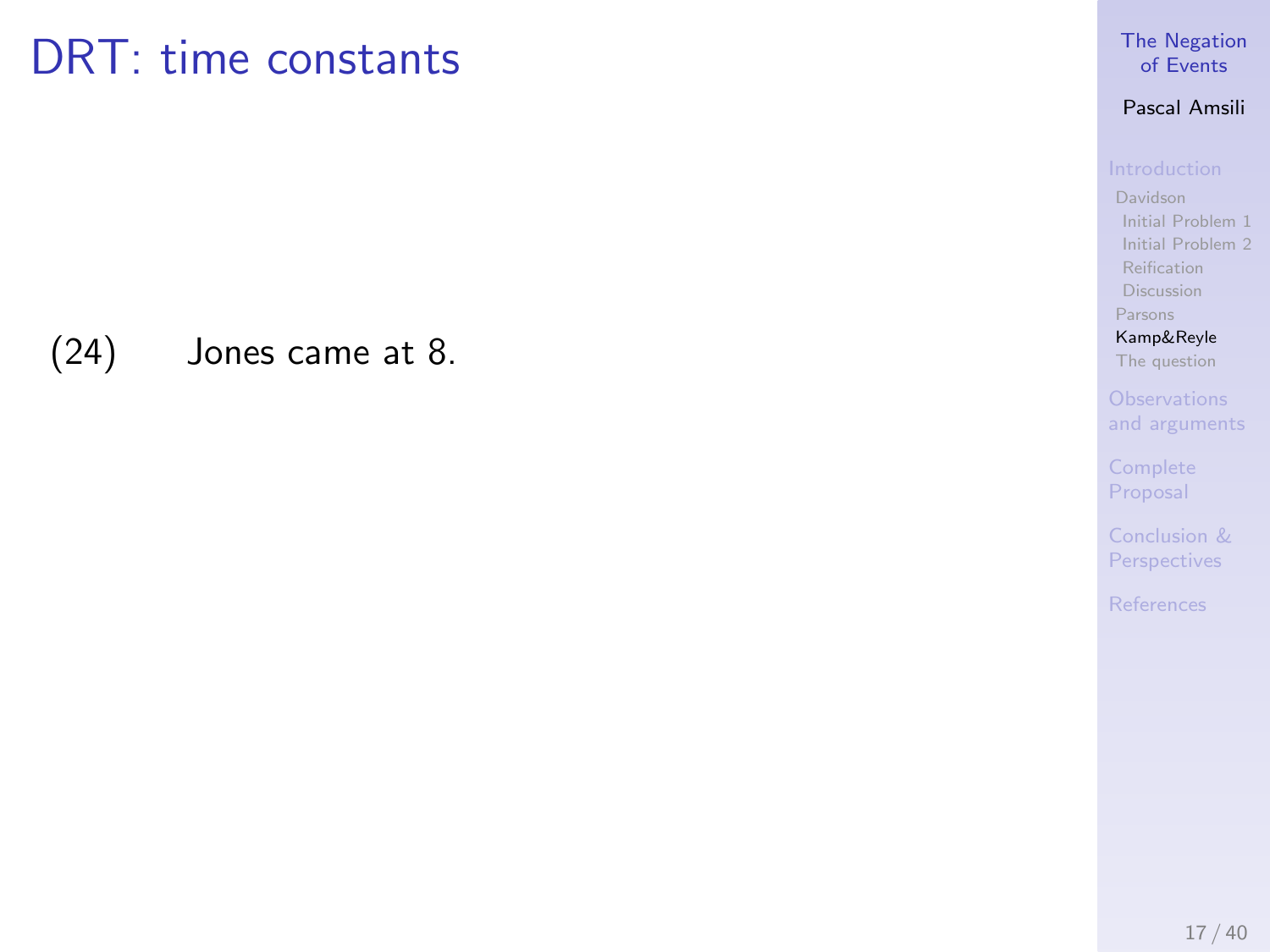# DRT: time constants

(24) Jones came at 8.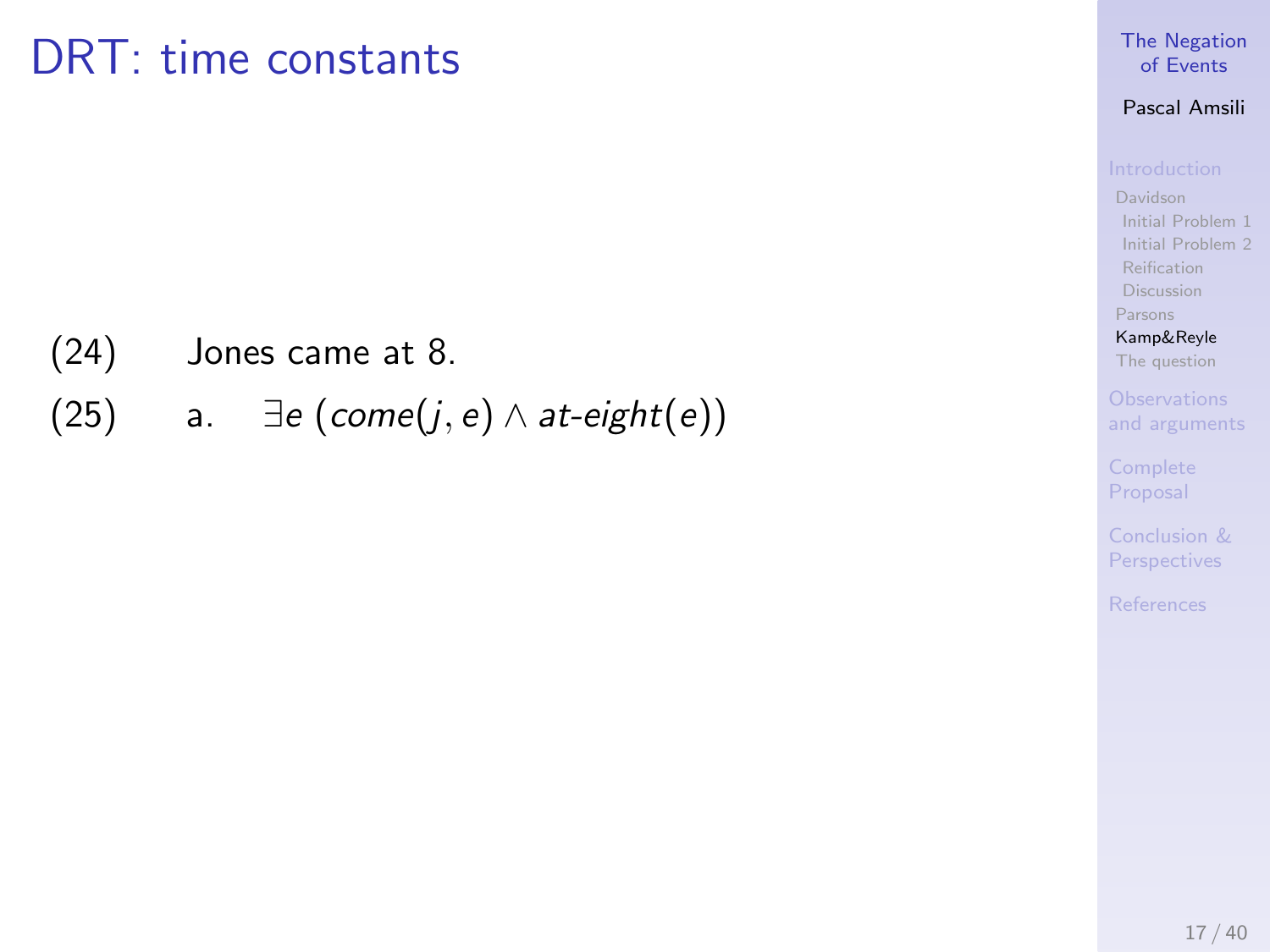# DRT: time constants

(24) Jones came at 8.

(25) a. $\exists e\ (come(j, e) \wedge at\text{-}eight(e))$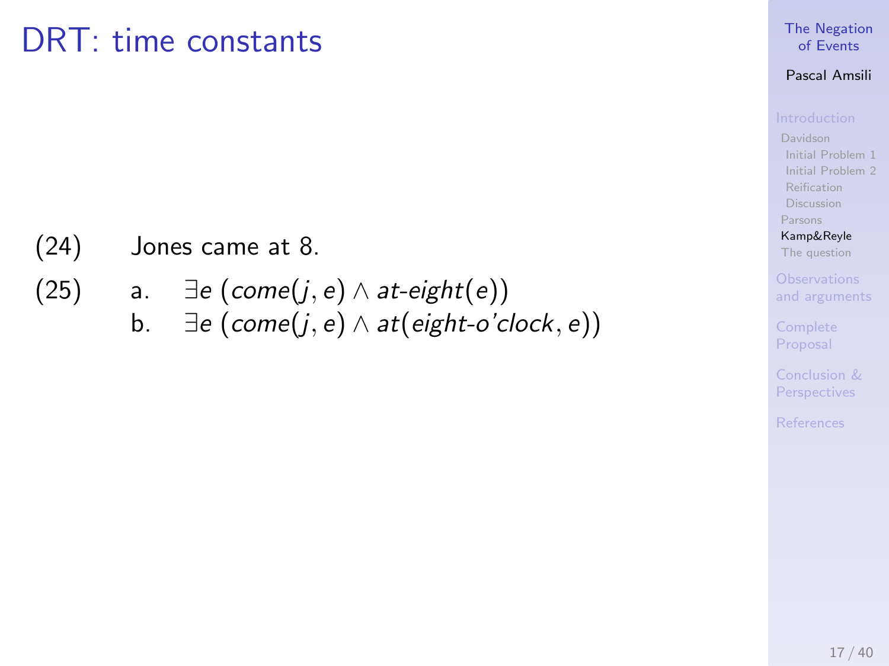# DRT: time constants

(24) Jones came at 8.

(25)
a. $\exists e\ (come(j, e) \wedge at\text{-}eight(e))$
b. $\exists e\ (come(j, e) \wedge at(eight\text{-}o'clock, e))$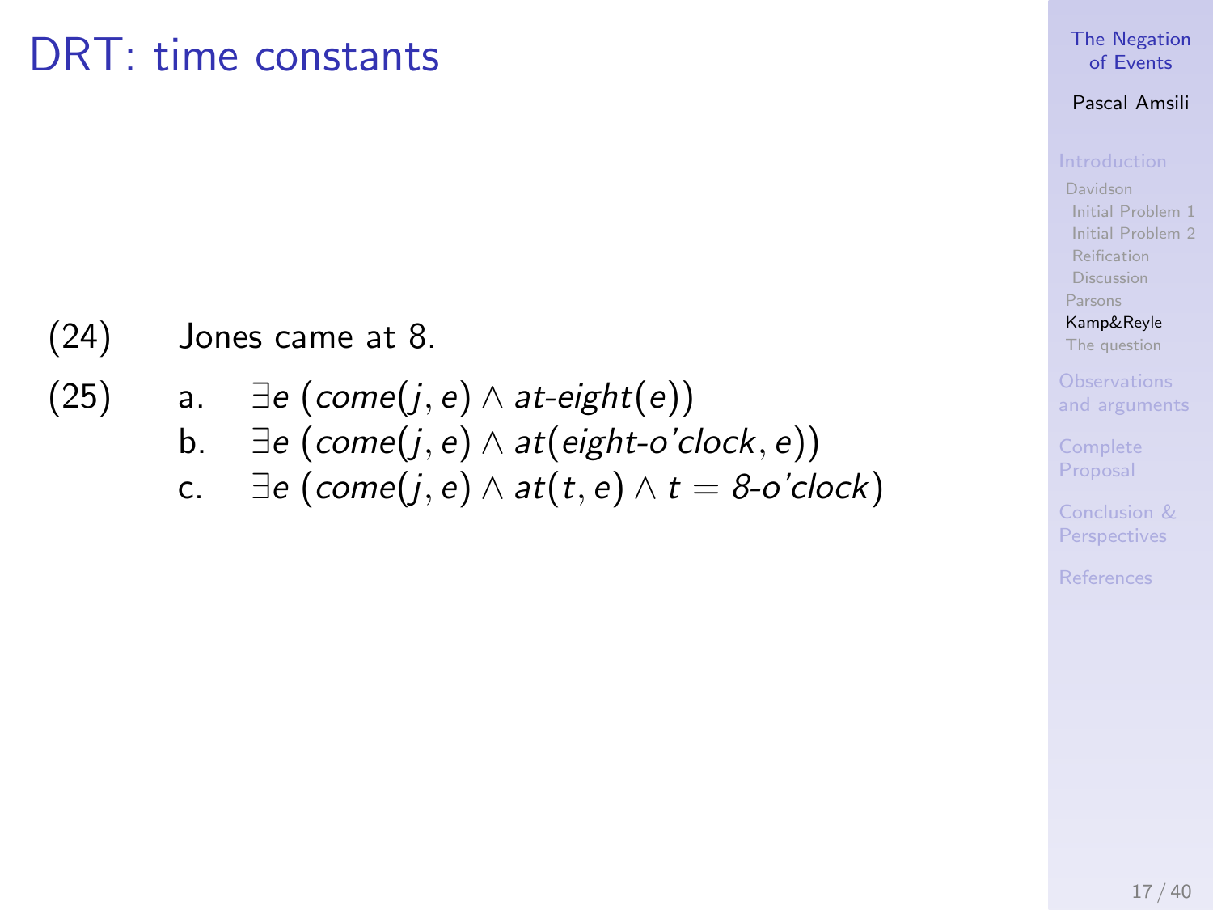# DRT: time constants

(24) Jones came at 8.

(25)
a. $\exists e \, (come(j, e) \wedge \textit{at-eight}(e))$
b. $\exists e \, (come(j, e) \wedge at(\textit{eight-o'clock}, e))$
c. $\exists e \, (come(j, e) \wedge at(t, e) \wedge t = \textit{8-o'clock})$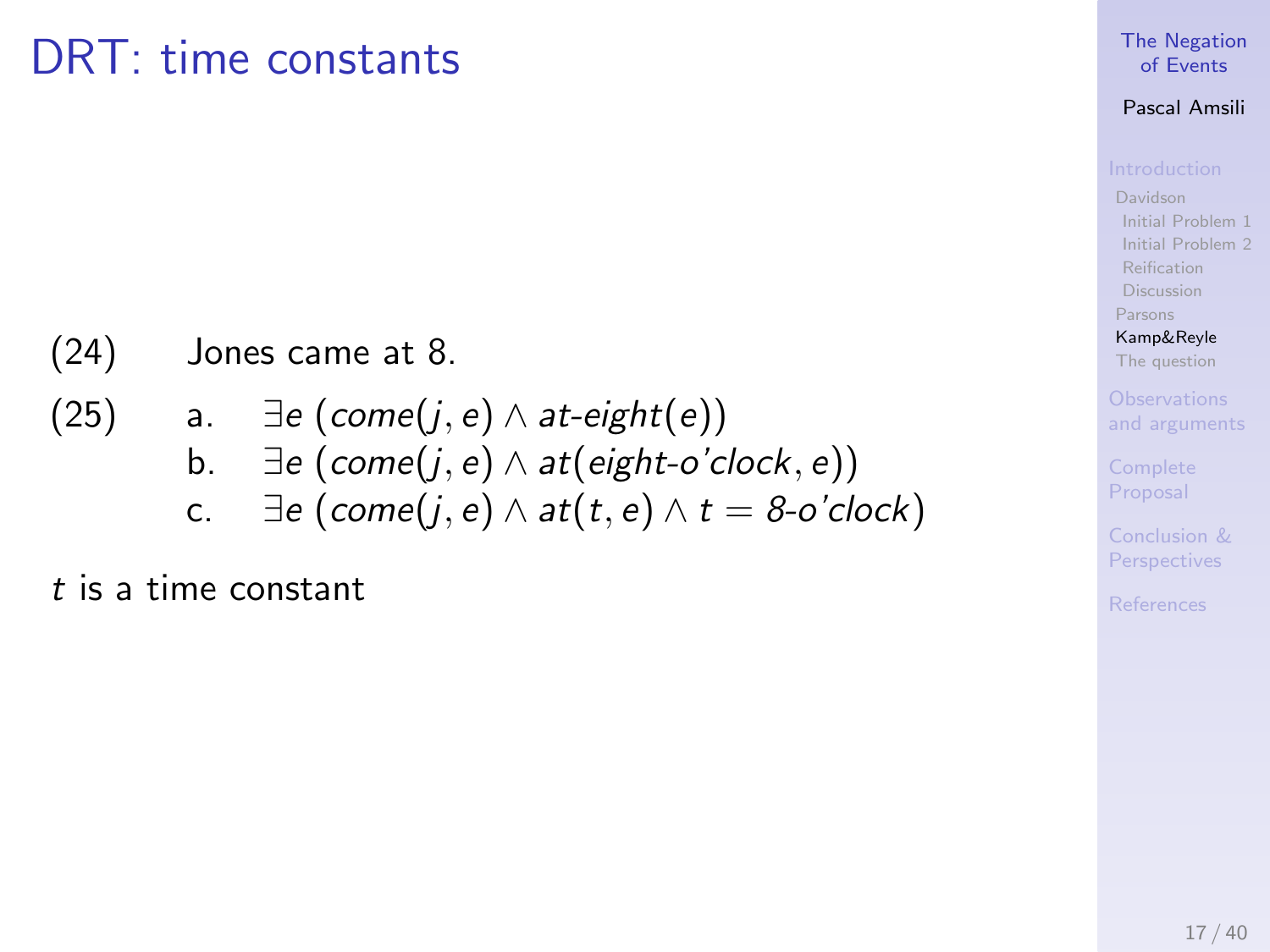# DRT: time constants

(24) Jones came at 8.

(25)

a. $\exists e\ (come(j, e) \land at\text{-}eight(e))$

b. $\exists e\ (come(j, e) \land at(eight\text{-}o'clock, e))$

c. $\exists e\ (come(j, e) \land at(t, e) \land t = 8\text{-}o'clock)$

$t$ is a time constant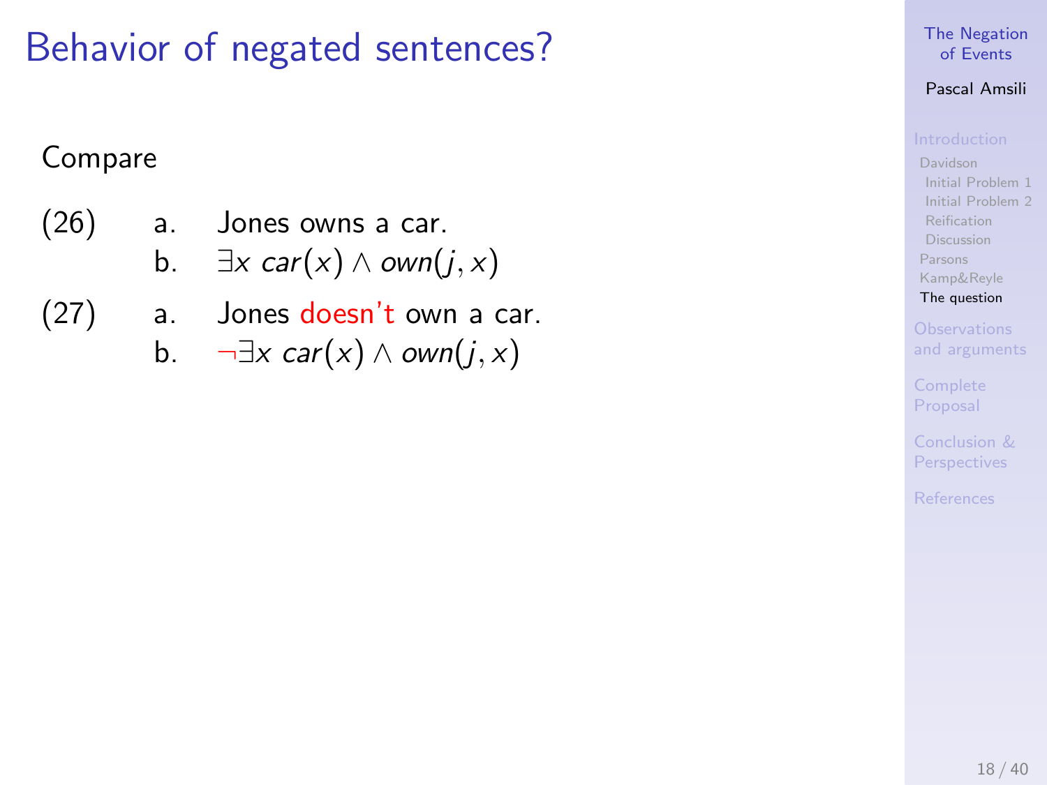# Behavior of negated sentences?

Compare

(26) a. Jones owns a car.

b. $\exists x\ car(x) \wedge own(j, x)$

(27) a. Jones doesn't own a car.

b. $\neg\exists x\ car(x) \wedge own(j, x)$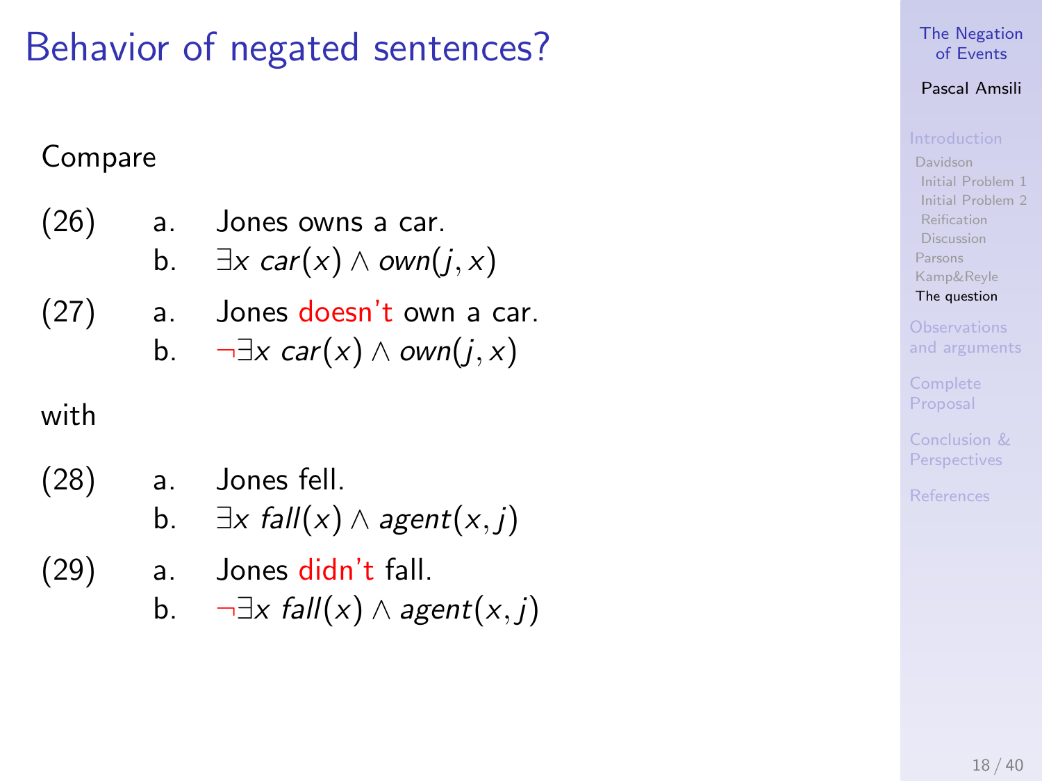# Behavior of negated sentences?

Compare

(26)
 a. Jones owns a car.
 b. $\exists x \; car(x) \wedge own(j, x)$

(27)
 a. Jones doesn't own a car.
 b. $\neg\exists x \; car(x) \wedge own(j, x)$

with

(28)
 a. Jones fell.
 b. $\exists x \; fall(x) \wedge agent(x, j)$

(29)
 a. Jones didn't fall.
 b. $\neg\exists x \; fall(x) \wedge agent(x, j)$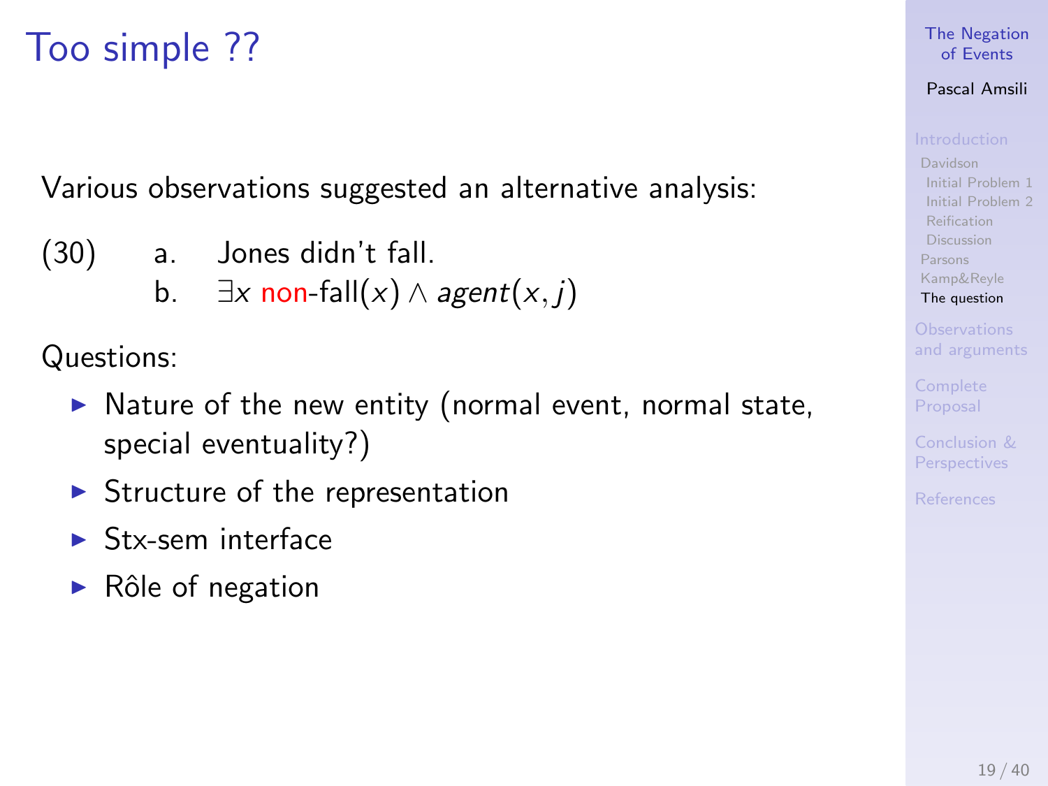# Too simple ??

Various observations suggested an alternative analysis:

(30) a. Jones didn't fall.

b. $\exists x\ \text{non-fall}(x) \wedge \mathit{agent}(x, j)$

Questions:

- Nature of the new entity (normal event, normal state, special eventuality?)
- Structure of the representation
- Stx-sem interface
- Rôle of negation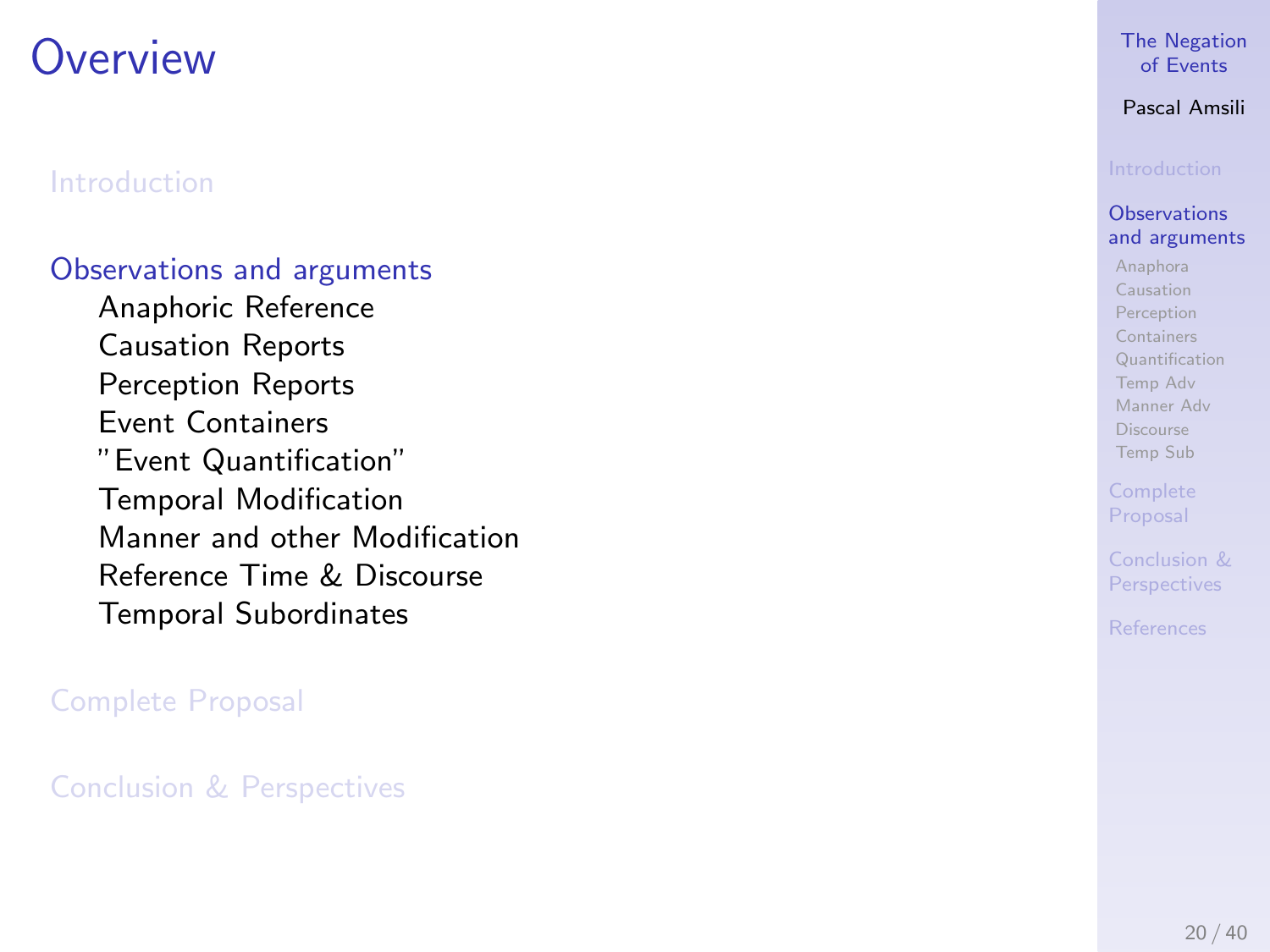# Overview

Introduction

Observations and arguments

- Anaphoric Reference
- Causation Reports
- Perception Reports
- Event Containers
- "Event Quantification"
- Temporal Modification
- Manner and other Modification
- Reference Time & Discourse
- Temporal Subordinates

Complete Proposal

Conclusion & Perspectives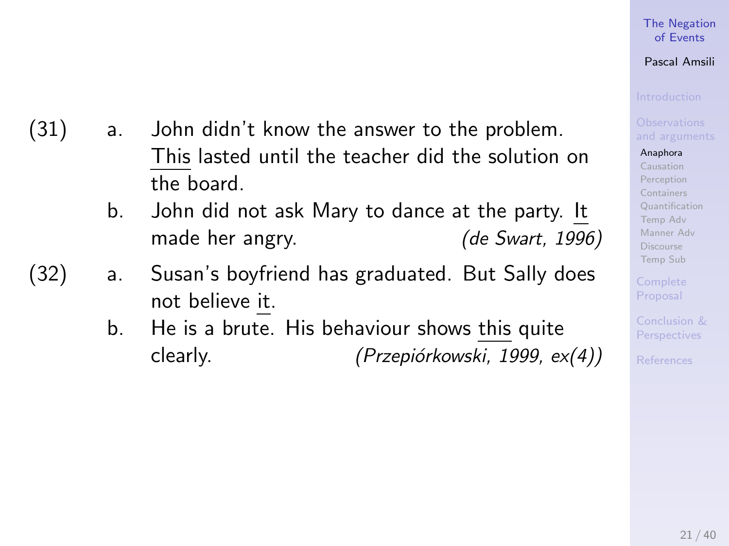(31) a. John didn't know the answer to the problem. <u>This</u> lasted until the teacher did the solution on the board.

b. John did not ask Mary to dance at the party. <u>It</u> made her angry. *(de Swart, 1996)*

(32) a. Susan's boyfriend has graduated. But Sally does not believe <u>it</u>.

b. He is a brute. His behaviour shows <u>this</u> quite clearly. *(Przepiórkowski, 1999, ex(4))*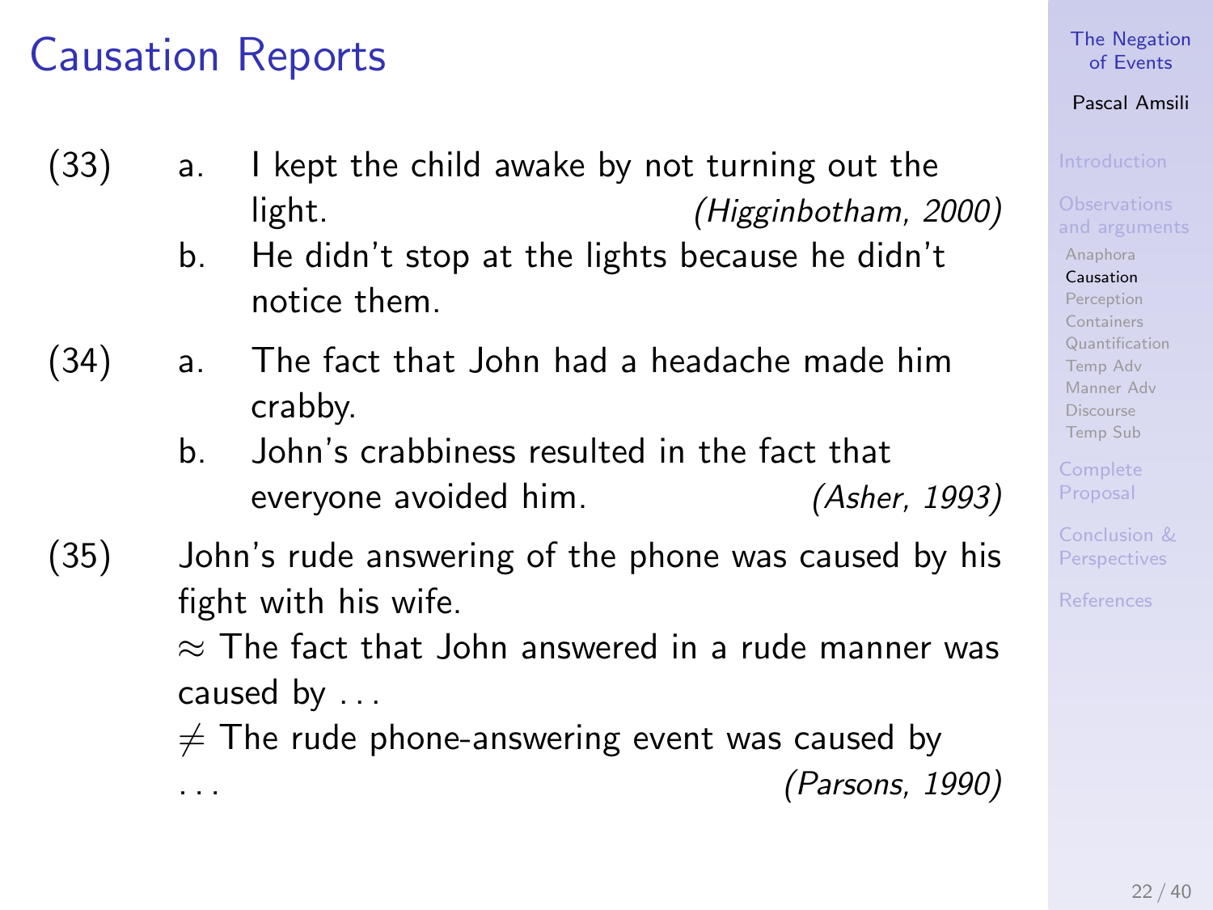# Causation Reports

(33) a. I kept the child awake by not turning out the light. *(Higginbotham, 2000)*

b. He didn't stop at the lights because he didn't notice them.

(34) a. The fact that John had a headache made him crabby.

b. John's crabbiness resulted in the fact that everyone avoided him. *(Asher, 1993)*

(35) John's rude answering of the phone was caused by his fight with his wife.
$\approx$ The fact that John answered in a rude manner was caused by ...
$\neq$ The rude phone-answering event was caused by ... *(Parsons, 1990)*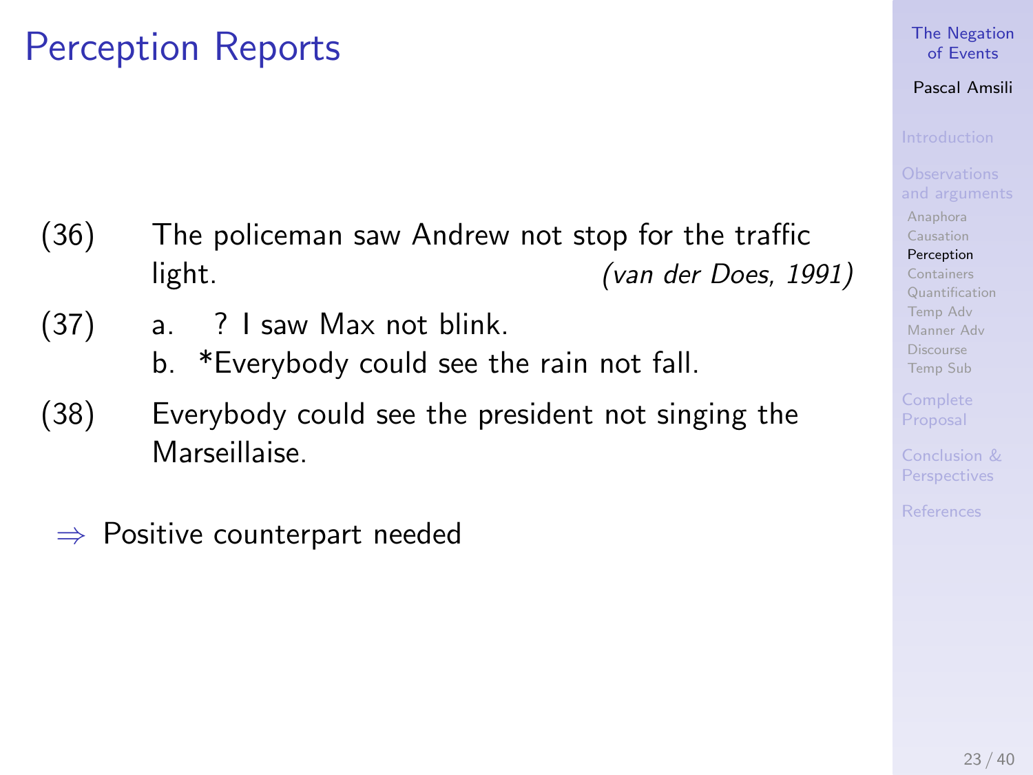# Perception Reports

(36) The policeman saw Andrew not stop for the traffic light. *(van der Does, 1991)*

(37) a. ? I saw Max not blink.
 b. *Everybody could see the rain not fall.

(38) Everybody could see the president not singing the Marseillaise.

$\Rightarrow$ Positive counterpart needed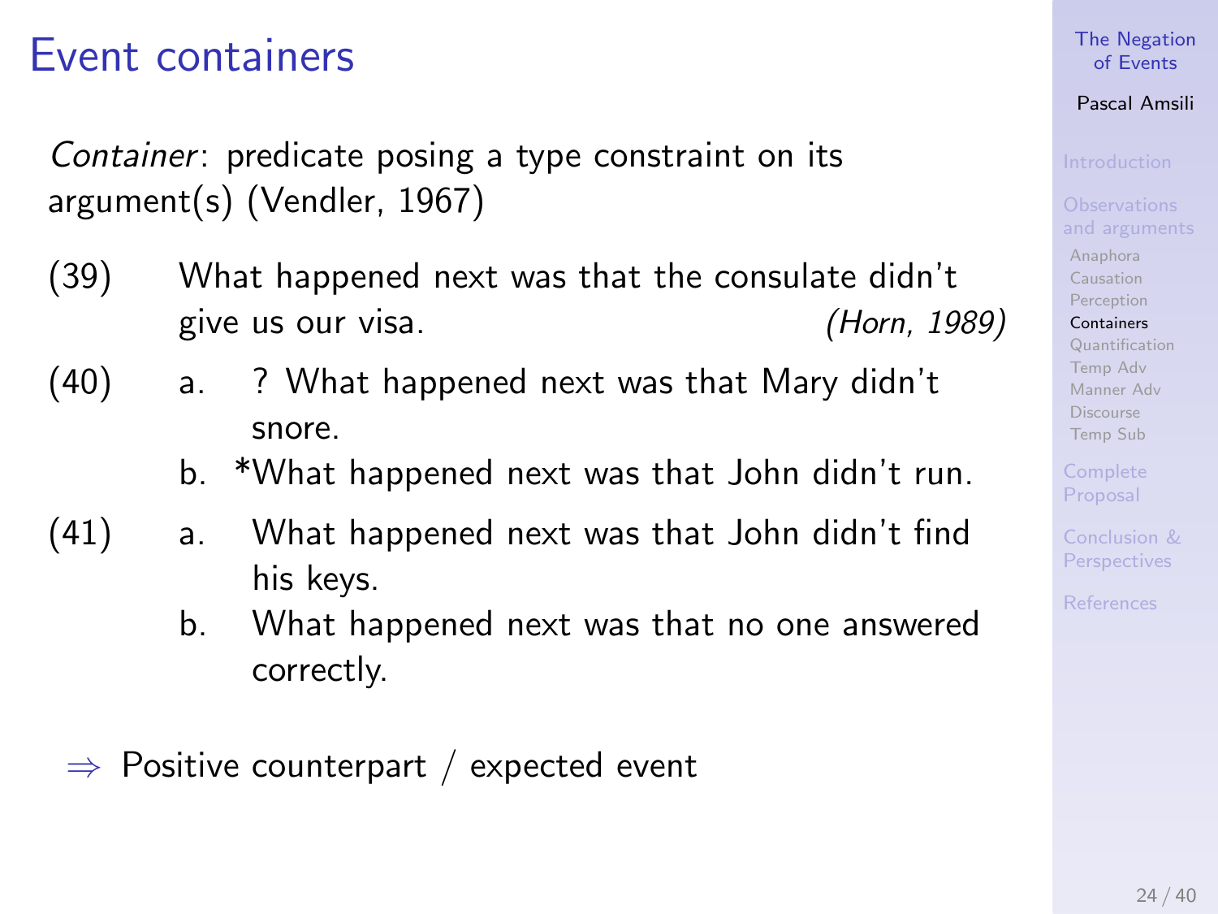# Event containers

*Container*: predicate posing a type constraint on its argument(s) (Vendler, 1967)

(39) What happened next was that the consulate didn't give us our visa. *(Horn, 1989)*

(40)
  a. ? What happened next was that Mary didn't snore.
  b. *What happened next was that John didn't run.

(41)
  a. What happened next was that John didn't find his keys.
  b. What happened next was that no one answered correctly.

⇒ Positive counterpart / expected event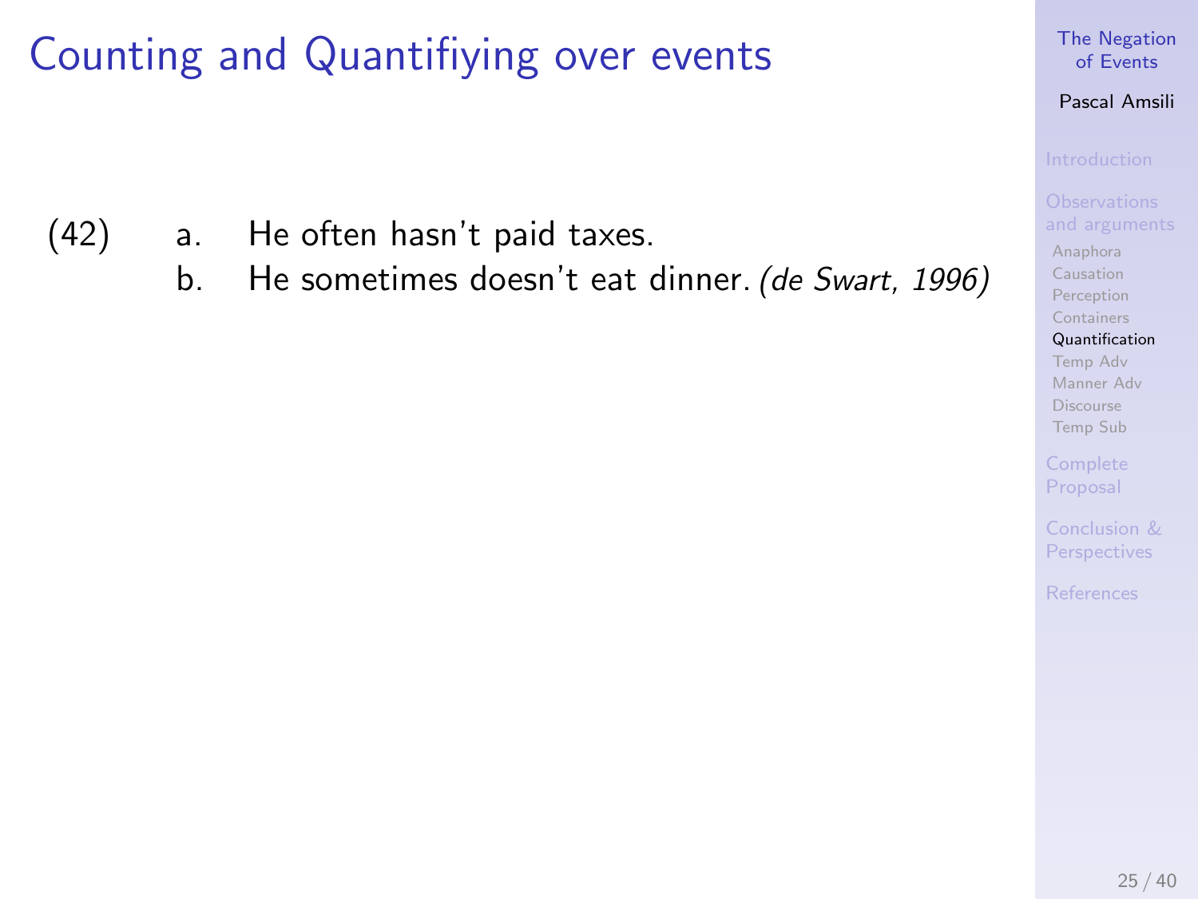# Counting and Quantifiying over events

(42) a. He often hasn't paid taxes.

b. He sometimes doesn't eat dinner. *(de Swart, 1996)*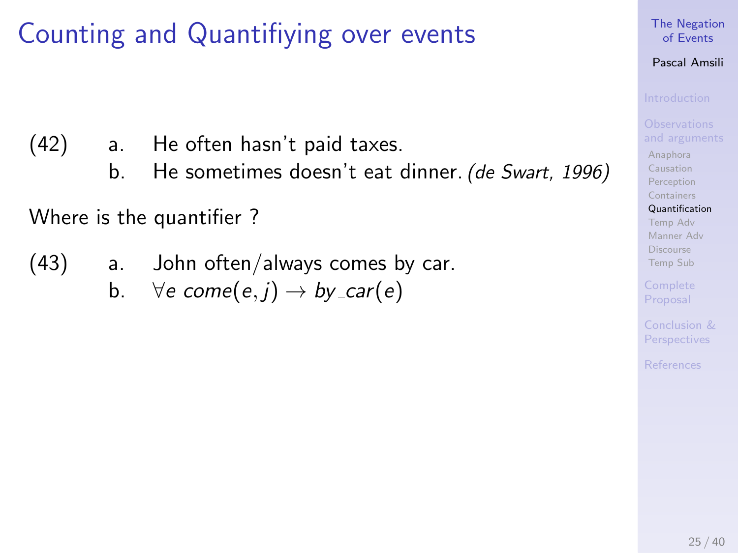# Counting and Quantifiying over events

(42) a. He often hasn't paid taxes.

b. He sometimes doesn't eat dinner. *(de Swart, 1996)*

Where is the quantifier ?

(43) a. John often/always comes by car.

b. $\forall e \; come(e, j) \rightarrow by\_car(e)$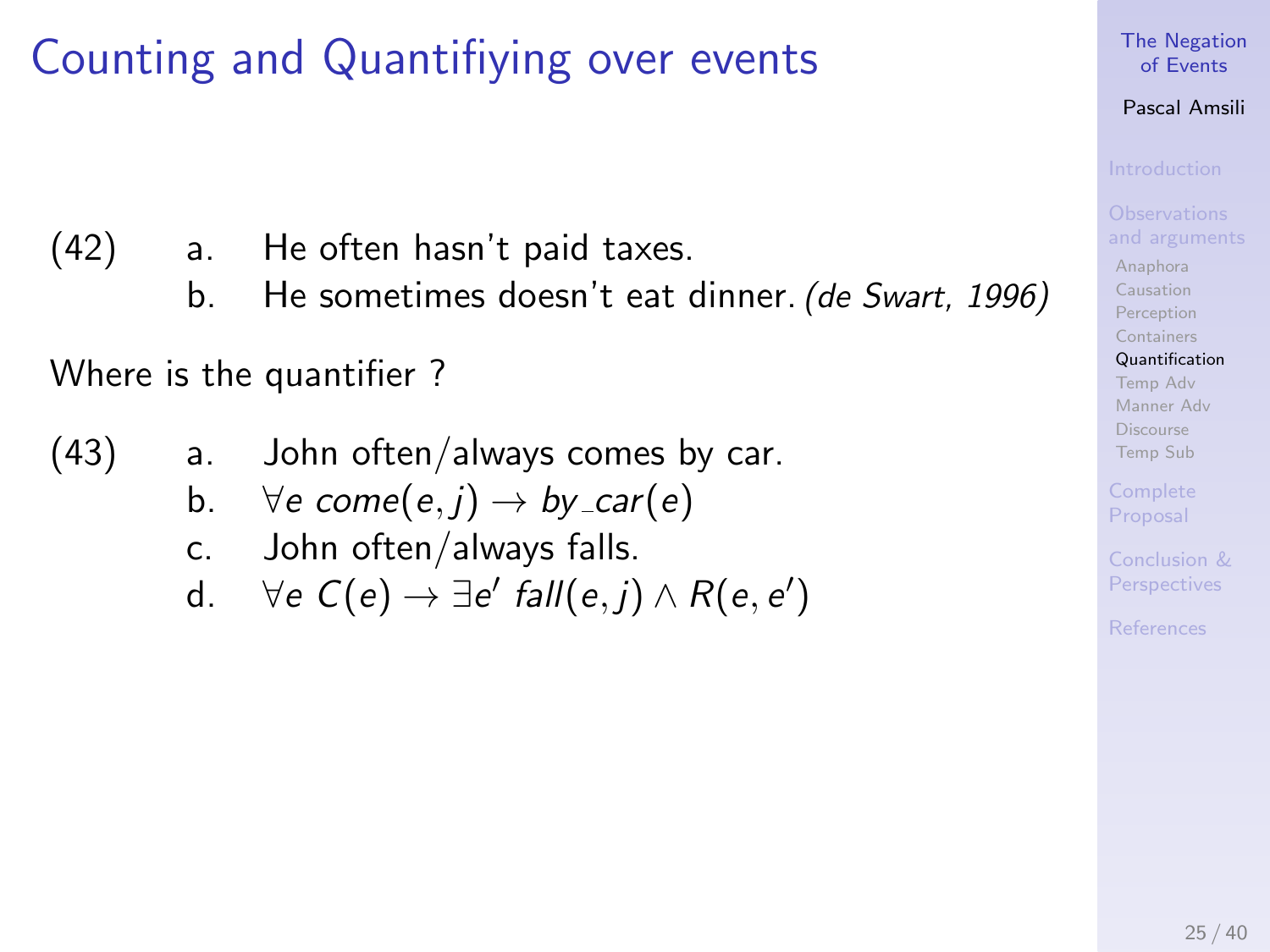# Counting and Quantifiying over events

(42)
a. He often hasn't paid taxes.
b. He sometimes doesn't eat dinner. *(de Swart, 1996)*

Where is the quantifier ?

(43)
a. John often/always comes by car.
b. $\forall e\ come(e, j) \rightarrow by\_car(e)$
c. John often/always falls.
d. $\forall e\ C(e) \rightarrow \exists e'\ fall(e, j) \wedge R(e, e')$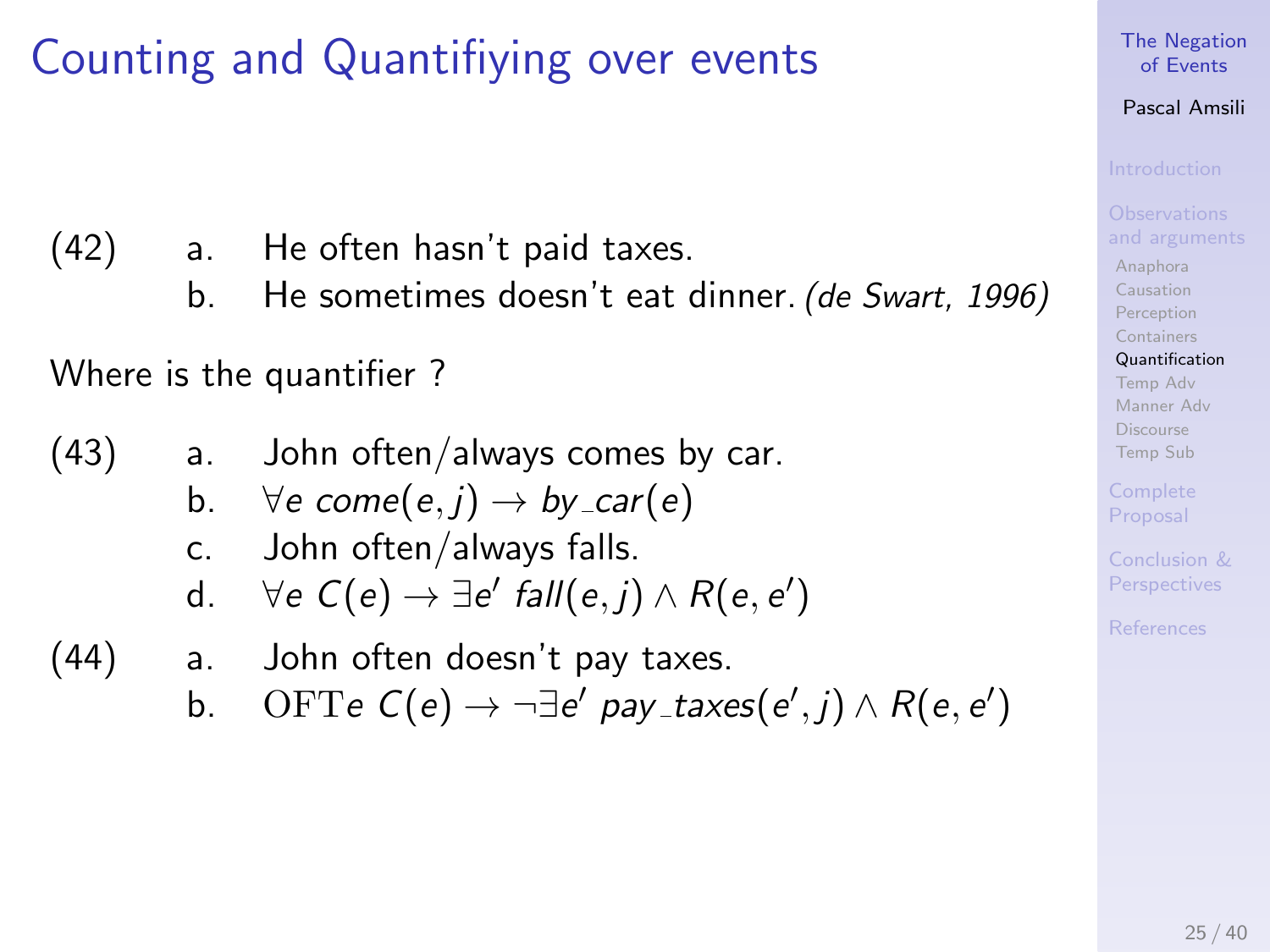# Counting and Quantifiying over events

(42)
a. He often hasn't paid taxes.
b. He sometimes doesn't eat dinner. *(de Swart, 1996)*

Where is the quantifier ?

(43)
a. John often/always comes by car.
b. $\forall e \; come(e, j) \rightarrow by\_car(e)$
c. John often/always falls.
d. $\forall e \; C(e) \rightarrow \exists e' \; fall(e, j) \wedge R(e, e')$

(44)
a. John often doesn't pay taxes.
b. $\mathrm{OFT} e \; C(e) \rightarrow \neg \exists e' \; pay\_taxes(e', j) \wedge R(e, e')$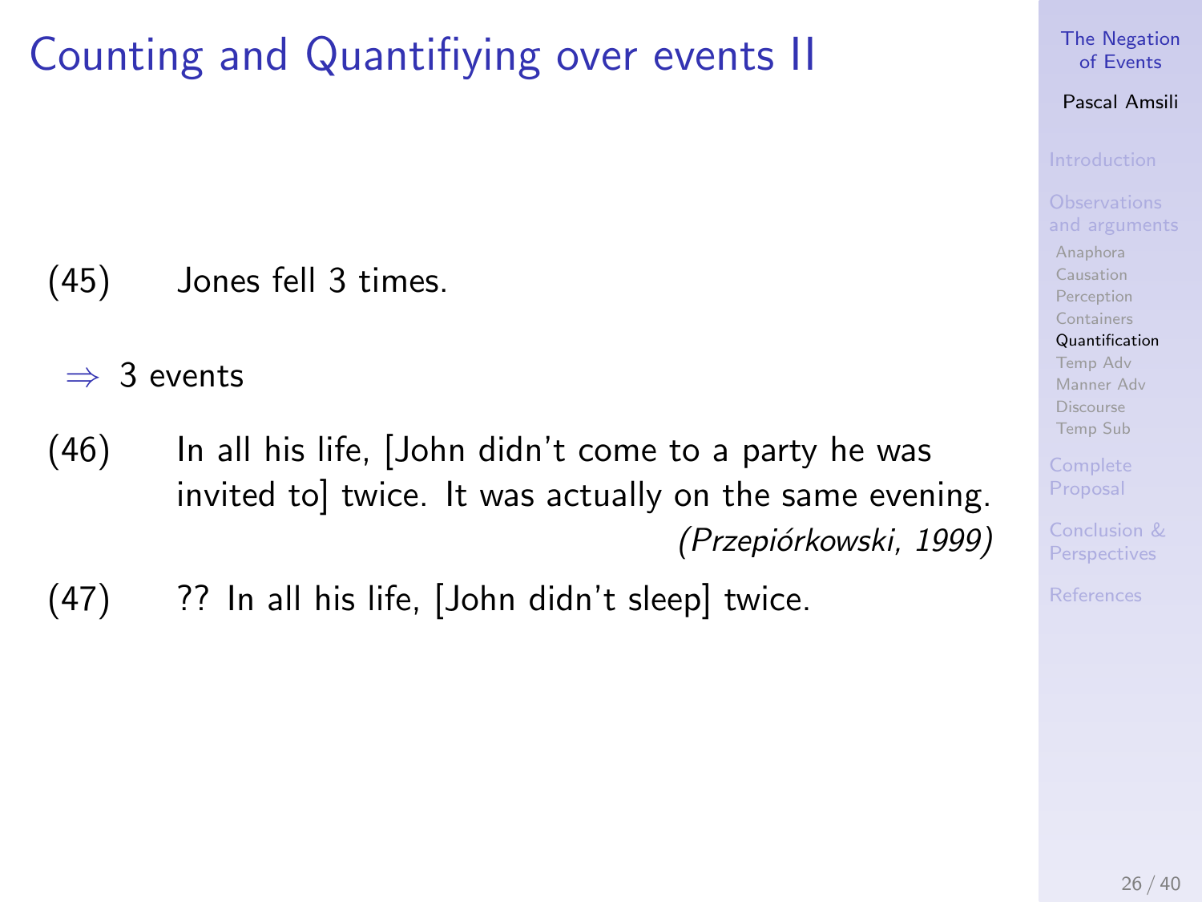# Counting and Quantifiying over events II

(45) Jones fell 3 times.

$\Rightarrow$ 3 events

(46) In all his life, [John didn't come to a party he was invited to] twice. It was actually on the same evening.
*(Przepiórkowski, 1999)*

(47) ?? In all his life, [John didn't sleep] twice.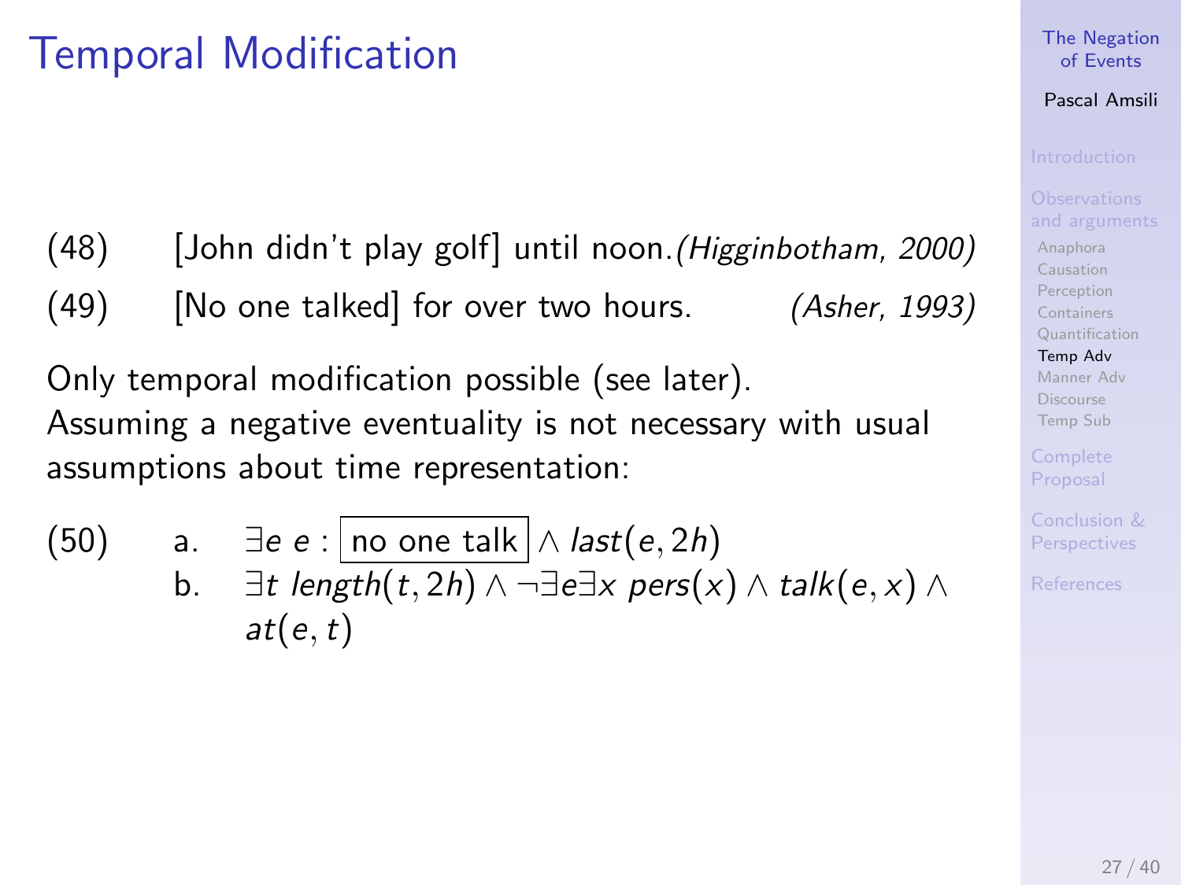# Temporal Modification

(48) [John didn't play golf] until noon. *(Higginbotham, 2000)*

(49) [No one talked] for over two hours. *(Asher, 1993)*

Only temporal modification possible (see later).
Assuming a negative eventuality is not necessary with usual assumptions about time representation:

(50) a. $\exists e\ e : \boxed{\text{no one talk}} \wedge last(e, 2h)$

b. $\exists t\ length(t, 2h) \wedge \neg\exists e \exists x\ pers(x) \wedge talk(e, x) \wedge at(e, t)$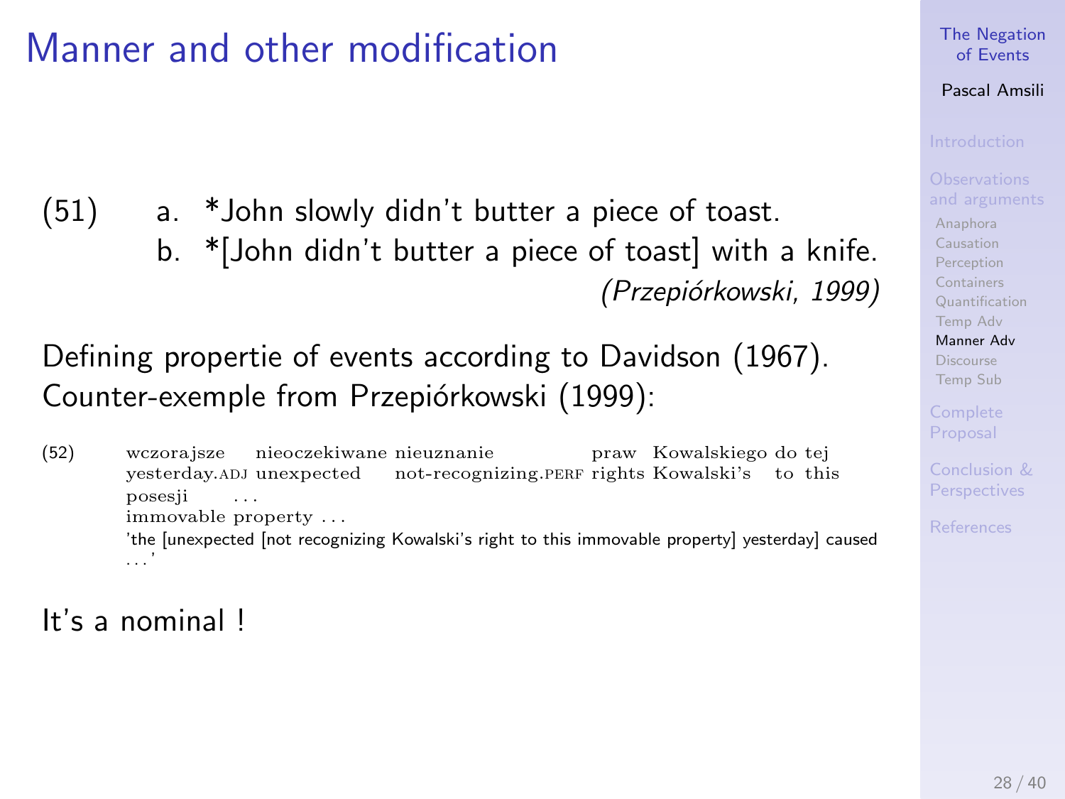# Manner and other modification

(51) a. *John slowly didn't butter a piece of toast.
b. *[John didn't butter a piece of toast] with a knife.
*(Przepiórkowski, 1999)*

Defining propertie of events according to Davidson (1967).
Counter-exemple from Przepiórkowski (1999):

(52) wczorajsze nieoczekiwane nieuznanie praw Kowalskiego do tej posesji ...
yesterday.ADJ unexpected not-recognizing.PERF rights Kowalski's to this immovable property ...
'the [unexpected [not recognizing Kowalski's right to this immovable property] yesterday] caused ...'

It's a nominal !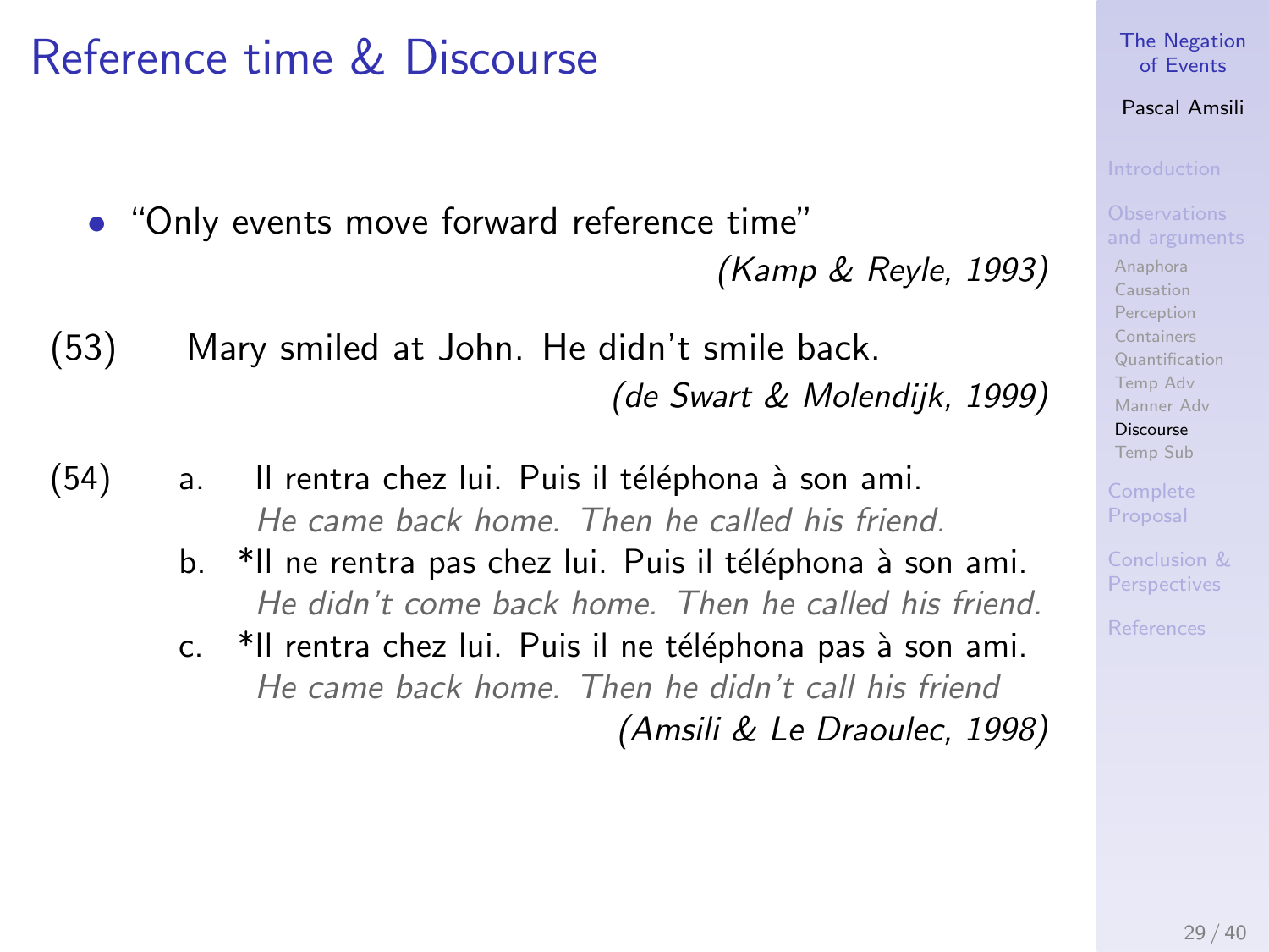# Reference time & Discourse

- "Only events move forward reference time"

  *(Kamp & Reyle, 1993)*

(53) Mary smiled at John. He didn't smile back.

*(de Swart & Molendijk, 1999)*

(54)
  a. Il rentra chez lui. Puis il téléphona à son ami.
     *He came back home. Then he called his friend.*
  b. *Il ne rentra pas chez lui. Puis il téléphona à son ami.
     *He didn't come back home. Then he called his friend.*
  c. *Il rentra chez lui. Puis il ne téléphona pas à son ami.
     *He came back home. Then he didn't call his friend*

*(Amsili & Le Draoulec, 1998)*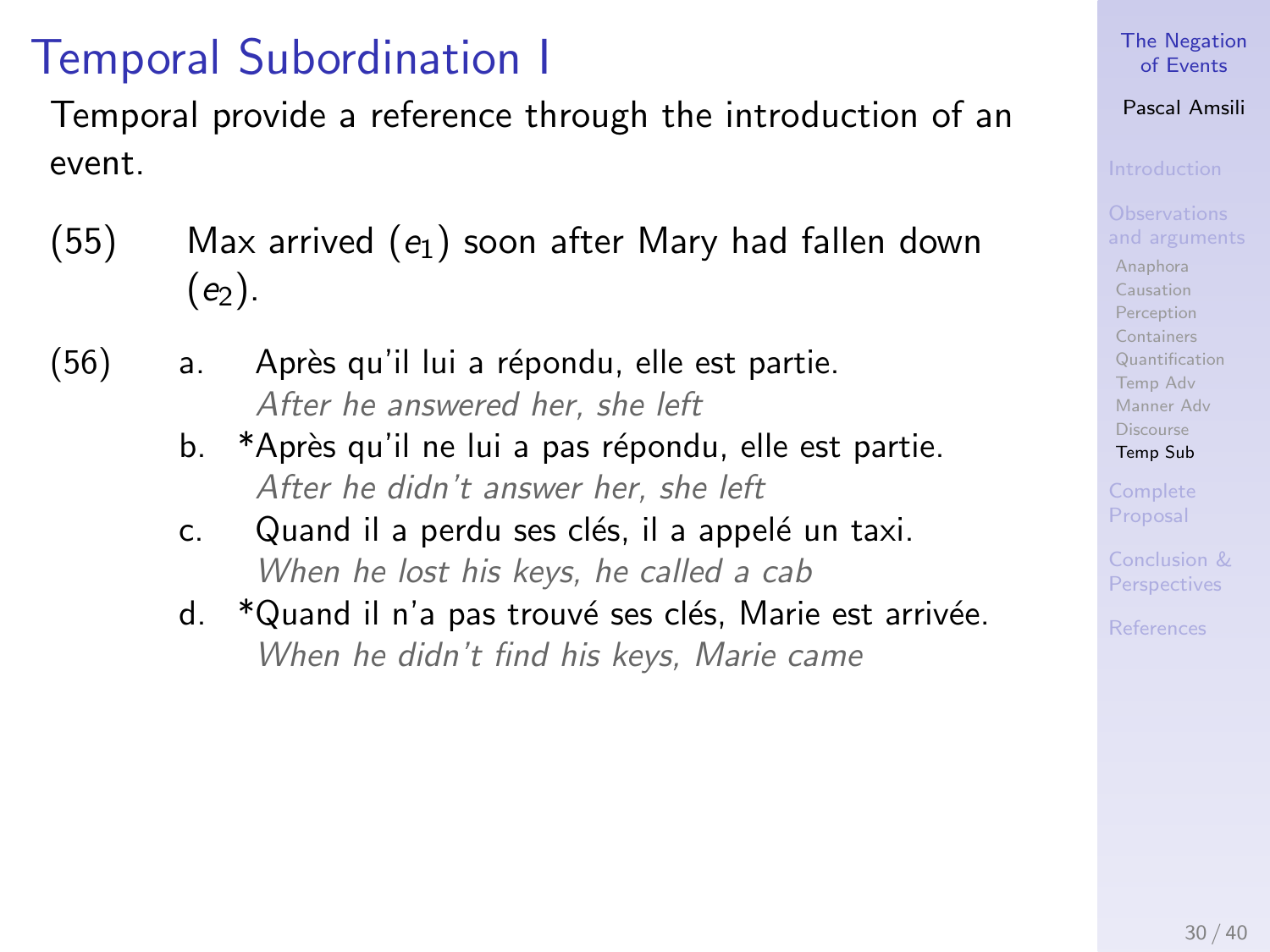# Temporal Subordination I

Temporal provide a reference through the introduction of an event.

(55) Max arrived ($e_1$) soon after Mary had fallen down ($e_2$).

(56)
   a. Après qu'il lui a répondu, elle est partie.
      *After he answered her, she left*
   b. *Après qu'il ne lui a pas répondu, elle est partie.
      *After he didn't answer her, she left*
   c. Quand il a perdu ses clés, il a appelé un taxi.
      *When he lost his keys, he called a cab*
   d. *Quand il n'a pas trouvé ses clés, Marie est arrivée.
      *When he didn't find his keys, Marie came*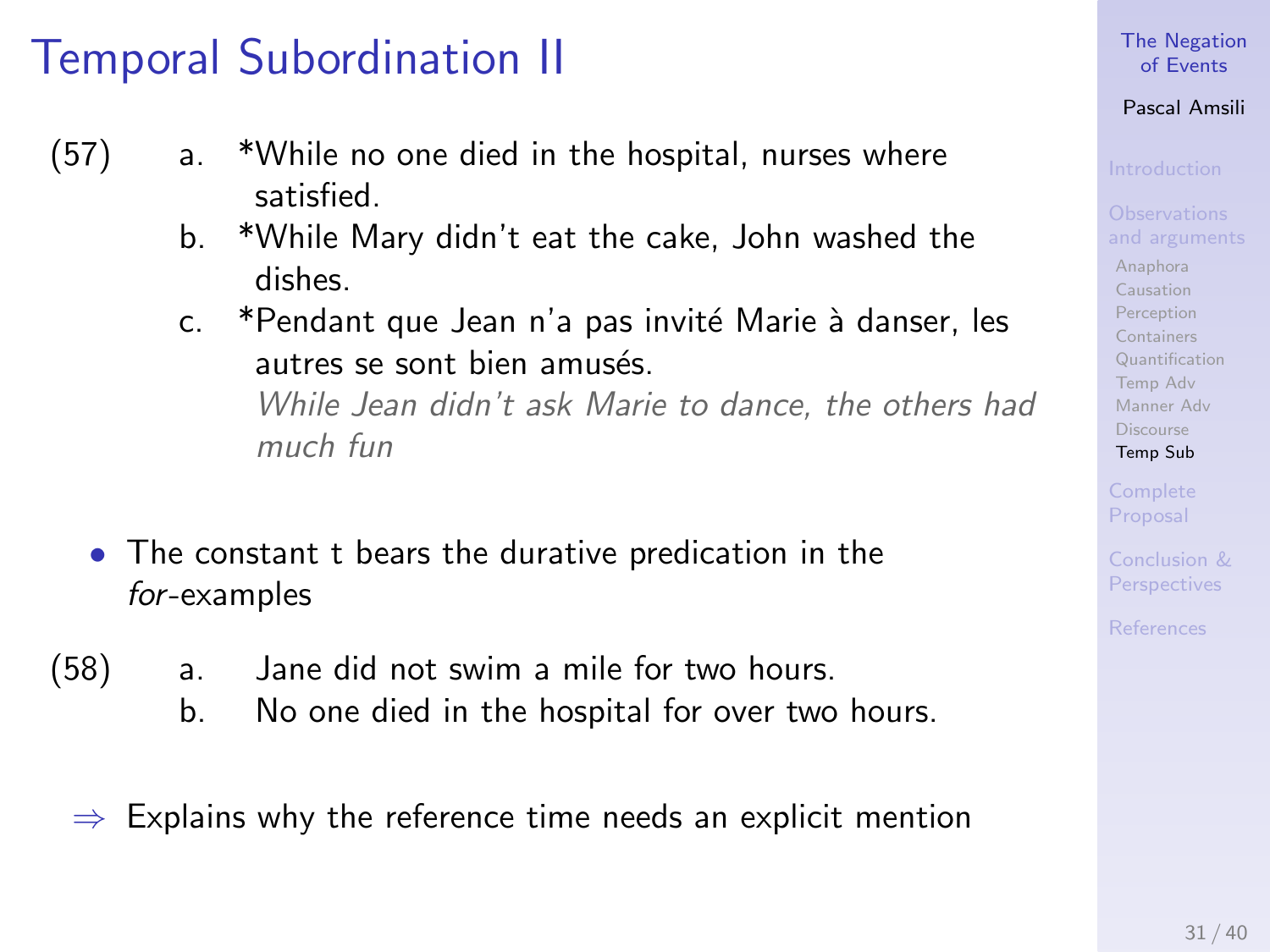# Temporal Subordination II

(57)
a. *While no one died in the hospital, nurses where satisfied.
b. *While Mary didn't eat the cake, John washed the dishes.
c. *Pendant que Jean n'a pas invité Marie à danser, les autres se sont bien amusés.
*While Jean didn't ask Marie to dance, the others had much fun*

- The constant t bears the durative predication in the *for*-examples

(58)
a. Jane did not swim a mile for two hours.
b. No one died in the hospital for over two hours.

⇒ Explains why the reference time needs an explicit mention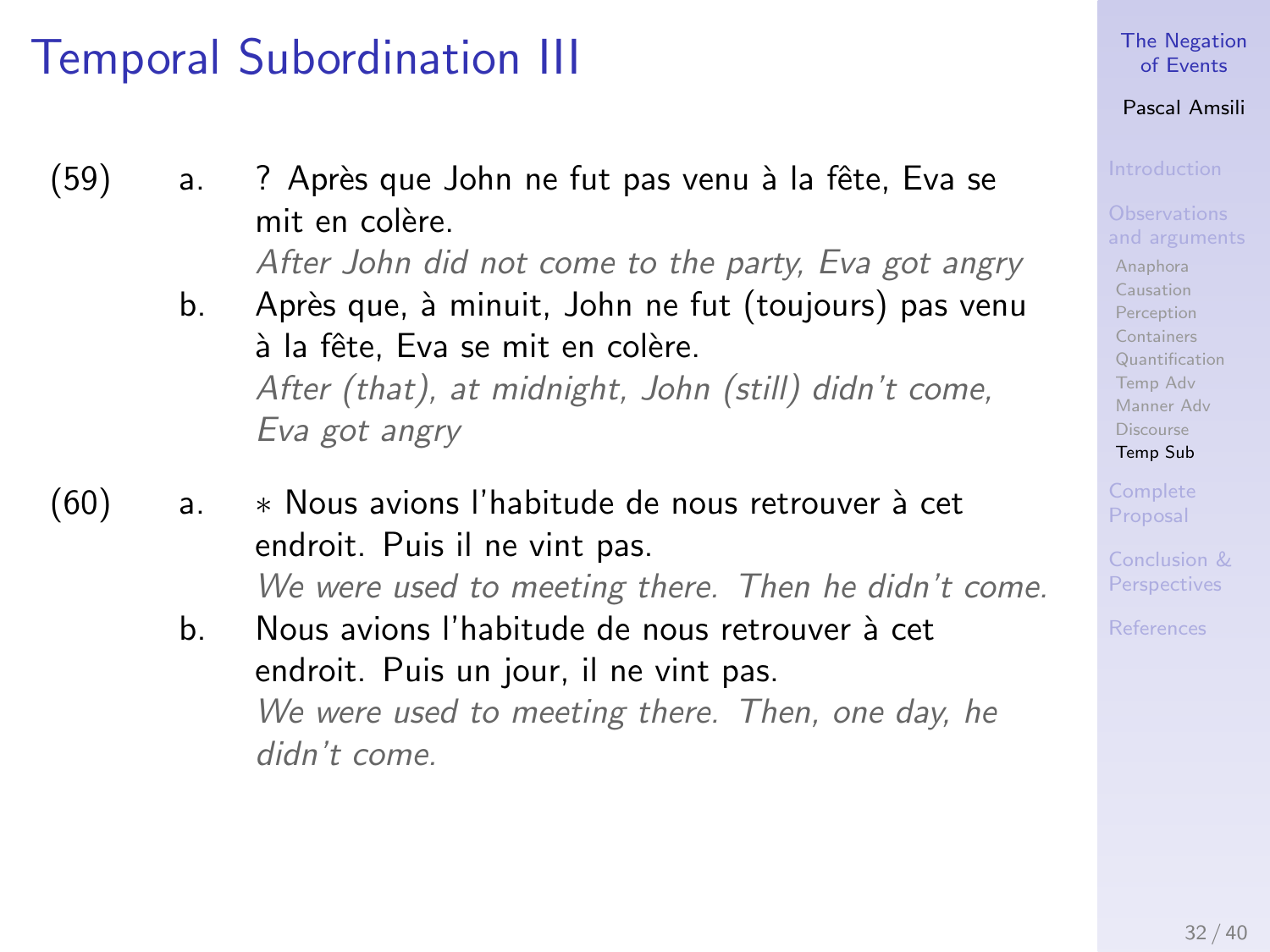# Temporal Subordination III

(59)

a. ? Après que John ne fut pas venu à la fête, Eva se mit en colère.
*After John did not come to the party, Eva got angry*

b. Après que, à minuit, John ne fut (toujours) pas venu à la fête, Eva se mit en colère.
*After (that), at midnight, John (still) didn't come, Eva got angry*

(60)

a. * Nous avions l'habitude de nous retrouver à cet endroit. Puis il ne vint pas.
*We were used to meeting there. Then he didn't come.*

b. Nous avions l'habitude de nous retrouver à cet endroit. Puis un jour, il ne vint pas.
*We were used to meeting there. Then, one day, he didn't come.*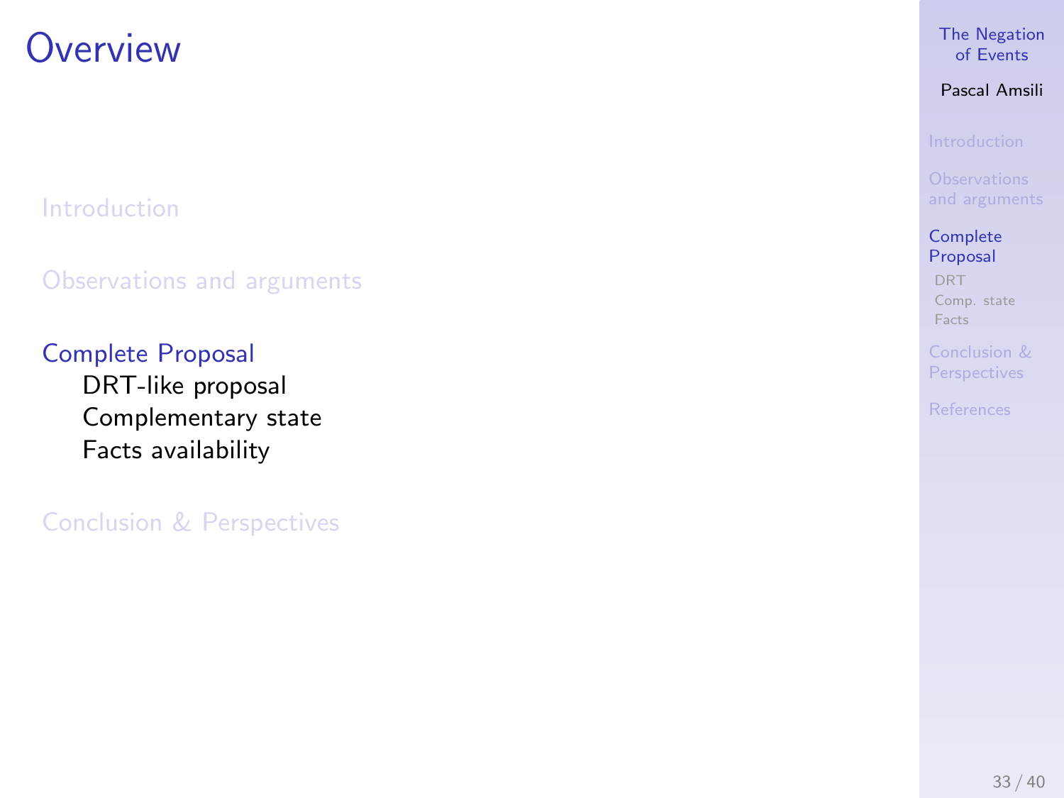# Overview

Introduction

Observations and arguments

Complete Proposal
- DRT-like proposal
- Complementary state
- Facts availability

Conclusion & Perspectives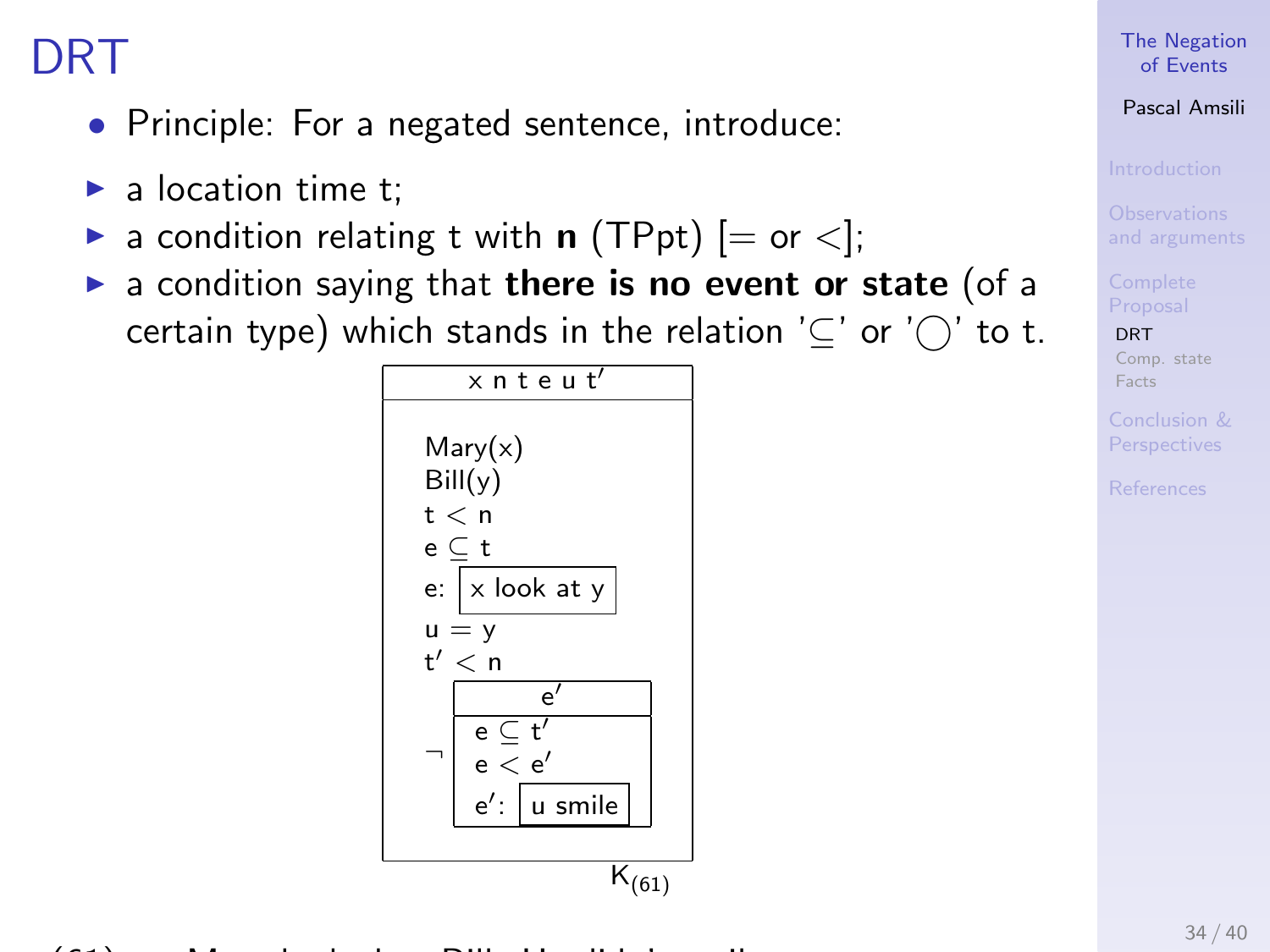# DRT

- Principle: For a negated sentence, introduce:

- a location time t;
- a condition relating t with **n** (TPpt) [= or <];
- a condition saying that **there is no event or state** (of a certain type) which stands in the relation '$\subseteq$' or '$\bigcirc$' to t.

```
+-----------------------------+
|        x n t e u t'         |
+-----------------------------+
|  Mary(x)                    |
|  Bill(y)                    |
|  t < n                      |
|  e ⊆ t                      |
|  e: [x look at y]           |
|  u = y                      |
|  t' < n                     |
|     +-----------------+     |
|     |       e'        |     |
|  ¬  +-----------------+     |
|     | e ⊆ t'          |     |
|     | e < e'          |     |
|     | e': [u smile]   |     |
|     +-----------------+     |
+-----------------------------+
                        K(61)
```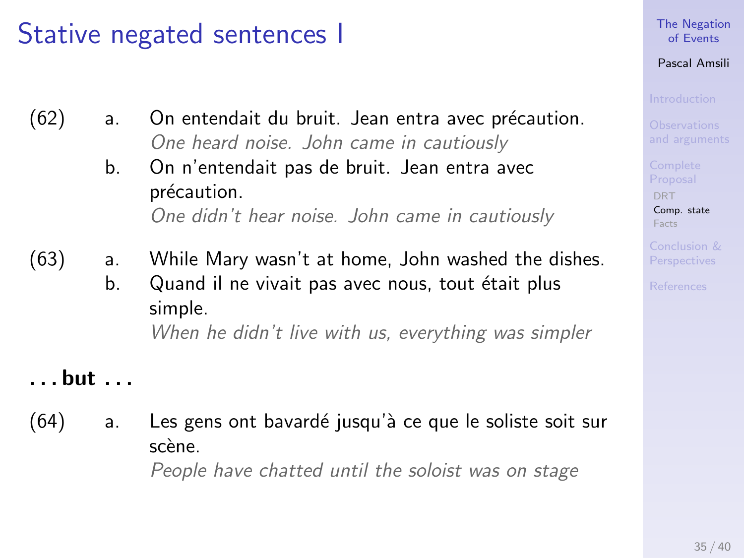# Stative negated sentences I

(62)
a. On entendait du bruit. Jean entra avec précaution.
*One heard noise. John came in cautiously*

b. On n'entendait pas de bruit. Jean entra avec précaution.
*One didn't hear noise. John came in cautiously*

(63)
a. While Mary wasn't at home, John washed the dishes.

b. Quand il ne vivait pas avec nous, tout était plus simple.
*When he didn't live with us, everything was simpler*

**. . . but . . .**

(64)
a. Les gens ont bavardé jusqu'à ce que le soliste soit sur scène.
*People have chatted until the soloist was on stage*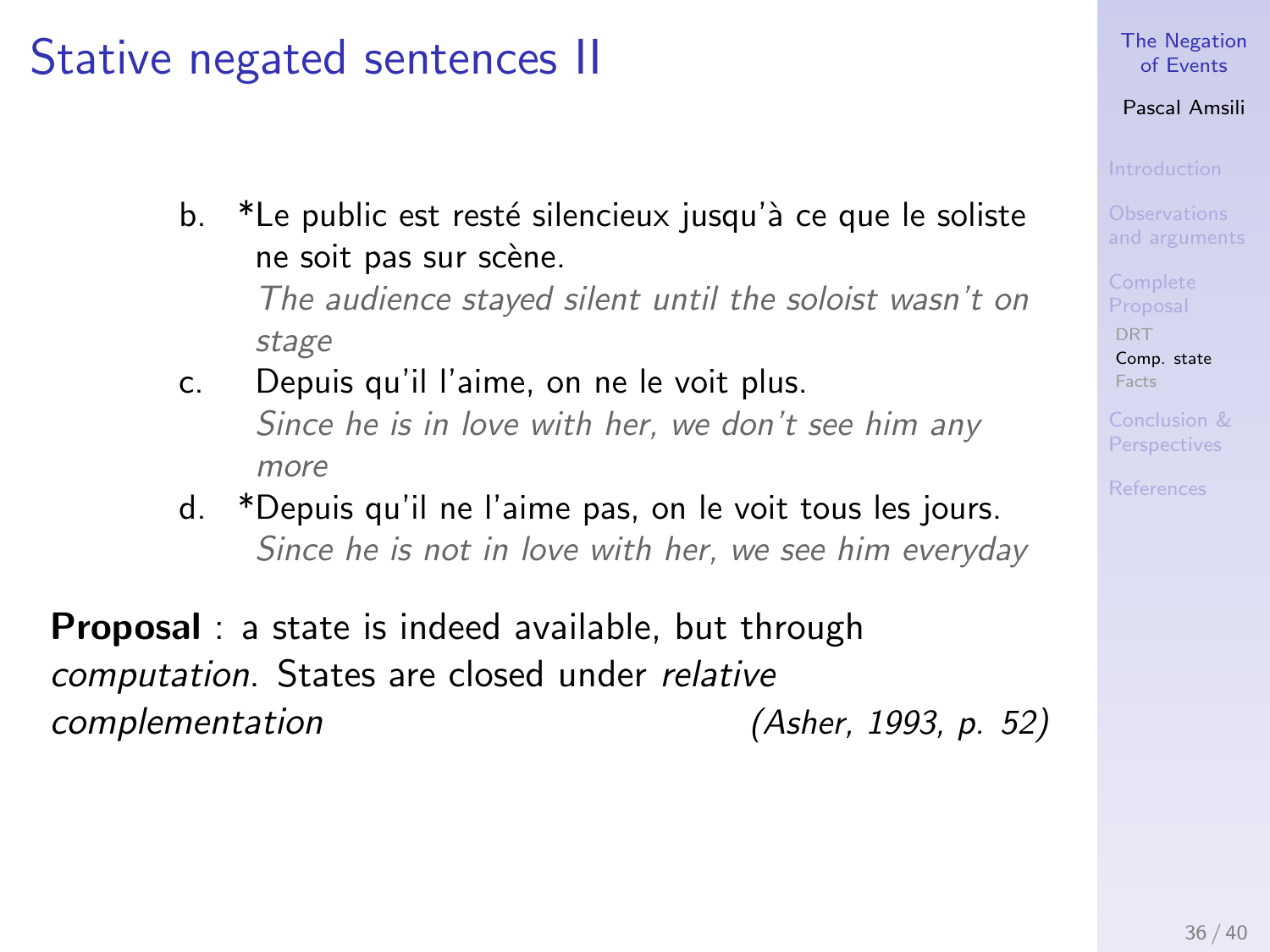## Stative negated sentences II

b. *Le public est resté silencieux jusqu'à ce que le soliste ne soit pas sur scène.
   *The audience stayed silent until the soloist wasn't on stage*

c. Depuis qu'il l'aime, on ne le voit plus.
   *Since he is in love with her, we don't see him any more*

d. *Depuis qu'il ne l'aime pas, on le voit tous les jours.
   *Since he is not in love with her, we see him everyday*

**Proposal** : a state is indeed available, but through *computation*. States are closed under *relative complementation* *(Asher, 1993, p. 52)*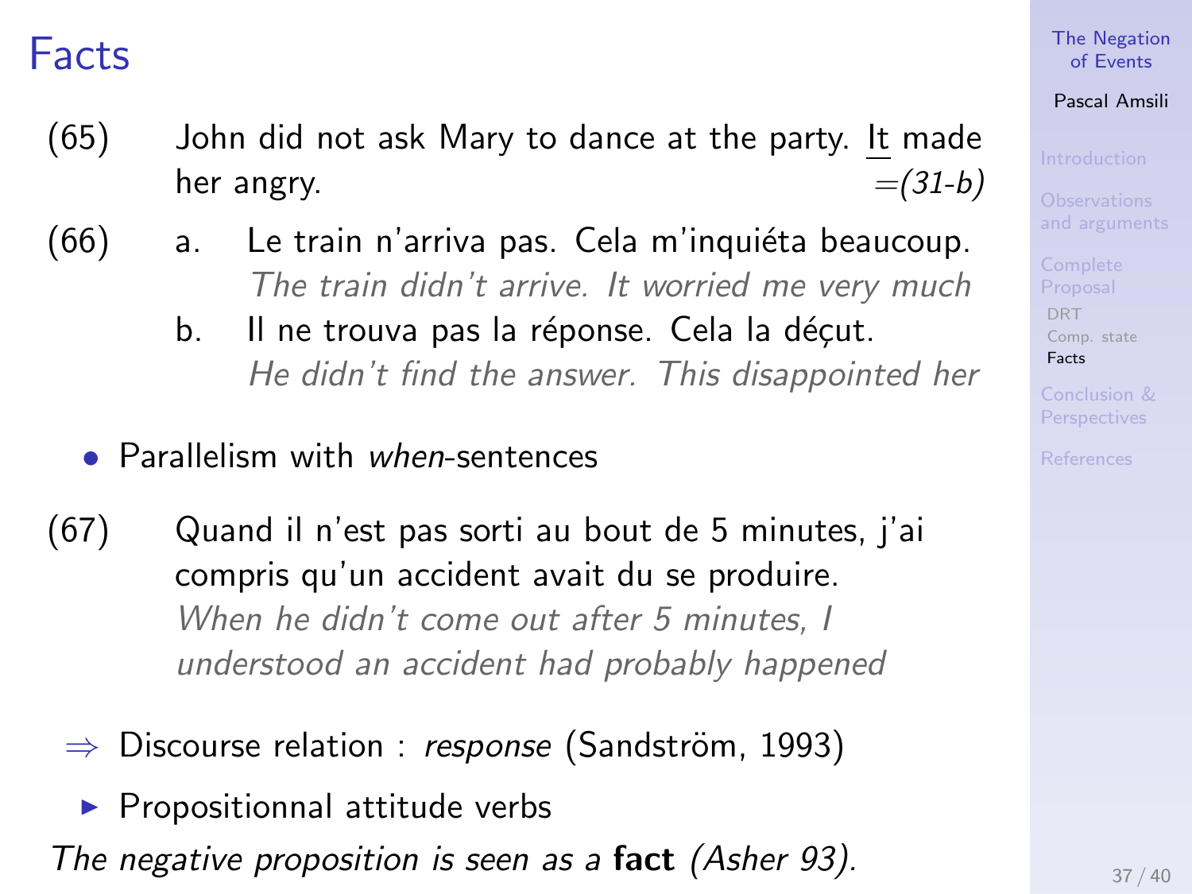# Facts

(65) John did not ask Mary to dance at the party. It made her angry. =*(31-b)*

(66) a. Le train n'arriva pas. Cela m'inquiéta beaucoup.
*The train didn't arrive. It worried me very much*

b. Il ne trouva pas la réponse. Cela la déçut.
*He didn't find the answer. This disappointed her*

- Parallelism with *when*-sentences

(67) Quand il n'est pas sorti au bout de 5 minutes, j'ai compris qu'un accident avait du se produire.
*When he didn't come out after 5 minutes, I understood an accident had probably happened*

⇒ Discourse relation : *response* (Sandström, 1993)

- Propositionnal attitude verbs

*The negative proposition is seen as a* **fact** *(Asher 93).*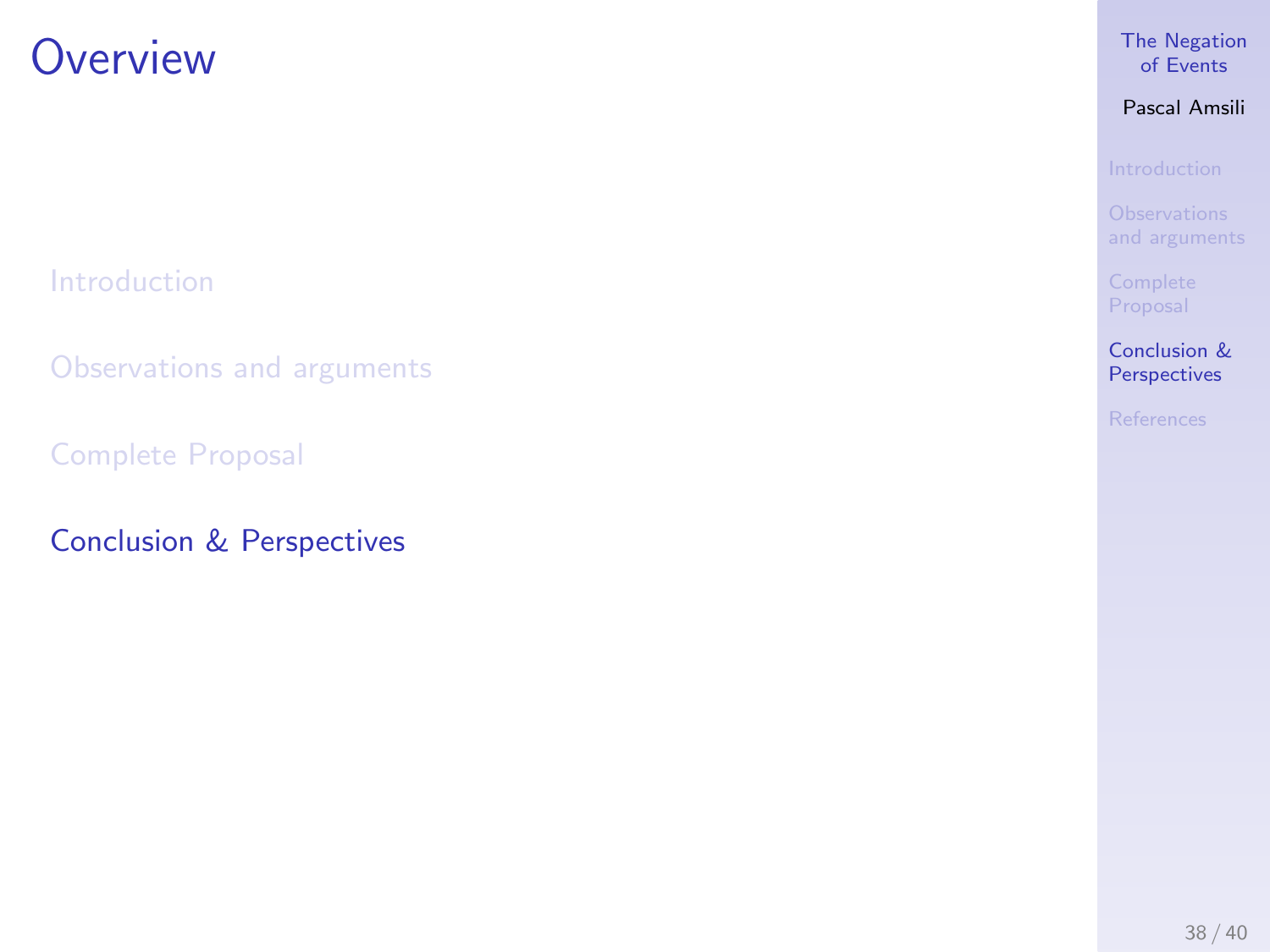# Overview

Introduction

Observations and arguments

Complete Proposal

Conclusion & Perspectives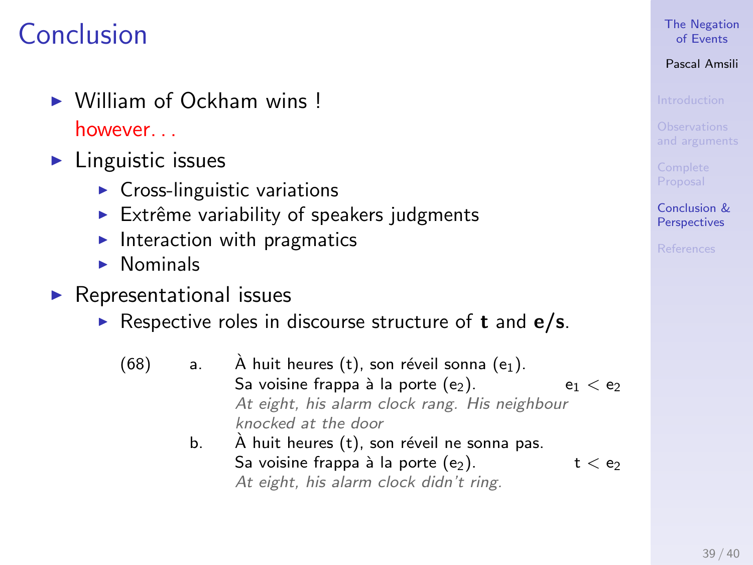# Conclusion

- William of Ockham wins !
  however. . .
- Linguistic issues
  - Cross-linguistic variations
  - Extrême variability of speakers judgments
  - Interaction with pragmatics
  - Nominals
- Representational issues
  - Respective roles in discourse structure of **t** and **e/s**.

(68)
a. À huit heures (t), son réveil sonna ($e_1$).
   Sa voisine frappa à la porte ($e_2$). $e_1 < e_2$
   *At eight, his alarm clock rang. His neighbour knocked at the door*

b. À huit heures (t), son réveil ne sonna pas.
   Sa voisine frappa à la porte ($e_2$). $t < e_2$
   *At eight, his alarm clock didn't ring.*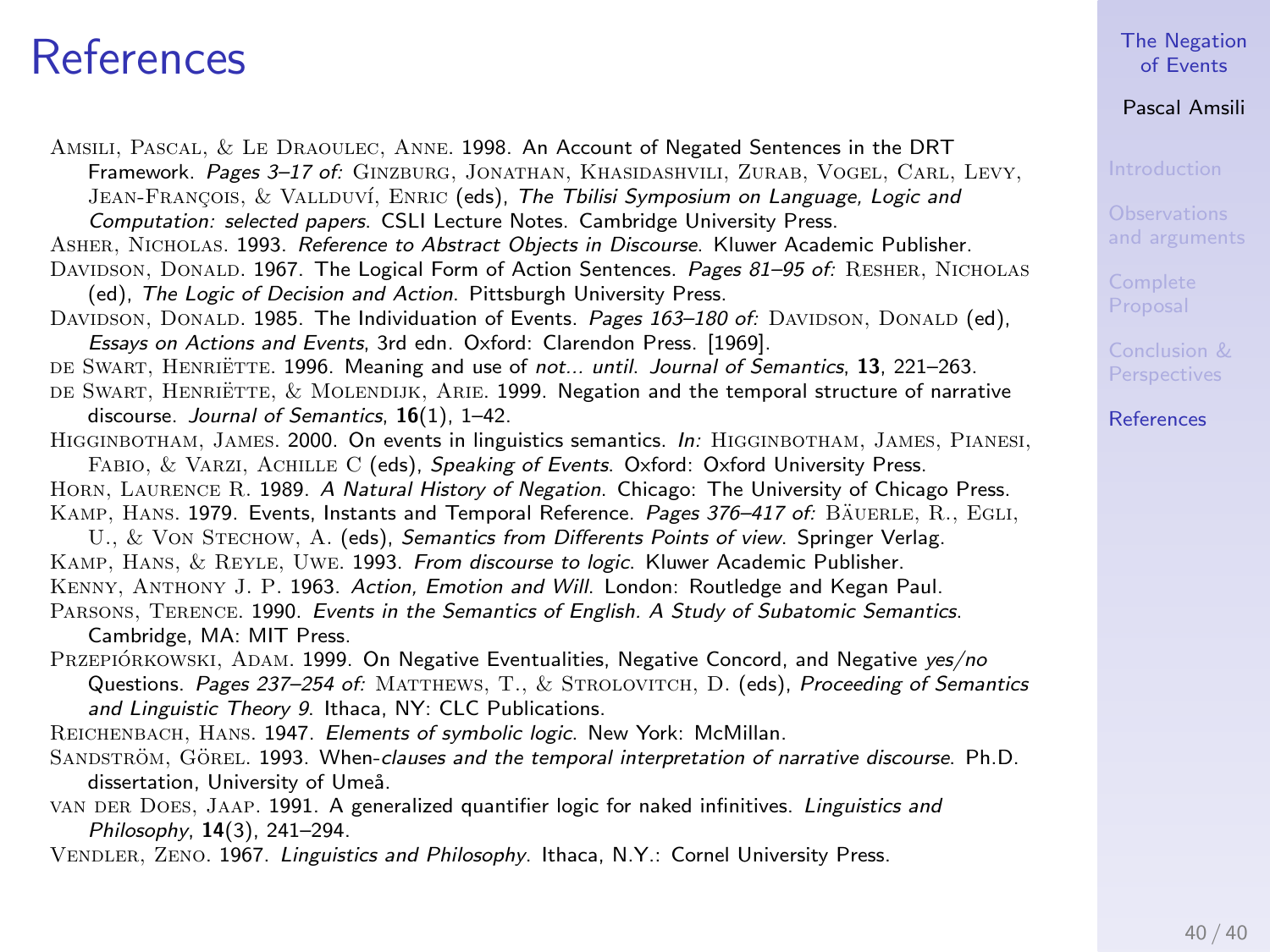# References

Amsili, Pascal, & Le Draoulec, Anne. 1998. An Account of Negated Sentences in the DRT Framework. *Pages 3–17 of:* Ginzburg, Jonathan, Khasidashvili, Zurab, Vogel, Carl, Levy, Jean-François, & Vallduví, Enric (eds), *The Tbilisi Symposium on Language, Logic and Computation: selected papers*. CSLI Lecture Notes. Cambridge University Press.

Asher, Nicholas. 1993. *Reference to Abstract Objects in Discourse*. Kluwer Academic Publisher.

Davidson, Donald. 1967. The Logical Form of Action Sentences. *Pages 81–95 of:* Resher, Nicholas (ed), *The Logic of Decision and Action*. Pittsburgh University Press.

Davidson, Donald. 1985. The Individuation of Events. *Pages 163–180 of:* Davidson, Donald (ed), *Essays on Actions and Events*, 3rd edn. Oxford: Clarendon Press. [1969].

de Swart, Henriëtte. 1996. Meaning and use of *not... until*. *Journal of Semantics*, **13**, 221–263.

de Swart, Henriëtte, & Molendijk, Arie. 1999. Negation and the temporal structure of narrative discourse. *Journal of Semantics*, **16**(1), 1–42.

Higginbotham, James. 2000. On events in linguistics semantics. *In:* Higginbotham, James, Pianesi, Fabio, & Varzi, Achille C (eds), *Speaking of Events*. Oxford: Oxford University Press.

Horn, Laurence R. 1989. *A Natural History of Negation*. Chicago: The University of Chicago Press.

Kamp, Hans. 1979. Events, Instants and Temporal Reference. *Pages 376–417 of:* Bäuerle, R., Egli, U., & Von Stechow, A. (eds), *Semantics from Differents Points of view*. Springer Verlag.

Kamp, Hans, & Reyle, Uwe. 1993. *From discourse to logic*. Kluwer Academic Publisher.

Kenny, Anthony J. P. 1963. *Action, Emotion and Will*. London: Routledge and Kegan Paul.

Parsons, Terence. 1990. *Events in the Semantics of English. A Study of Subatomic Semantics*. Cambridge, MA: MIT Press.

Przepiórkowski, Adam. 1999. On Negative Eventualities, Negative Concord, and Negative *yes/no* Questions. *Pages 237–254 of:* Matthews, T., & Strolovitch, D. (eds), *Proceeding of Semantics and Linguistic Theory 9*. Ithaca, NY: CLC Publications.

Reichenbach, Hans. 1947. *Elements of symbolic logic*. New York: McMillan.

Sandström, Görel. 1993. When*-clauses and the temporal interpretation of narrative discourse*. Ph.D. dissertation, University of Umeå.

van der Does, Jaap. 1991. A generalized quantifier logic for naked infinitives. *Linguistics and Philosophy*, **14**(3), 241–294.

Vendler, Zeno. 1967. *Linguistics and Philosophy*. Ithaca, N.Y.: Cornel University Press.